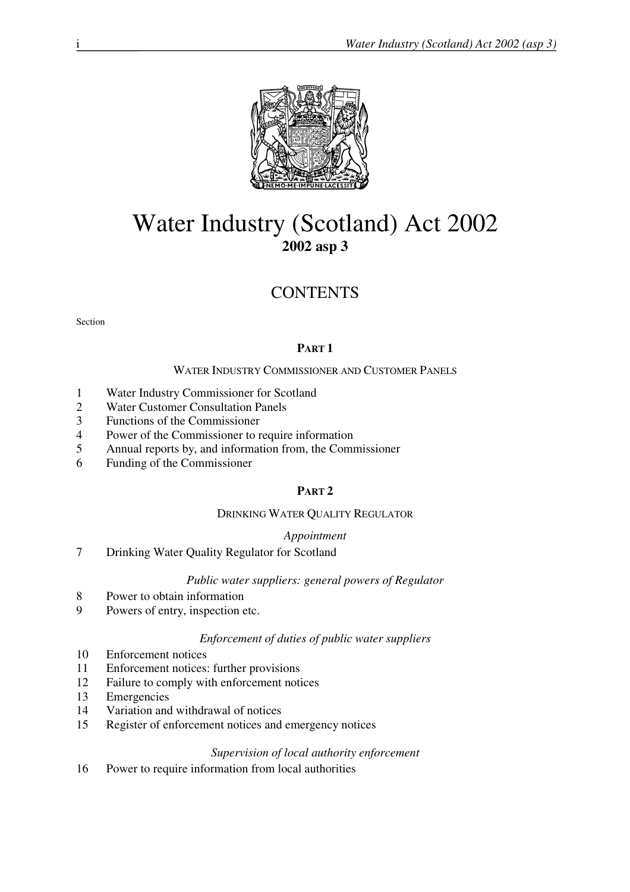# Water Industry (Scotland) Act 2002

**2002 asp 3**

## CONTENTS

Section

### PART 1

WATER INDUSTRY COMMISSIONER AND CUSTOMER PANELS

1 Water Industry Commissioner for Scotland
2 Water Customer Consultation Panels
3 Functions of the Commissioner
4 Power of the Commissioner to require information
5 Annual reports by, and information from, the Commissioner
6 Funding of the Commissioner

### PART 2

DRINKING WATER QUALITY REGULATOR

*Appointment*

7 Drinking Water Quality Regulator for Scotland

*Public water suppliers: general powers of Regulator*

8 Power to obtain information
9 Powers of entry, inspection etc.

*Enforcement of duties of public water suppliers*

10 Enforcement notices
11 Enforcement notices: further provisions
12 Failure to comply with enforcement notices
13 Emergencies
14 Variation and withdrawal of notices
15 Register of enforcement notices and emergency notices

*Supervision of local authority enforcement*

16 Power to require information from local authorities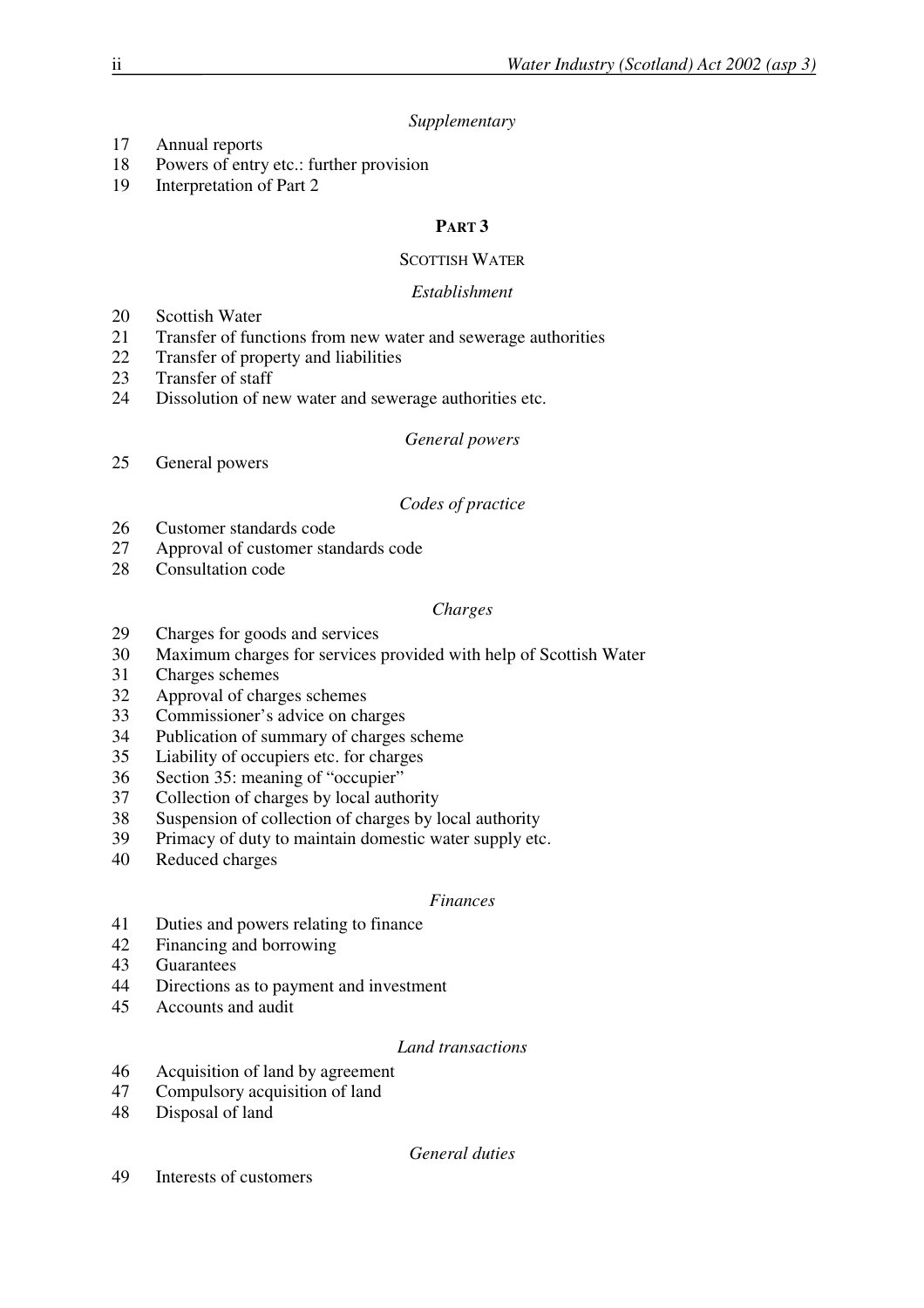*Supplementary*

17 Annual reports
18 Powers of entry etc.: further provision
19 Interpretation of Part 2

## PART 3

### SCOTTISH WATER

*Establishment*

20 Scottish Water
21 Transfer of functions from new water and sewerage authorities
22 Transfer of property and liabilities
23 Transfer of staff
24 Dissolution of new water and sewerage authorities etc.

*General powers*

25 General powers

*Codes of practice*

26 Customer standards code
27 Approval of customer standards code
28 Consultation code

*Charges*

29 Charges for goods and services
30 Maximum charges for services provided with help of Scottish Water
31 Charges schemes
32 Approval of charges schemes
33 Commissioner's advice on charges
34 Publication of summary of charges scheme
35 Liability of occupiers etc. for charges
36 Section 35: meaning of "occupier"
37 Collection of charges by local authority
38 Suspension of collection of charges by local authority
39 Primacy of duty to maintain domestic water supply etc.
40 Reduced charges

*Finances*

41 Duties and powers relating to finance
42 Financing and borrowing
43 Guarantees
44 Directions as to payment and investment
45 Accounts and audit

*Land transactions*

46 Acquisition of land by agreement
47 Compulsory acquisition of land
48 Disposal of land

*General duties*

49 Interests of customers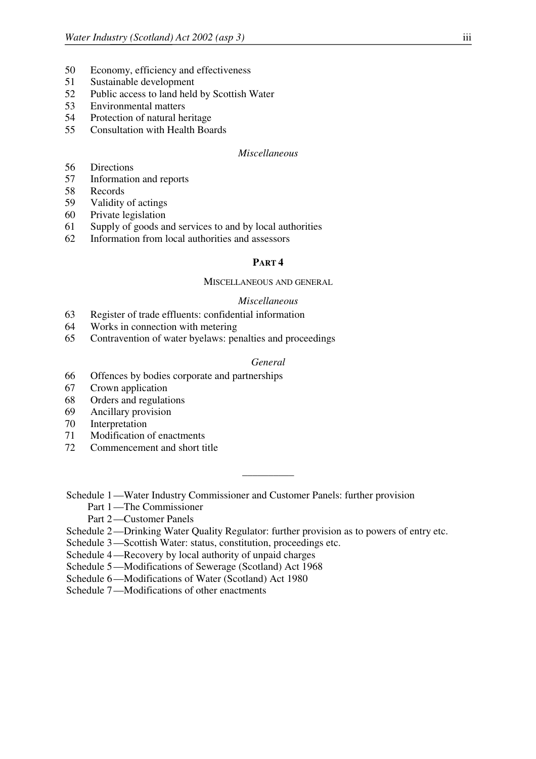50 Economy, efficiency and effectiveness
51 Sustainable development
52 Public access to land held by Scottish Water
53 Environmental matters
54 Protection of natural heritage
55 Consultation with Health Boards

*Miscellaneous*

56 Directions
57 Information and reports
58 Records
59 Validity of actings
60 Private legislation
61 Supply of goods and services to and by local authorities
62 Information from local authorities and assessors

## PART 4

### MISCELLANEOUS AND GENERAL

*Miscellaneous*

63 Register of trade effluents: confidential information
64 Works in connection with metering
65 Contravention of water byelaws: penalties and proceedings

*General*

66 Offences by bodies corporate and partnerships
67 Crown application
68 Orders and regulations
69 Ancillary provision
70 Interpretation
71 Modification of enactments
72 Commencement and short title

---

Schedule 1—Water Industry Commissioner and Customer Panels: further provision
 Part 1—The Commissioner
 Part 2—Customer Panels
Schedule 2—Drinking Water Quality Regulator: further provision as to powers of entry etc.
Schedule 3—Scottish Water: status, constitution, proceedings etc.
Schedule 4—Recovery by local authority of unpaid charges
Schedule 5—Modifications of Sewerage (Scotland) Act 1968
Schedule 6—Modifications of Water (Scotland) Act 1980
Schedule 7—Modifications of other enactments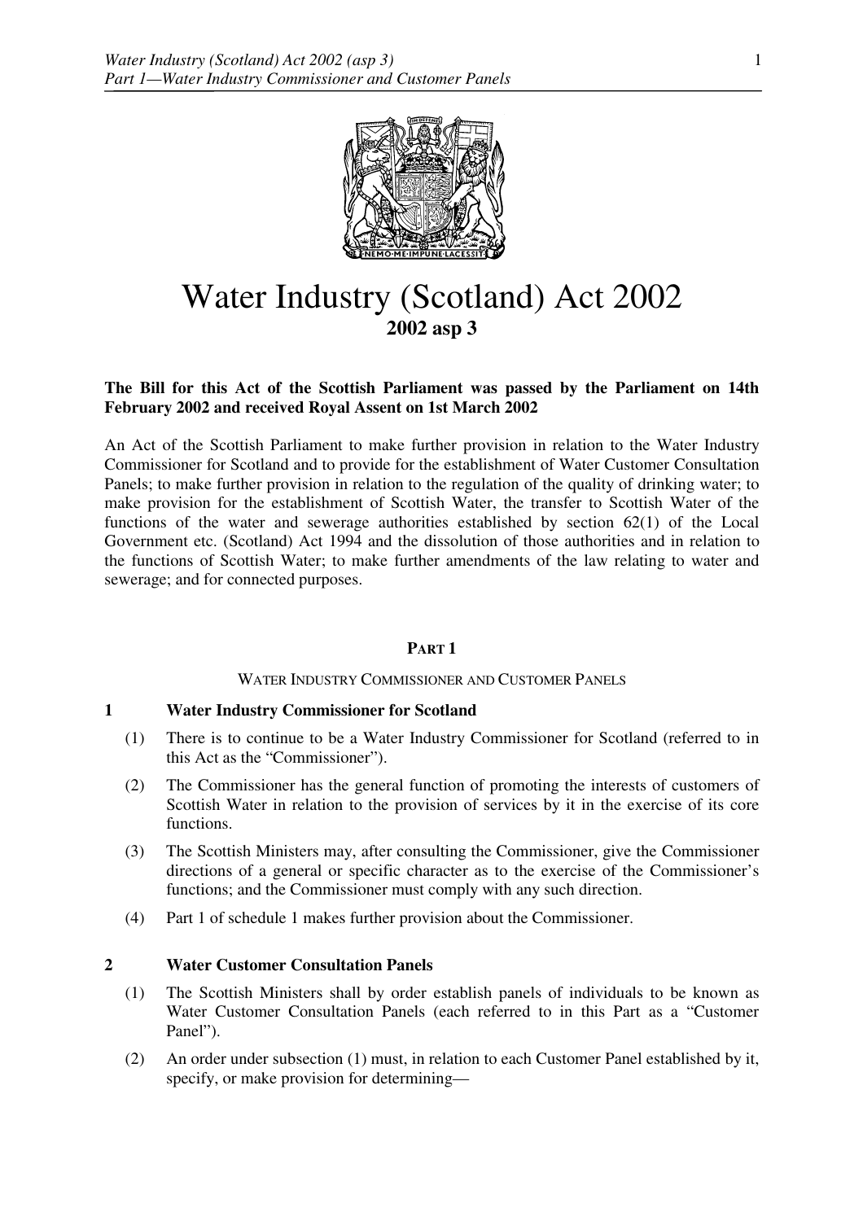# Water Industry (Scotland) Act 2002

**2002 asp 3**

**The Bill for this Act of the Scottish Parliament was passed by the Parliament on 14th February 2002 and received Royal Assent on 1st March 2002**

An Act of the Scottish Parliament to make further provision in relation to the Water Industry Commissioner for Scotland and to provide for the establishment of Water Customer Consultation Panels; to make further provision in relation to the regulation of the quality of drinking water; to make provision for the establishment of Scottish Water, the transfer to Scottish Water of the functions of the water and sewerage authorities established by section 62(1) of the Local Government etc. (Scotland) Act 1994 and the dissolution of those authorities and in relation to the functions of Scottish Water; to make further amendments of the law relating to water and sewerage; and for connected purposes.

## PART 1

### WATER INDUSTRY COMMISSIONER AND CUSTOMER PANELS

### 1 Water Industry Commissioner for Scotland

(1) There is to continue to be a Water Industry Commissioner for Scotland (referred to in this Act as the "Commissioner").

(2) The Commissioner has the general function of promoting the interests of customers of Scottish Water in relation to the provision of services by it in the exercise of its core functions.

(3) The Scottish Ministers may, after consulting the Commissioner, give the Commissioner directions of a general or specific character as to the exercise of the Commissioner's functions; and the Commissioner must comply with any such direction.

(4) Part 1 of schedule 1 makes further provision about the Commissioner.

### 2 Water Customer Consultation Panels

(1) The Scottish Ministers shall by order establish panels of individuals to be known as Water Customer Consultation Panels (each referred to in this Part as a "Customer Panel").

(2) An order under subsection (1) must, in relation to each Customer Panel established by it, specify, or make provision for determining—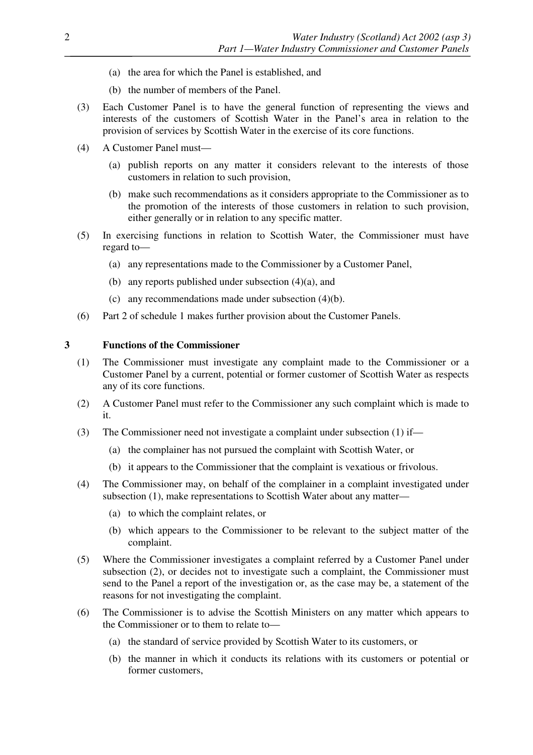(a) the area for which the Panel is established, and

(b) the number of members of the Panel.

(3) Each Customer Panel is to have the general function of representing the views and interests of the customers of Scottish Water in the Panel's area in relation to the provision of services by Scottish Water in the exercise of its core functions.

(4) A Customer Panel must—

(a) publish reports on any matter it considers relevant to the interests of those customers in relation to such provision,

(b) make such recommendations as it considers appropriate to the Commissioner as to the promotion of the interests of those customers in relation to such provision, either generally or in relation to any specific matter.

(5) In exercising functions in relation to Scottish Water, the Commissioner must have regard to—

(a) any representations made to the Commissioner by a Customer Panel,

(b) any reports published under subsection (4)(a), and

(c) any recommendations made under subsection (4)(b).

(6) Part 2 of schedule 1 makes further provision about the Customer Panels.

### 3 Functions of the Commissioner

(1) The Commissioner must investigate any complaint made to the Commissioner or a Customer Panel by a current, potential or former customer of Scottish Water as respects any of its core functions.

(2) A Customer Panel must refer to the Commissioner any such complaint which is made to it.

(3) The Commissioner need not investigate a complaint under subsection (1) if—

(a) the complainer has not pursued the complaint with Scottish Water, or

(b) it appears to the Commissioner that the complaint is vexatious or frivolous.

(4) The Commissioner may, on behalf of the complainer in a complaint investigated under subsection (1), make representations to Scottish Water about any matter—

(a) to which the complaint relates, or

(b) which appears to the Commissioner to be relevant to the subject matter of the complaint.

(5) Where the Commissioner investigates a complaint referred by a Customer Panel under subsection (2), or decides not to investigate such a complaint, the Commissioner must send to the Panel a report of the investigation or, as the case may be, a statement of the reasons for not investigating the complaint.

(6) The Commissioner is to advise the Scottish Ministers on any matter which appears to the Commissioner or to them to relate to—

(a) the standard of service provided by Scottish Water to its customers, or

(b) the manner in which it conducts its relations with its customers or potential or former customers,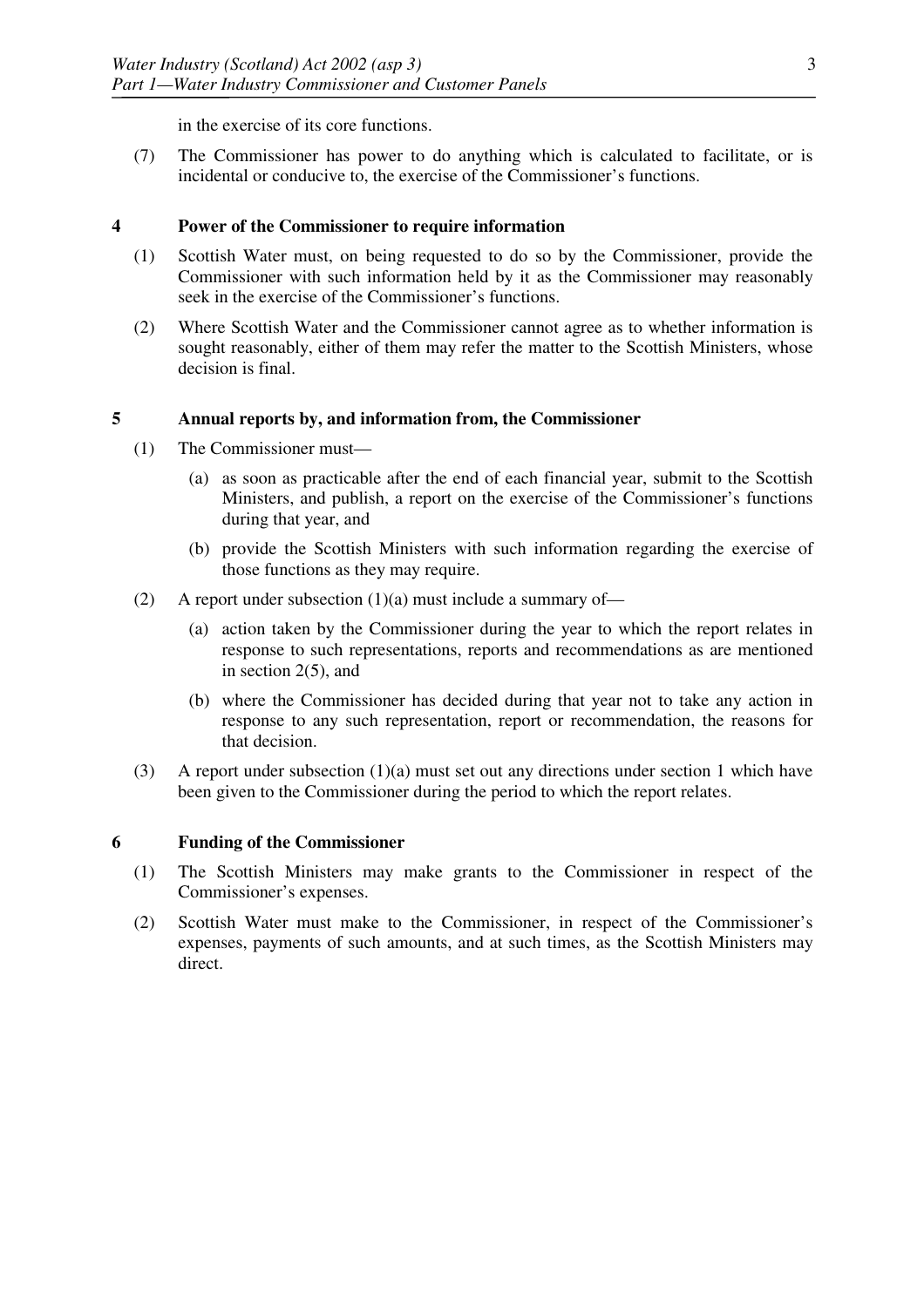in the exercise of its core functions.

(7) The Commissioner has power to do anything which is calculated to facilitate, or is incidental or conducive to, the exercise of the Commissioner's functions.

## 4 Power of the Commissioner to require information

(1) Scottish Water must, on being requested to do so by the Commissioner, provide the Commissioner with such information held by it as the Commissioner may reasonably seek in the exercise of the Commissioner's functions.

(2) Where Scottish Water and the Commissioner cannot agree as to whether information is sought reasonably, either of them may refer the matter to the Scottish Ministers, whose decision is final.

## 5 Annual reports by, and information from, the Commissioner

(1) The Commissioner must—

(a) as soon as practicable after the end of each financial year, submit to the Scottish Ministers, and publish, a report on the exercise of the Commissioner's functions during that year, and

(b) provide the Scottish Ministers with such information regarding the exercise of those functions as they may require.

(2) A report under subsection (1)(a) must include a summary of—

(a) action taken by the Commissioner during the year to which the report relates in response to such representations, reports and recommendations as are mentioned in section 2(5), and

(b) where the Commissioner has decided during that year not to take any action in response to any such representation, report or recommendation, the reasons for that decision.

(3) A report under subsection (1)(a) must set out any directions under section 1 which have been given to the Commissioner during the period to which the report relates.

## 6 Funding of the Commissioner

(1) The Scottish Ministers may make grants to the Commissioner in respect of the Commissioner's expenses.

(2) Scottish Water must make to the Commissioner, in respect of the Commissioner's expenses, payments of such amounts, and at such times, as the Scottish Ministers may direct.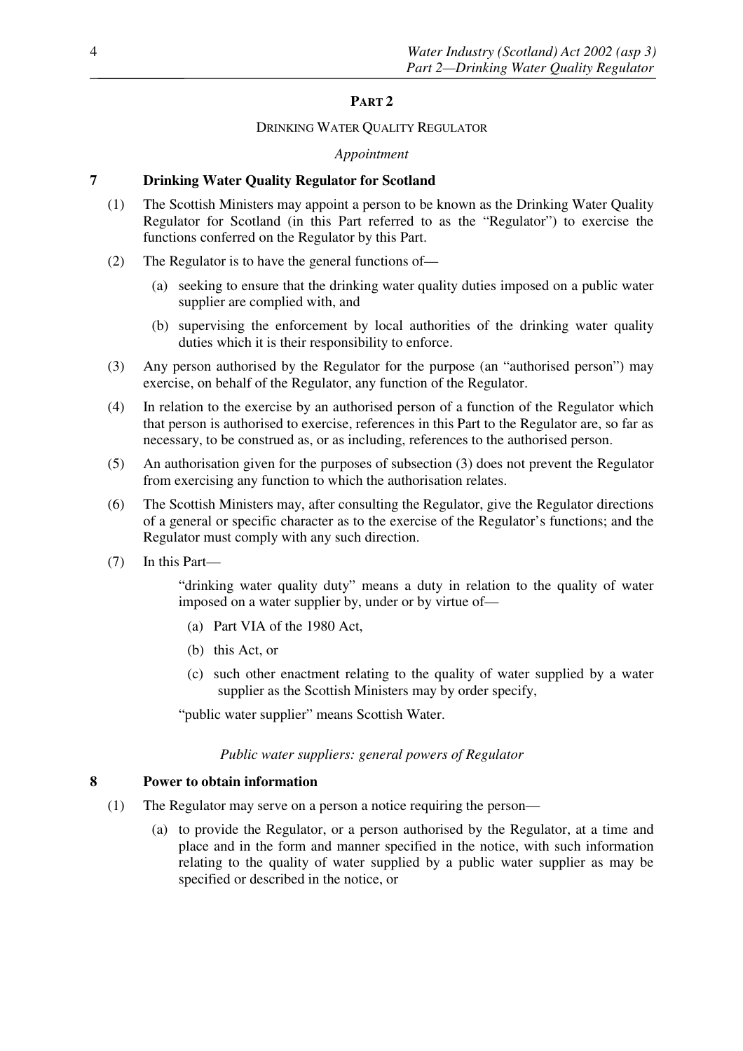## PART 2

### DRINKING WATER QUALITY REGULATOR

*Appointment*

**7 Drinking Water Quality Regulator for Scotland**

(1) The Scottish Ministers may appoint a person to be known as the Drinking Water Quality Regulator for Scotland (in this Part referred to as the "Regulator") to exercise the functions conferred on the Regulator by this Part.

(2) The Regulator is to have the general functions of—

(a) seeking to ensure that the drinking water quality duties imposed on a public water supplier are complied with, and

(b) supervising the enforcement by local authorities of the drinking water quality duties which it is their responsibility to enforce.

(3) Any person authorised by the Regulator for the purpose (an "authorised person") may exercise, on behalf of the Regulator, any function of the Regulator.

(4) In relation to the exercise by an authorised person of a function of the Regulator which that person is authorised to exercise, references in this Part to the Regulator are, so far as necessary, to be construed as, or as including, references to the authorised person.

(5) An authorisation given for the purposes of subsection (3) does not prevent the Regulator from exercising any function to which the authorisation relates.

(6) The Scottish Ministers may, after consulting the Regulator, give the Regulator directions of a general or specific character as to the exercise of the Regulator's functions; and the Regulator must comply with any such direction.

(7) In this Part—

"drinking water quality duty" means a duty in relation to the quality of water imposed on a water supplier by, under or by virtue of—

(a) Part VIA of the 1980 Act,

(b) this Act, or

(c) such other enactment relating to the quality of water supplied by a water supplier as the Scottish Ministers may by order specify,

"public water supplier" means Scottish Water.

*Public water suppliers: general powers of Regulator*

**8 Power to obtain information**

(1) The Regulator may serve on a person a notice requiring the person—

(a) to provide the Regulator, or a person authorised by the Regulator, at a time and place and in the form and manner specified in the notice, with such information relating to the quality of water supplied by a public water supplier as may be specified or described in the notice, or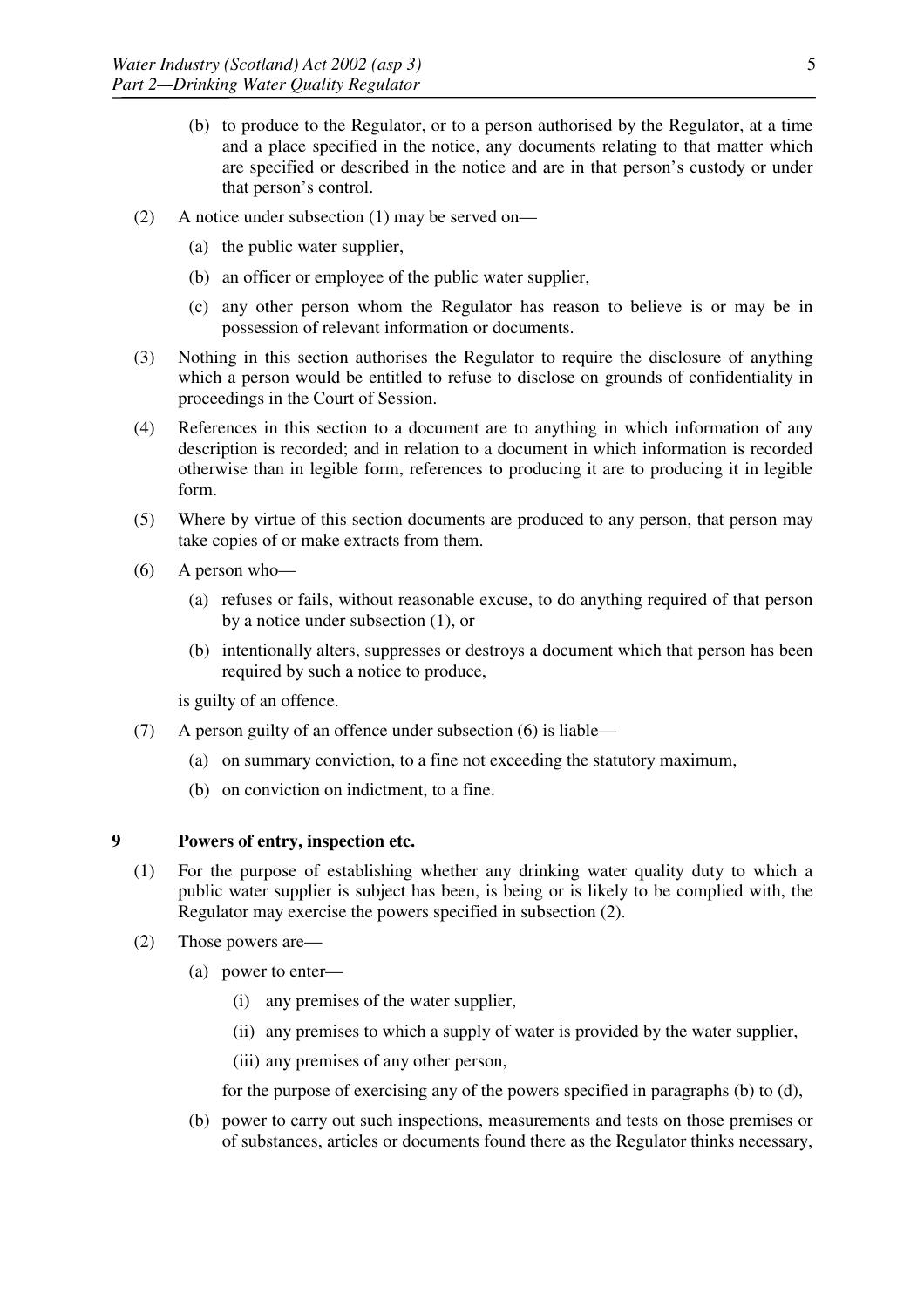(b) to produce to the Regulator, or to a person authorised by the Regulator, at a time and a place specified in the notice, any documents relating to that matter which are specified or described in the notice and are in that person's custody or under that person's control.

(2) A notice under subsection (1) may be served on—

(a) the public water supplier,

(b) an officer or employee of the public water supplier,

(c) any other person whom the Regulator has reason to believe is or may be in possession of relevant information or documents.

(3) Nothing in this section authorises the Regulator to require the disclosure of anything which a person would be entitled to refuse to disclose on grounds of confidentiality in proceedings in the Court of Session.

(4) References in this section to a document are to anything in which information of any description is recorded; and in relation to a document in which information is recorded otherwise than in legible form, references to producing it are to producing it in legible form.

(5) Where by virtue of this section documents are produced to any person, that person may take copies of or make extracts from them.

(6) A person who—

(a) refuses or fails, without reasonable excuse, to do anything required of that person by a notice under subsection (1), or

(b) intentionally alters, suppresses or destroys a document which that person has been required by such a notice to produce,

is guilty of an offence.

(7) A person guilty of an offence under subsection (6) is liable—

(a) on summary conviction, to a fine not exceeding the statutory maximum,

(b) on conviction on indictment, to a fine.

### 9 Powers of entry, inspection etc.

(1) For the purpose of establishing whether any drinking water quality duty to which a public water supplier is subject has been, is being or is likely to be complied with, the Regulator may exercise the powers specified in subsection (2).

(2) Those powers are—

(a) power to enter—

(i) any premises of the water supplier,

(ii) any premises to which a supply of water is provided by the water supplier,

(iii) any premises of any other person,

for the purpose of exercising any of the powers specified in paragraphs (b) to (d),

(b) power to carry out such inspections, measurements and tests on those premises or of substances, articles or documents found there as the Regulator thinks necessary,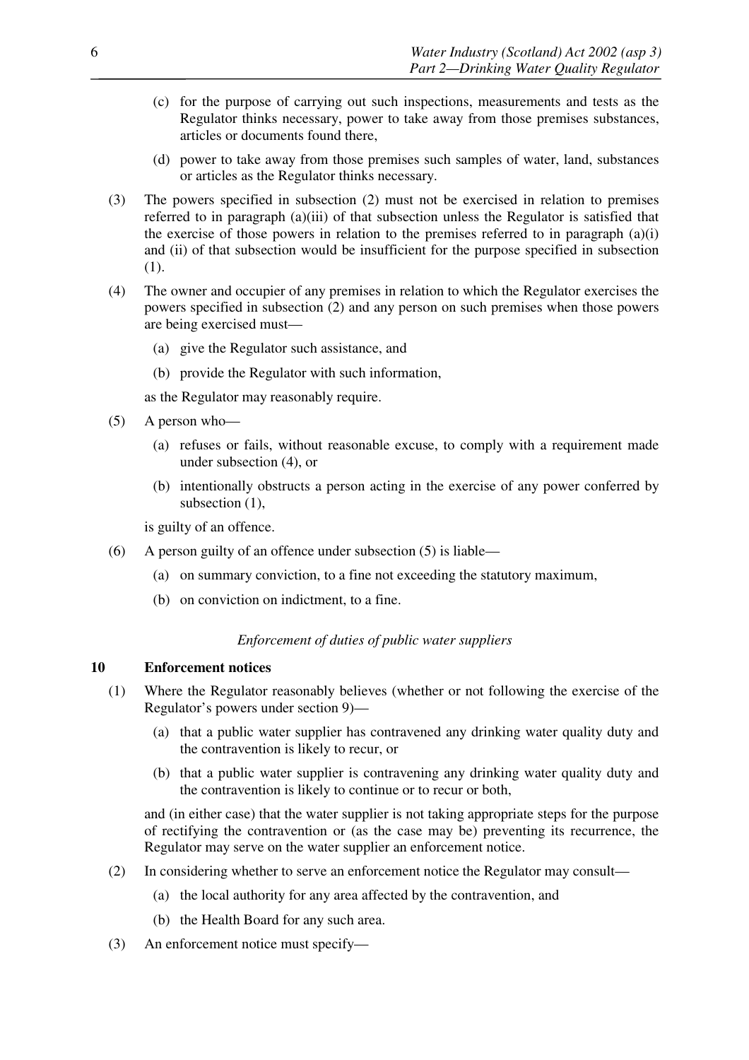(c) for the purpose of carrying out such inspections, measurements and tests as the Regulator thinks necessary, power to take away from those premises substances, articles or documents found there,

(d) power to take away from those premises such samples of water, land, substances or articles as the Regulator thinks necessary.

(3) The powers specified in subsection (2) must not be exercised in relation to premises referred to in paragraph (a)(iii) of that subsection unless the Regulator is satisfied that the exercise of those powers in relation to the premises referred to in paragraph (a)(i) and (ii) of that subsection would be insufficient for the purpose specified in subsection (1).

(4) The owner and occupier of any premises in relation to which the Regulator exercises the powers specified in subsection (2) and any person on such premises when those powers are being exercised must—

(a) give the Regulator such assistance, and

(b) provide the Regulator with such information,

as the Regulator may reasonably require.

(5) A person who—

(a) refuses or fails, without reasonable excuse, to comply with a requirement made under subsection (4), or

(b) intentionally obstructs a person acting in the exercise of any power conferred by subsection (1),

is guilty of an offence.

(6) A person guilty of an offence under subsection (5) is liable—

(a) on summary conviction, to a fine not exceeding the statutory maximum,

(b) on conviction on indictment, to a fine.

*Enforcement of duties of public water suppliers*

### 10 Enforcement notices

(1) Where the Regulator reasonably believes (whether or not following the exercise of the Regulator's powers under section 9)—

(a) that a public water supplier has contravened any drinking water quality duty and the contravention is likely to recur, or

(b) that a public water supplier is contravening any drinking water quality duty and the contravention is likely to continue or to recur or both,

and (in either case) that the water supplier is not taking appropriate steps for the purpose of rectifying the contravention or (as the case may be) preventing its recurrence, the Regulator may serve on the water supplier an enforcement notice.

(2) In considering whether to serve an enforcement notice the Regulator may consult—

(a) the local authority for any area affected by the contravention, and

(b) the Health Board for any such area.

(3) An enforcement notice must specify—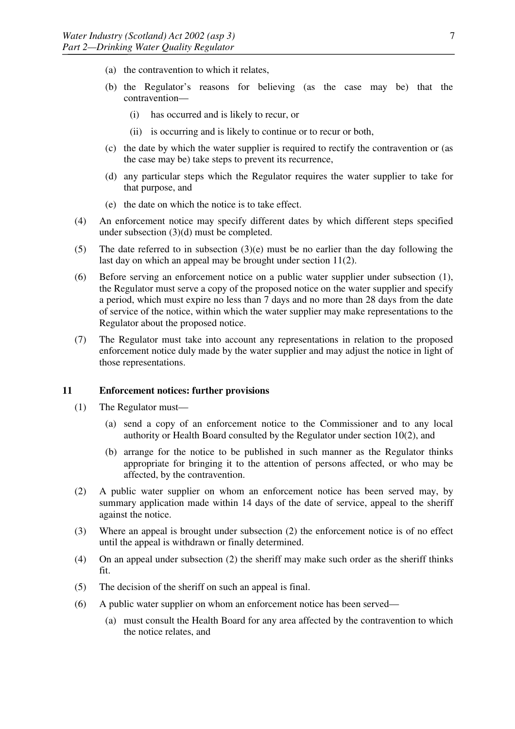(a) the contravention to which it relates,

(b) the Regulator's reasons for believing (as the case may be) that the contravention—

(i) has occurred and is likely to recur, or

(ii) is occurring and is likely to continue or to recur or both,

(c) the date by which the water supplier is required to rectify the contravention or (as the case may be) take steps to prevent its recurrence,

(d) any particular steps which the Regulator requires the water supplier to take for that purpose, and

(e) the date on which the notice is to take effect.

(4) An enforcement notice may specify different dates by which different steps specified under subsection (3)(d) must be completed.

(5) The date referred to in subsection (3)(e) must be no earlier than the day following the last day on which an appeal may be brought under section 11(2).

(6) Before serving an enforcement notice on a public water supplier under subsection (1), the Regulator must serve a copy of the proposed notice on the water supplier and specify a period, which must expire no less than 7 days and no more than 28 days from the date of service of the notice, within which the water supplier may make representations to the Regulator about the proposed notice.

(7) The Regulator must take into account any representations in relation to the proposed enforcement notice duly made by the water supplier and may adjust the notice in light of those representations.

**11 Enforcement notices: further provisions**

(1) The Regulator must—

(a) send a copy of an enforcement notice to the Commissioner and to any local authority or Health Board consulted by the Regulator under section 10(2), and

(b) arrange for the notice to be published in such manner as the Regulator thinks appropriate for bringing it to the attention of persons affected, or who may be affected, by the contravention.

(2) A public water supplier on whom an enforcement notice has been served may, by summary application made within 14 days of the date of service, appeal to the sheriff against the notice.

(3) Where an appeal is brought under subsection (2) the enforcement notice is of no effect until the appeal is withdrawn or finally determined.

(4) On an appeal under subsection (2) the sheriff may make such order as the sheriff thinks fit.

(5) The decision of the sheriff on such an appeal is final.

(6) A public water supplier on whom an enforcement notice has been served—

(a) must consult the Health Board for any area affected by the contravention to which the notice relates, and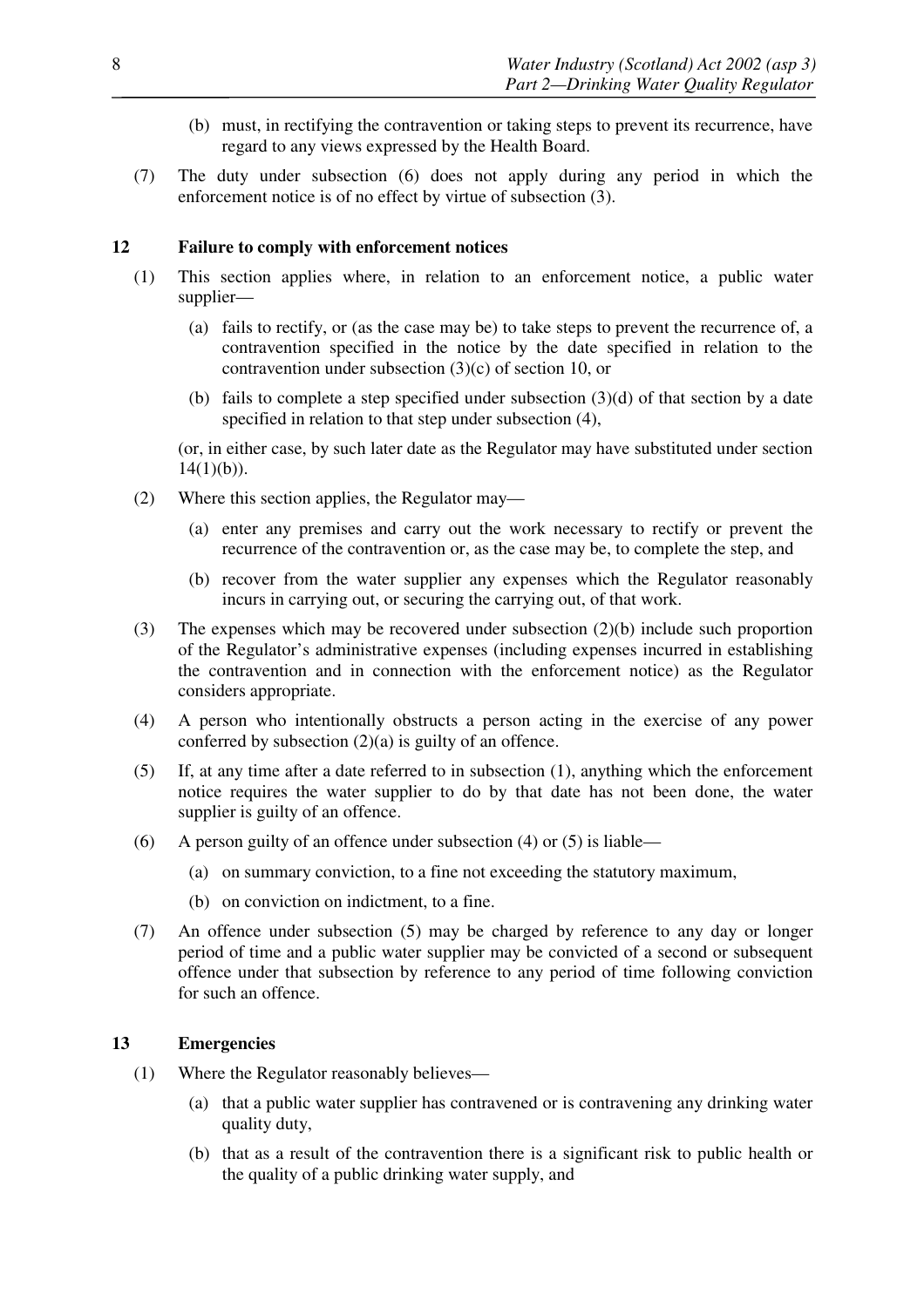(b) must, in rectifying the contravention or taking steps to prevent its recurrence, have regard to any views expressed by the Health Board.

(7) The duty under subsection (6) does not apply during any period in which the enforcement notice is of no effect by virtue of subsection (3).

### 12 Failure to comply with enforcement notices

(1) This section applies where, in relation to an enforcement notice, a public water supplier—

(a) fails to rectify, or (as the case may be) to take steps to prevent the recurrence of, a contravention specified in the notice by the date specified in relation to the contravention under subsection (3)(c) of section 10, or

(b) fails to complete a step specified under subsection (3)(d) of that section by a date specified in relation to that step under subsection (4),

(or, in either case, by such later date as the Regulator may have substituted under section 14(1)(b)).

(2) Where this section applies, the Regulator may—

(a) enter any premises and carry out the work necessary to rectify or prevent the recurrence of the contravention or, as the case may be, to complete the step, and

(b) recover from the water supplier any expenses which the Regulator reasonably incurs in carrying out, or securing the carrying out, of that work.

(3) The expenses which may be recovered under subsection (2)(b) include such proportion of the Regulator's administrative expenses (including expenses incurred in establishing the contravention and in connection with the enforcement notice) as the Regulator considers appropriate.

(4) A person who intentionally obstructs a person acting in the exercise of any power conferred by subsection (2)(a) is guilty of an offence.

(5) If, at any time after a date referred to in subsection (1), anything which the enforcement notice requires the water supplier to do by that date has not been done, the water supplier is guilty of an offence.

(6) A person guilty of an offence under subsection (4) or (5) is liable—

(a) on summary conviction, to a fine not exceeding the statutory maximum,

(b) on conviction on indictment, to a fine.

(7) An offence under subsection (5) may be charged by reference to any day or longer period of time and a public water supplier may be convicted of a second or subsequent offence under that subsection by reference to any period of time following conviction for such an offence.

### 13 Emergencies

(1) Where the Regulator reasonably believes—

(a) that a public water supplier has contravened or is contravening any drinking water quality duty,

(b) that as a result of the contravention there is a significant risk to public health or the quality of a public drinking water supply, and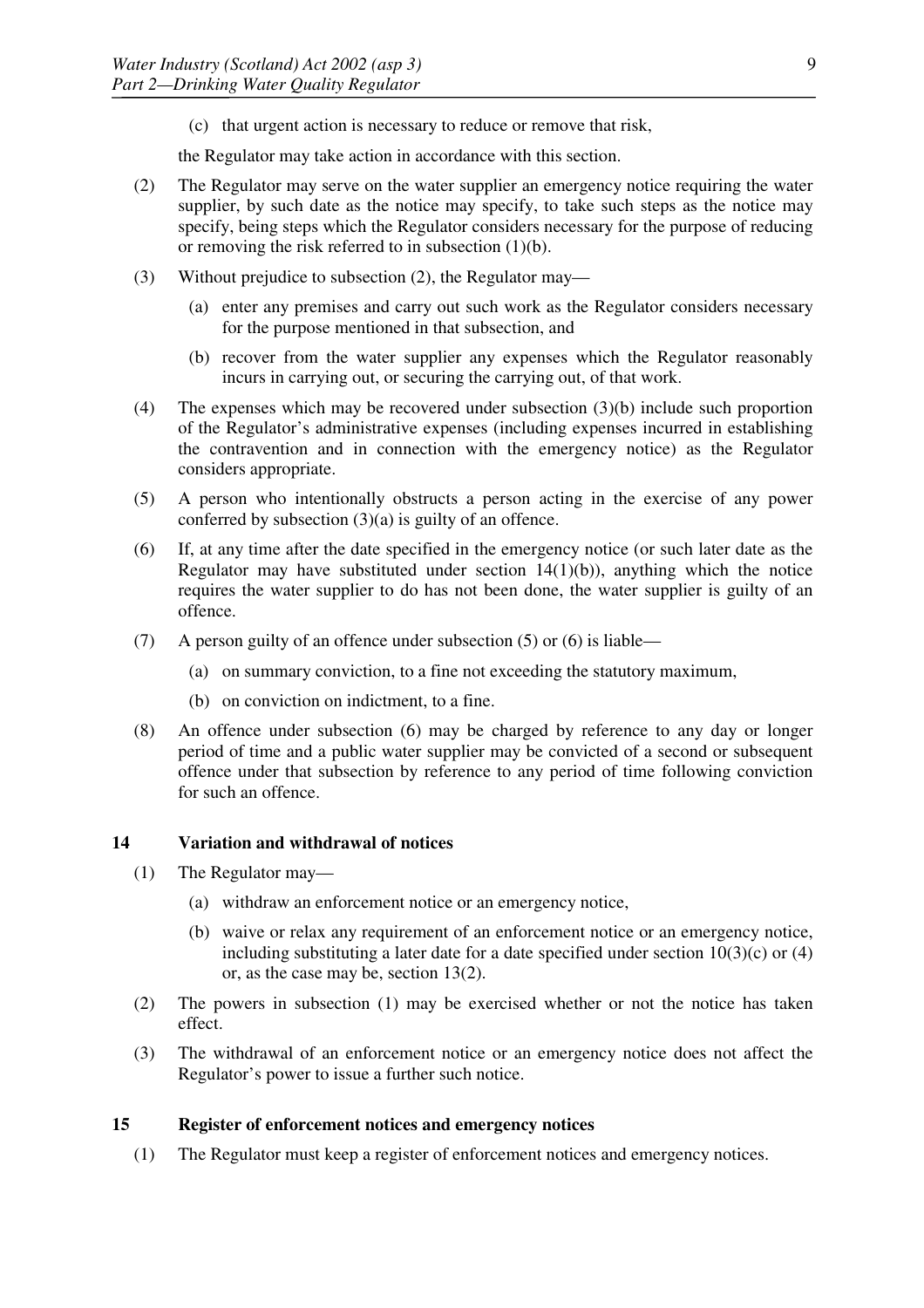(c) that urgent action is necessary to reduce or remove that risk,

the Regulator may take action in accordance with this section.

(2) The Regulator may serve on the water supplier an emergency notice requiring the water supplier, by such date as the notice may specify, to take such steps as the notice may specify, being steps which the Regulator considers necessary for the purpose of reducing or removing the risk referred to in subsection (1)(b).

(3) Without prejudice to subsection (2), the Regulator may—

(a) enter any premises and carry out such work as the Regulator considers necessary for the purpose mentioned in that subsection, and

(b) recover from the water supplier any expenses which the Regulator reasonably incurs in carrying out, or securing the carrying out, of that work.

(4) The expenses which may be recovered under subsection (3)(b) include such proportion of the Regulator's administrative expenses (including expenses incurred in establishing the contravention and in connection with the emergency notice) as the Regulator considers appropriate.

(5) A person who intentionally obstructs a person acting in the exercise of any power conferred by subsection (3)(a) is guilty of an offence.

(6) If, at any time after the date specified in the emergency notice (or such later date as the Regulator may have substituted under section 14(1)(b)), anything which the notice requires the water supplier to do has not been done, the water supplier is guilty of an offence.

(7) A person guilty of an offence under subsection (5) or (6) is liable—

(a) on summary conviction, to a fine not exceeding the statutory maximum,

(b) on conviction on indictment, to a fine.

(8) An offence under subsection (6) may be charged by reference to any day or longer period of time and a public water supplier may be convicted of a second or subsequent offence under that subsection by reference to any period of time following conviction for such an offence.

### 14 Variation and withdrawal of notices

(1) The Regulator may—

(a) withdraw an enforcement notice or an emergency notice,

(b) waive or relax any requirement of an enforcement notice or an emergency notice, including substituting a later date for a date specified under section 10(3)(c) or (4) or, as the case may be, section 13(2).

(2) The powers in subsection (1) may be exercised whether or not the notice has taken effect.

(3) The withdrawal of an enforcement notice or an emergency notice does not affect the Regulator's power to issue a further such notice.

### 15 Register of enforcement notices and emergency notices

(1) The Regulator must keep a register of enforcement notices and emergency notices.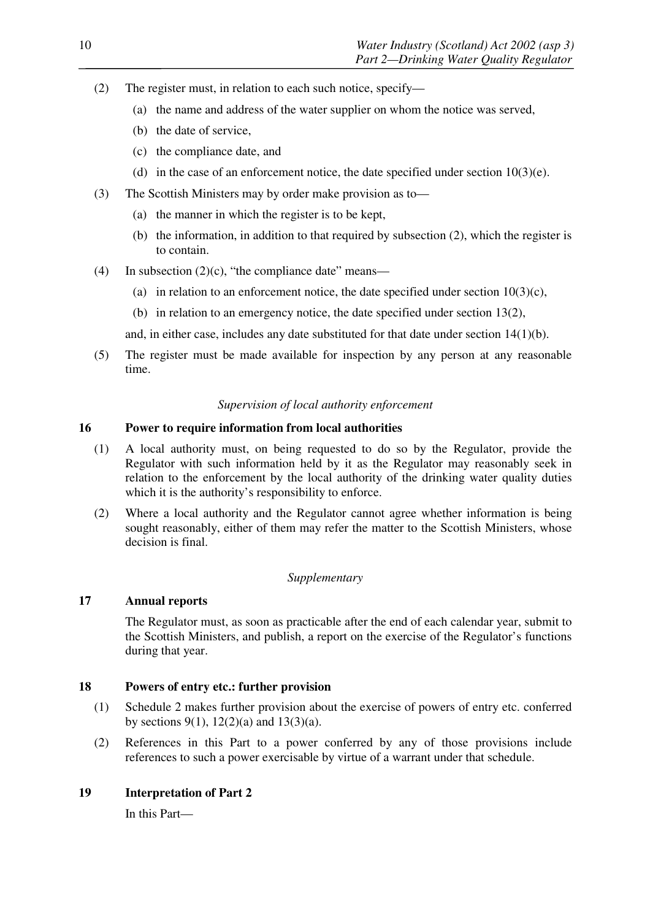(2) The register must, in relation to each such notice, specify—

(a) the name and address of the water supplier on whom the notice was served,

(b) the date of service,

(c) the compliance date, and

(d) in the case of an enforcement notice, the date specified under section 10(3)(e).

(3) The Scottish Ministers may by order make provision as to—

(a) the manner in which the register is to be kept,

(b) the information, in addition to that required by subsection (2), which the register is to contain.

(4) In subsection (2)(c), "the compliance date" means—

(a) in relation to an enforcement notice, the date specified under section 10(3)(c),

(b) in relation to an emergency notice, the date specified under section 13(2),

and, in either case, includes any date substituted for that date under section 14(1)(b).

(5) The register must be made available for inspection by any person at any reasonable time.

*Supervision of local authority enforcement*

### 16 Power to require information from local authorities

(1) A local authority must, on being requested to do so by the Regulator, provide the Regulator with such information held by it as the Regulator may reasonably seek in relation to the enforcement by the local authority of the drinking water quality duties which it is the authority's responsibility to enforce.

(2) Where a local authority and the Regulator cannot agree whether information is being sought reasonably, either of them may refer the matter to the Scottish Ministers, whose decision is final.

*Supplementary*

### 17 Annual reports

The Regulator must, as soon as practicable after the end of each calendar year, submit to the Scottish Ministers, and publish, a report on the exercise of the Regulator's functions during that year.

### 18 Powers of entry etc.: further provision

(1) Schedule 2 makes further provision about the exercise of powers of entry etc. conferred by sections 9(1), 12(2)(a) and 13(3)(a).

(2) References in this Part to a power conferred by any of those provisions include references to such a power exercisable by virtue of a warrant under that schedule.

### 19 Interpretation of Part 2

In this Part—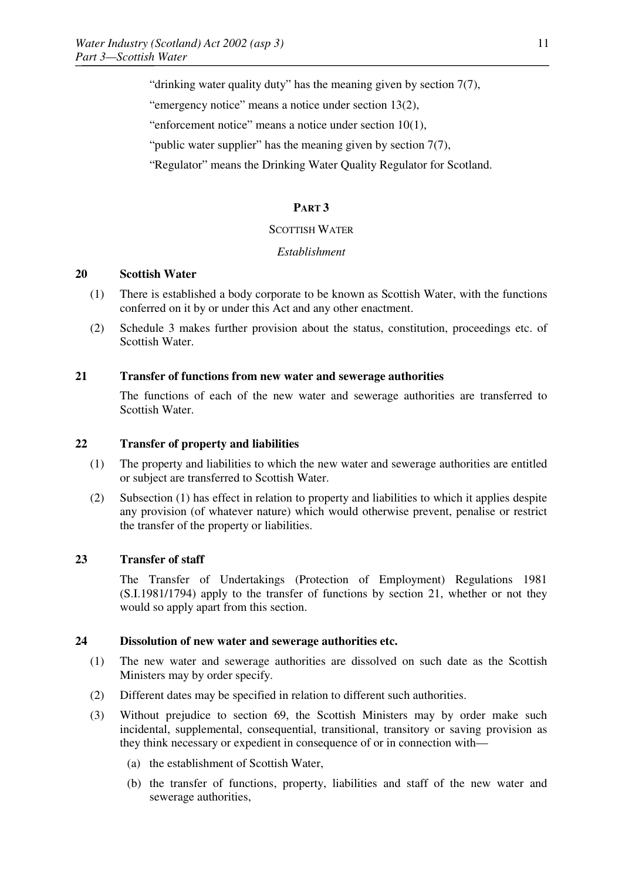"drinking water quality duty" has the meaning given by section 7(7),

"emergency notice" means a notice under section 13(2),

"enforcement notice" means a notice under section 10(1),

"public water supplier" has the meaning given by section 7(7),

"Regulator" means the Drinking Water Quality Regulator for Scotland.

## PART 3

### SCOTTISH WATER

*Establishment*

**20 Scottish Water**

(1) There is established a body corporate to be known as Scottish Water, with the functions conferred on it by or under this Act and any other enactment.

(2) Schedule 3 makes further provision about the status, constitution, proceedings etc. of Scottish Water.

**21 Transfer of functions from new water and sewerage authorities**

The functions of each of the new water and sewerage authorities are transferred to Scottish Water.

**22 Transfer of property and liabilities**

(1) The property and liabilities to which the new water and sewerage authorities are entitled or subject are transferred to Scottish Water.

(2) Subsection (1) has effect in relation to property and liabilities to which it applies despite any provision (of whatever nature) which would otherwise prevent, penalise or restrict the transfer of the property or liabilities.

**23 Transfer of staff**

The Transfer of Undertakings (Protection of Employment) Regulations 1981 (S.I.1981/1794) apply to the transfer of functions by section 21, whether or not they would so apply apart from this section.

**24 Dissolution of new water and sewerage authorities etc.**

(1) The new water and sewerage authorities are dissolved on such date as the Scottish Ministers may by order specify.

(2) Different dates may be specified in relation to different such authorities.

(3) Without prejudice to section 69, the Scottish Ministers may by order make such incidental, supplemental, consequential, transitional, transitory or saving provision as they think necessary or expedient in consequence of or in connection with—

(a) the establishment of Scottish Water,

(b) the transfer of functions, property, liabilities and staff of the new water and sewerage authorities,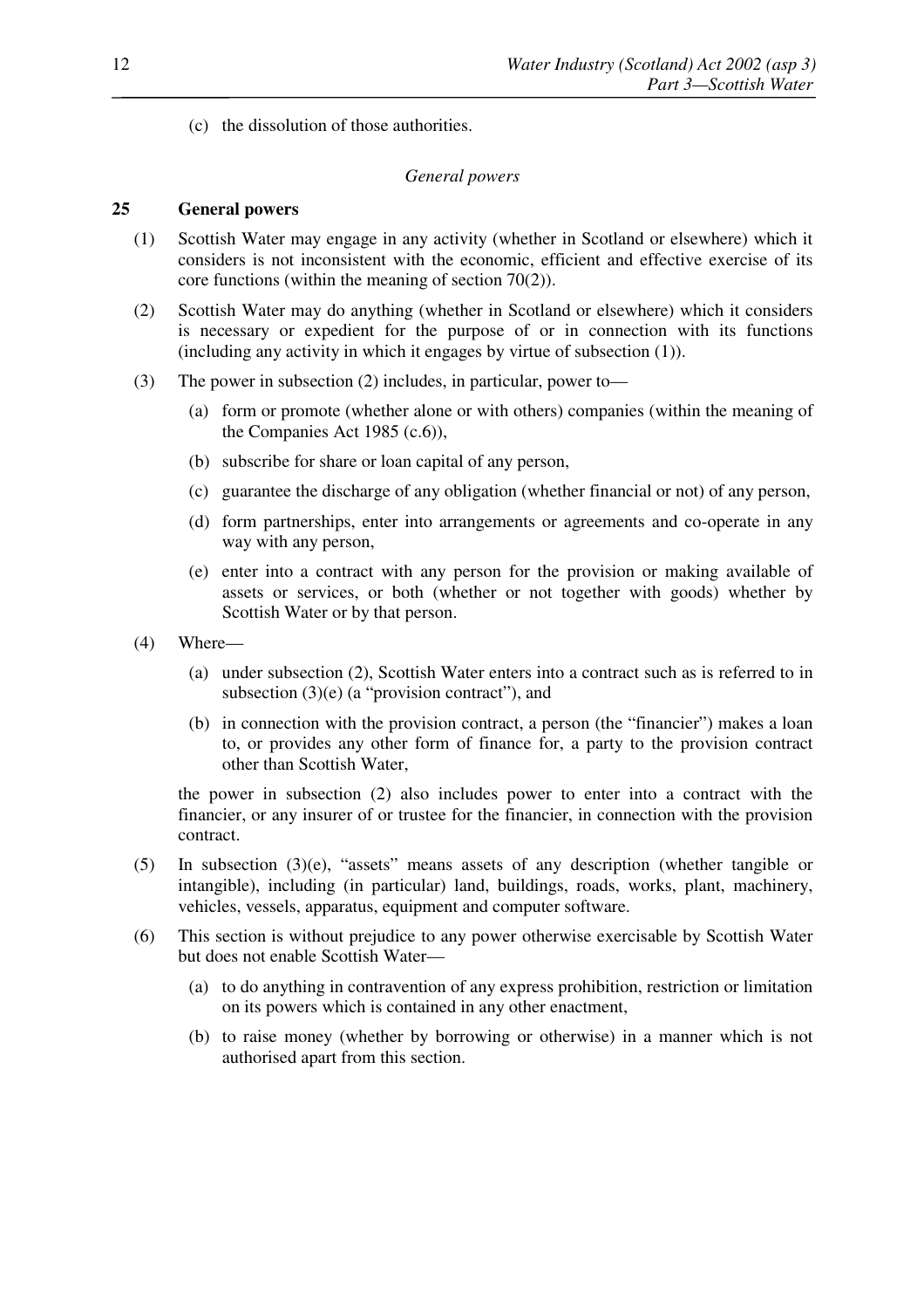(c) the dissolution of those authorities.

*General powers*

## 25 General powers

(1) Scottish Water may engage in any activity (whether in Scotland or elsewhere) which it considers is not inconsistent with the economic, efficient and effective exercise of its core functions (within the meaning of section 70(2)).

(2) Scottish Water may do anything (whether in Scotland or elsewhere) which it considers is necessary or expedient for the purpose of or in connection with its functions (including any activity in which it engages by virtue of subsection (1)).

(3) The power in subsection (2) includes, in particular, power to—

- (a) form or promote (whether alone or with others) companies (within the meaning of the Companies Act 1985 (c.6)),
- (b) subscribe for share or loan capital of any person,
- (c) guarantee the discharge of any obligation (whether financial or not) of any person,
- (d) form partnerships, enter into arrangements or agreements and co-operate in any way with any person,
- (e) enter into a contract with any person for the provision or making available of assets or services, or both (whether or not together with goods) whether by Scottish Water or by that person.

(4) Where—

- (a) under subsection (2), Scottish Water enters into a contract such as is referred to in subsection (3)(e) (a "provision contract"), and
- (b) in connection with the provision contract, a person (the "financier") makes a loan to, or provides any other form of finance for, a party to the provision contract other than Scottish Water,

the power in subsection (2) also includes power to enter into a contract with the financier, or any insurer of or trustee for the financier, in connection with the provision contract.

(5) In subsection (3)(e), "assets" means assets of any description (whether tangible or intangible), including (in particular) land, buildings, roads, works, plant, machinery, vehicles, vessels, apparatus, equipment and computer software.

(6) This section is without prejudice to any power otherwise exercisable by Scottish Water but does not enable Scottish Water—

- (a) to do anything in contravention of any express prohibition, restriction or limitation on its powers which is contained in any other enactment,
- (b) to raise money (whether by borrowing or otherwise) in a manner which is not authorised apart from this section.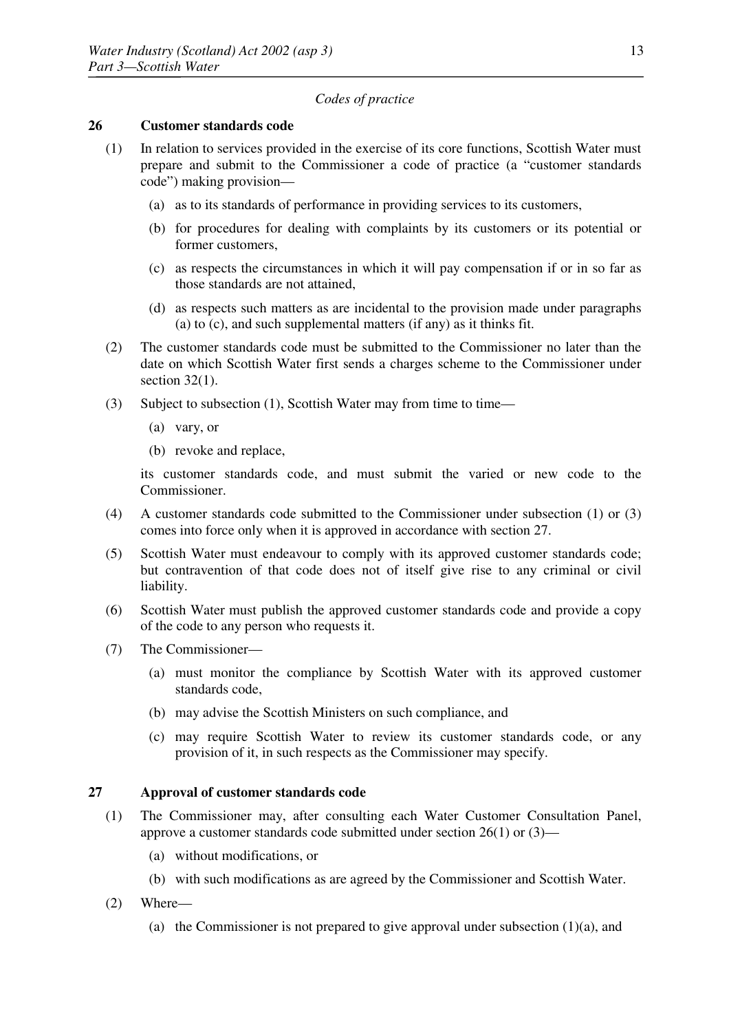*Codes of practice*

**26 Customer standards code**

(1) In relation to services provided in the exercise of its core functions, Scottish Water must prepare and submit to the Commissioner a code of practice (a "customer standards code") making provision—

(a) as to its standards of performance in providing services to its customers,

(b) for procedures for dealing with complaints by its customers or its potential or former customers,

(c) as respects the circumstances in which it will pay compensation if or in so far as those standards are not attained,

(d) as respects such matters as are incidental to the provision made under paragraphs (a) to (c), and such supplemental matters (if any) as it thinks fit.

(2) The customer standards code must be submitted to the Commissioner no later than the date on which Scottish Water first sends a charges scheme to the Commissioner under section 32(1).

(3) Subject to subsection (1), Scottish Water may from time to time—

(a) vary, or

(b) revoke and replace,

its customer standards code, and must submit the varied or new code to the Commissioner.

(4) A customer standards code submitted to the Commissioner under subsection (1) or (3) comes into force only when it is approved in accordance with section 27.

(5) Scottish Water must endeavour to comply with its approved customer standards code; but contravention of that code does not of itself give rise to any criminal or civil liability.

(6) Scottish Water must publish the approved customer standards code and provide a copy of the code to any person who requests it.

(7) The Commissioner—

(a) must monitor the compliance by Scottish Water with its approved customer standards code,

(b) may advise the Scottish Ministers on such compliance, and

(c) may require Scottish Water to review its customer standards code, or any provision of it, in such respects as the Commissioner may specify.

**27 Approval of customer standards code**

(1) The Commissioner may, after consulting each Water Customer Consultation Panel, approve a customer standards code submitted under section 26(1) or (3)—

(a) without modifications, or

(b) with such modifications as are agreed by the Commissioner and Scottish Water.

(2) Where—

(a) the Commissioner is not prepared to give approval under subsection (1)(a), and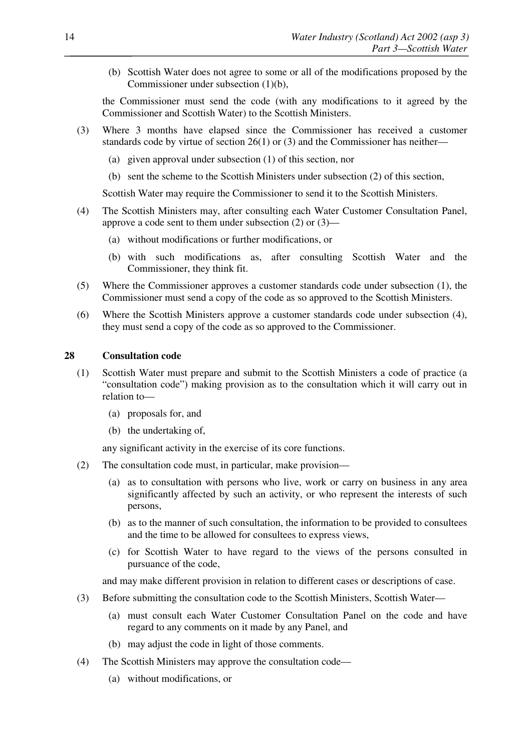(b) Scottish Water does not agree to some or all of the modifications proposed by the Commissioner under subsection (1)(b),

the Commissioner must send the code (with any modifications to it agreed by the Commissioner and Scottish Water) to the Scottish Ministers.

(3) Where 3 months have elapsed since the Commissioner has received a customer standards code by virtue of section 26(1) or (3) and the Commissioner has neither—

(a) given approval under subsection (1) of this section, nor

(b) sent the scheme to the Scottish Ministers under subsection (2) of this section,

Scottish Water may require the Commissioner to send it to the Scottish Ministers.

(4) The Scottish Ministers may, after consulting each Water Customer Consultation Panel, approve a code sent to them under subsection (2) or (3)—

(a) without modifications or further modifications, or

(b) with such modifications as, after consulting Scottish Water and the Commissioner, they think fit.

(5) Where the Commissioner approves a customer standards code under subsection (1), the Commissioner must send a copy of the code as so approved to the Scottish Ministers.

(6) Where the Scottish Ministers approve a customer standards code under subsection (4), they must send a copy of the code as so approved to the Commissioner.

### 28 Consultation code

(1) Scottish Water must prepare and submit to the Scottish Ministers a code of practice (a "consultation code") making provision as to the consultation which it will carry out in relation to—

(a) proposals for, and

(b) the undertaking of,

any significant activity in the exercise of its core functions.

(2) The consultation code must, in particular, make provision—

(a) as to consultation with persons who live, work or carry on business in any area significantly affected by such an activity, or who represent the interests of such persons,

(b) as to the manner of such consultation, the information to be provided to consultees and the time to be allowed for consultees to express views,

(c) for Scottish Water to have regard to the views of the persons consulted in pursuance of the code,

and may make different provision in relation to different cases or descriptions of case.

(3) Before submitting the consultation code to the Scottish Ministers, Scottish Water—

(a) must consult each Water Customer Consultation Panel on the code and have regard to any comments on it made by any Panel, and

(b) may adjust the code in light of those comments.

(4) The Scottish Ministers may approve the consultation code—

(a) without modifications, or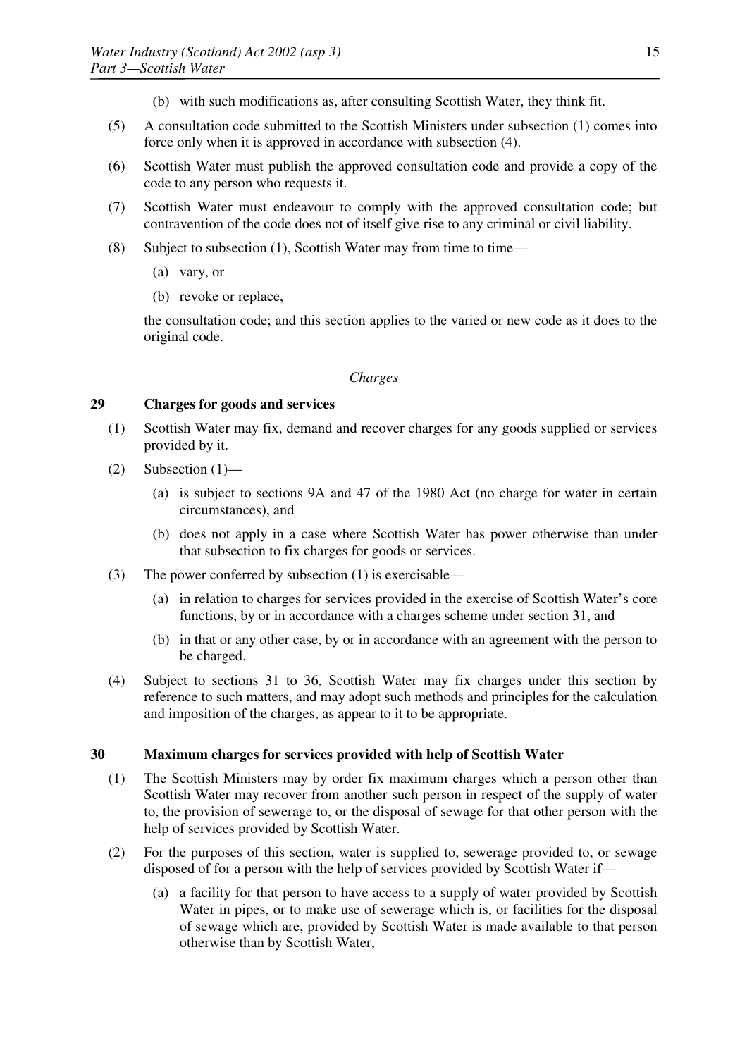(b) with such modifications as, after consulting Scottish Water, they think fit.

(5) A consultation code submitted to the Scottish Ministers under subsection (1) comes into force only when it is approved in accordance with subsection (4).

(6) Scottish Water must publish the approved consultation code and provide a copy of the code to any person who requests it.

(7) Scottish Water must endeavour to comply with the approved consultation code; but contravention of the code does not of itself give rise to any criminal or civil liability.

(8) Subject to subsection (1), Scottish Water may from time to time—

(a) vary, or

(b) revoke or replace,

the consultation code; and this section applies to the varied or new code as it does to the original code.

*Charges*

### 29 Charges for goods and services

(1) Scottish Water may fix, demand and recover charges for any goods supplied or services provided by it.

(2) Subsection (1)—

(a) is subject to sections 9A and 47 of the 1980 Act (no charge for water in certain circumstances), and

(b) does not apply in a case where Scottish Water has power otherwise than under that subsection to fix charges for goods or services.

(3) The power conferred by subsection (1) is exercisable—

(a) in relation to charges for services provided in the exercise of Scottish Water's core functions, by or in accordance with a charges scheme under section 31, and

(b) in that or any other case, by or in accordance with an agreement with the person to be charged.

(4) Subject to sections 31 to 36, Scottish Water may fix charges under this section by reference to such matters, and may adopt such methods and principles for the calculation and imposition of the charges, as appear to it to be appropriate.

### 30 Maximum charges for services provided with help of Scottish Water

(1) The Scottish Ministers may by order fix maximum charges which a person other than Scottish Water may recover from another such person in respect of the supply of water to, the provision of sewerage to, or the disposal of sewage for that other person with the help of services provided by Scottish Water.

(2) For the purposes of this section, water is supplied to, sewerage provided to, or sewage disposed of for a person with the help of services provided by Scottish Water if—

(a) a facility for that person to have access to a supply of water provided by Scottish Water in pipes, or to make use of sewerage which is, or facilities for the disposal of sewage which are, provided by Scottish Water is made available to that person otherwise than by Scottish Water,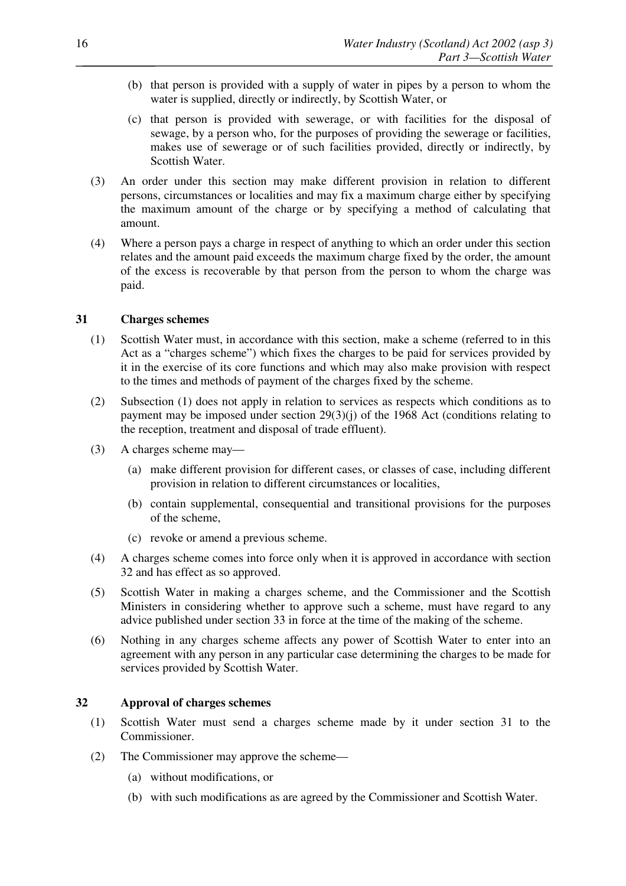(b) that person is provided with a supply of water in pipes by a person to whom the water is supplied, directly or indirectly, by Scottish Water, or

(c) that person is provided with sewerage, or with facilities for the disposal of sewage, by a person who, for the purposes of providing the sewerage or facilities, makes use of sewerage or of such facilities provided, directly or indirectly, by Scottish Water.

(3) An order under this section may make different provision in relation to different persons, circumstances or localities and may fix a maximum charge either by specifying the maximum amount of the charge or by specifying a method of calculating that amount.

(4) Where a person pays a charge in respect of anything to which an order under this section relates and the amount paid exceeds the maximum charge fixed by the order, the amount of the excess is recoverable by that person from the person to whom the charge was paid.

### 31 Charges schemes

(1) Scottish Water must, in accordance with this section, make a scheme (referred to in this Act as a "charges scheme") which fixes the charges to be paid for services provided by it in the exercise of its core functions and which may also make provision with respect to the times and methods of payment of the charges fixed by the scheme.

(2) Subsection (1) does not apply in relation to services as respects which conditions as to payment may be imposed under section 29(3)(j) of the 1968 Act (conditions relating to the reception, treatment and disposal of trade effluent).

(3) A charges scheme may—

(a) make different provision for different cases, or classes of case, including different provision in relation to different circumstances or localities,

(b) contain supplemental, consequential and transitional provisions for the purposes of the scheme,

(c) revoke or amend a previous scheme.

(4) A charges scheme comes into force only when it is approved in accordance with section 32 and has effect as so approved.

(5) Scottish Water in making a charges scheme, and the Commissioner and the Scottish Ministers in considering whether to approve such a scheme, must have regard to any advice published under section 33 in force at the time of the making of the scheme.

(6) Nothing in any charges scheme affects any power of Scottish Water to enter into an agreement with any person in any particular case determining the charges to be made for services provided by Scottish Water.

### 32 Approval of charges schemes

(1) Scottish Water must send a charges scheme made by it under section 31 to the Commissioner.

(2) The Commissioner may approve the scheme—

(a) without modifications, or

(b) with such modifications as are agreed by the Commissioner and Scottish Water.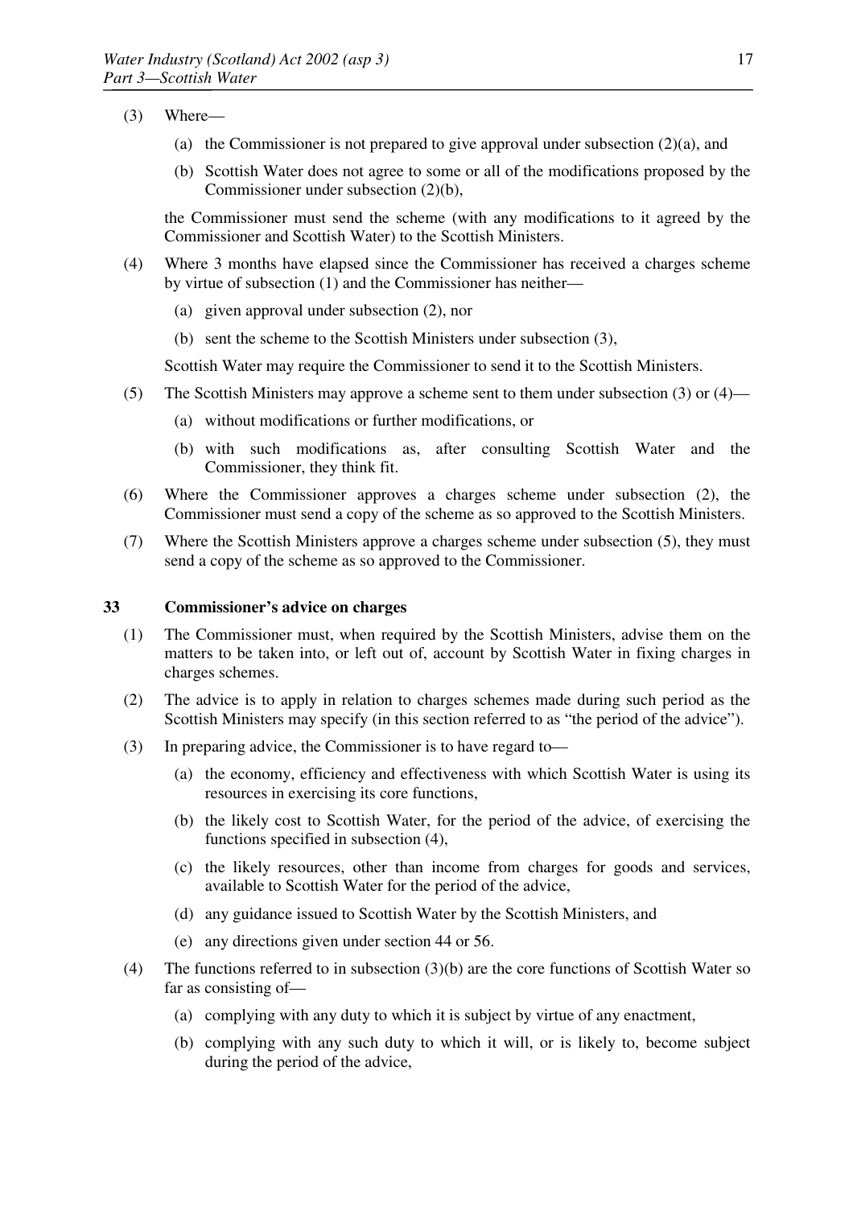(3) Where—

   (a) the Commissioner is not prepared to give approval under subsection (2)(a), and

   (b) Scottish Water does not agree to some or all of the modifications proposed by the Commissioner under subsection (2)(b),

   the Commissioner must send the scheme (with any modifications to it agreed by the Commissioner and Scottish Water) to the Scottish Ministers.

(4) Where 3 months have elapsed since the Commissioner has received a charges scheme by virtue of subsection (1) and the Commissioner has neither—

   (a) given approval under subsection (2), nor

   (b) sent the scheme to the Scottish Ministers under subsection (3),

   Scottish Water may require the Commissioner to send it to the Scottish Ministers.

(5) The Scottish Ministers may approve a scheme sent to them under subsection (3) or (4)—

   (a) without modifications or further modifications, or

   (b) with such modifications as, after consulting Scottish Water and the Commissioner, they think fit.

(6) Where the Commissioner approves a charges scheme under subsection (2), the Commissioner must send a copy of the scheme as so approved to the Scottish Ministers.

(7) Where the Scottish Ministers approve a charges scheme under subsection (5), they must send a copy of the scheme as so approved to the Commissioner.

### 33 Commissioner's advice on charges

(1) The Commissioner must, when required by the Scottish Ministers, advise them on the matters to be taken into, or left out of, account by Scottish Water in fixing charges in charges schemes.

(2) The advice is to apply in relation to charges schemes made during such period as the Scottish Ministers may specify (in this section referred to as "the period of the advice").

(3) In preparing advice, the Commissioner is to have regard to—

   (a) the economy, efficiency and effectiveness with which Scottish Water is using its resources in exercising its core functions,

   (b) the likely cost to Scottish Water, for the period of the advice, of exercising the functions specified in subsection (4),

   (c) the likely resources, other than income from charges for goods and services, available to Scottish Water for the period of the advice,

   (d) any guidance issued to Scottish Water by the Scottish Ministers, and

   (e) any directions given under section 44 or 56.

(4) The functions referred to in subsection (3)(b) are the core functions of Scottish Water so far as consisting of—

   (a) complying with any duty to which it is subject by virtue of any enactment,

   (b) complying with any such duty to which it will, or is likely to, become subject during the period of the advice,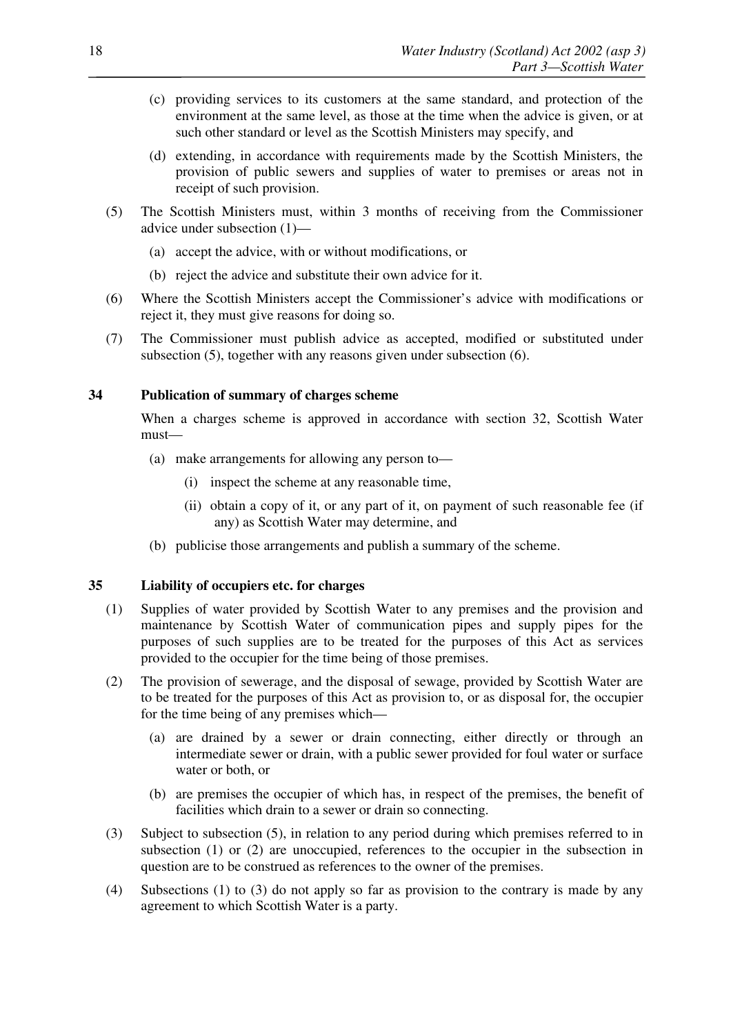(c) providing services to its customers at the same standard, and protection of the environment at the same level, as those at the time when the advice is given, or at such other standard or level as the Scottish Ministers may specify, and

(d) extending, in accordance with requirements made by the Scottish Ministers, the provision of public sewers and supplies of water to premises or areas not in receipt of such provision.

(5) The Scottish Ministers must, within 3 months of receiving from the Commissioner advice under subsection (1)—

(a) accept the advice, with or without modifications, or

(b) reject the advice and substitute their own advice for it.

(6) Where the Scottish Ministers accept the Commissioner's advice with modifications or reject it, they must give reasons for doing so.

(7) The Commissioner must publish advice as accepted, modified or substituted under subsection (5), together with any reasons given under subsection (6).

### 34 Publication of summary of charges scheme

When a charges scheme is approved in accordance with section 32, Scottish Water must—

(a) make arrangements for allowing any person to—

(i) inspect the scheme at any reasonable time,

(ii) obtain a copy of it, or any part of it, on payment of such reasonable fee (if any) as Scottish Water may determine, and

(b) publicise those arrangements and publish a summary of the scheme.

### 35 Liability of occupiers etc. for charges

(1) Supplies of water provided by Scottish Water to any premises and the provision and maintenance by Scottish Water of communication pipes and supply pipes for the purposes of such supplies are to be treated for the purposes of this Act as services provided to the occupier for the time being of those premises.

(2) The provision of sewerage, and the disposal of sewage, provided by Scottish Water are to be treated for the purposes of this Act as provision to, or as disposal for, the occupier for the time being of any premises which—

(a) are drained by a sewer or drain connecting, either directly or through an intermediate sewer or drain, with a public sewer provided for foul water or surface water or both, or

(b) are premises the occupier of which has, in respect of the premises, the benefit of facilities which drain to a sewer or drain so connecting.

(3) Subject to subsection (5), in relation to any period during which premises referred to in subsection (1) or (2) are unoccupied, references to the occupier in the subsection in question are to be construed as references to the owner of the premises.

(4) Subsections (1) to (3) do not apply so far as provision to the contrary is made by any agreement to which Scottish Water is a party.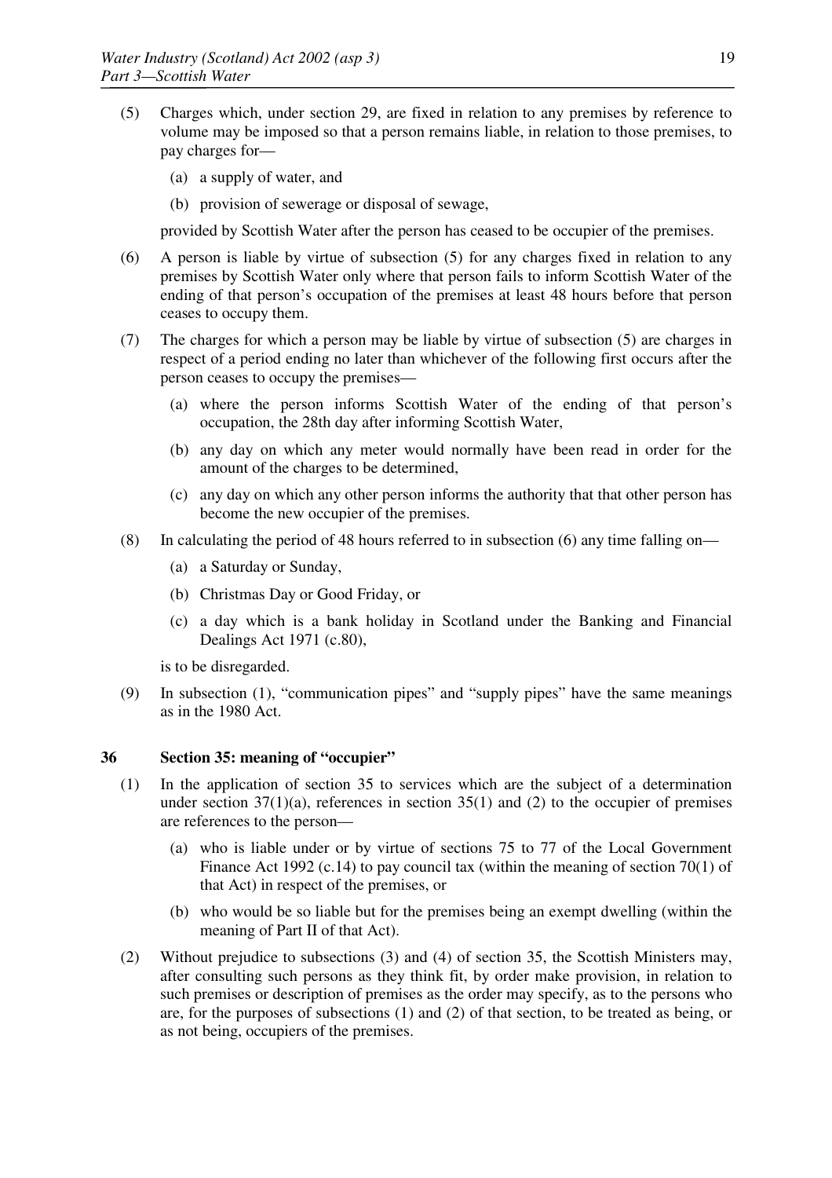(5) Charges which, under section 29, are fixed in relation to any premises by reference to volume may be imposed so that a person remains liable, in relation to those premises, to pay charges for—

 (a) a supply of water, and

 (b) provision of sewerage or disposal of sewage,

 provided by Scottish Water after the person has ceased to be occupier of the premises.

(6) A person is liable by virtue of subsection (5) for any charges fixed in relation to any premises by Scottish Water only where that person fails to inform Scottish Water of the ending of that person's occupation of the premises at least 48 hours before that person ceases to occupy them.

(7) The charges for which a person may be liable by virtue of subsection (5) are charges in respect of a period ending no later than whichever of the following first occurs after the person ceases to occupy the premises—

 (a) where the person informs Scottish Water of the ending of that person's occupation, the 28th day after informing Scottish Water,

 (b) any day on which any meter would normally have been read in order for the amount of the charges to be determined,

 (c) any day on which any other person informs the authority that that other person has become the new occupier of the premises.

(8) In calculating the period of 48 hours referred to in subsection (6) any time falling on—

 (a) a Saturday or Sunday,

 (b) Christmas Day or Good Friday, or

 (c) a day which is a bank holiday in Scotland under the Banking and Financial Dealings Act 1971 (c.80),

 is to be disregarded.

(9) In subsection (1), "communication pipes" and "supply pipes" have the same meanings as in the 1980 Act.

### 36 Section 35: meaning of "occupier"

(1) In the application of section 35 to services which are the subject of a determination under section 37(1)(a), references in section 35(1) and (2) to the occupier of premises are references to the person—

 (a) who is liable under or by virtue of sections 75 to 77 of the Local Government Finance Act 1992 (c.14) to pay council tax (within the meaning of section 70(1) of that Act) in respect of the premises, or

 (b) who would be so liable but for the premises being an exempt dwelling (within the meaning of Part II of that Act).

(2) Without prejudice to subsections (3) and (4) of section 35, the Scottish Ministers may, after consulting such persons as they think fit, by order make provision, in relation to such premises or description of premises as the order may specify, as to the persons who are, for the purposes of subsections (1) and (2) of that section, to be treated as being, or as not being, occupiers of the premises.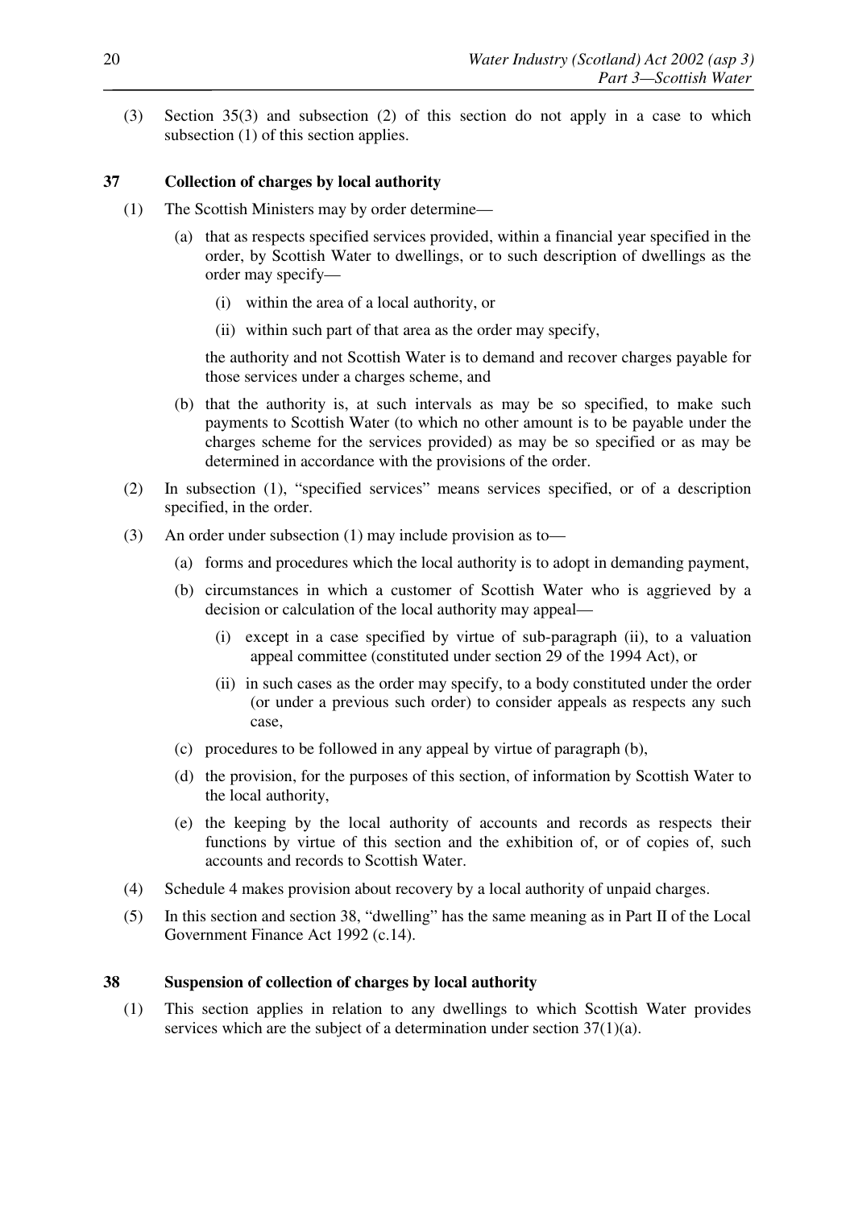(3) Section 35(3) and subsection (2) of this section do not apply in a case to which subsection (1) of this section applies.

### 37 Collection of charges by local authority

(1) The Scottish Ministers may by order determine—

(a) that as respects specified services provided, within a financial year specified in the order, by Scottish Water to dwellings, or to such description of dwellings as the order may specify—

(i) within the area of a local authority, or

(ii) within such part of that area as the order may specify,

the authority and not Scottish Water is to demand and recover charges payable for those services under a charges scheme, and

(b) that the authority is, at such intervals as may be so specified, to make such payments to Scottish Water (to which no other amount is to be payable under the charges scheme for the services provided) as may be so specified or as may be determined in accordance with the provisions of the order.

(2) In subsection (1), "specified services" means services specified, or of a description specified, in the order.

(3) An order under subsection (1) may include provision as to—

(a) forms and procedures which the local authority is to adopt in demanding payment,

(b) circumstances in which a customer of Scottish Water who is aggrieved by a decision or calculation of the local authority may appeal—

(i) except in a case specified by virtue of sub-paragraph (ii), to a valuation appeal committee (constituted under section 29 of the 1994 Act), or

(ii) in such cases as the order may specify, to a body constituted under the order (or under a previous such order) to consider appeals as respects any such case,

(c) procedures to be followed in any appeal by virtue of paragraph (b),

(d) the provision, for the purposes of this section, of information by Scottish Water to the local authority,

(e) the keeping by the local authority of accounts and records as respects their functions by virtue of this section and the exhibition of, or of copies of, such accounts and records to Scottish Water.

(4) Schedule 4 makes provision about recovery by a local authority of unpaid charges.

(5) In this section and section 38, "dwelling" has the same meaning as in Part II of the Local Government Finance Act 1992 (c.14).

### 38 Suspension of collection of charges by local authority

(1) This section applies in relation to any dwellings to which Scottish Water provides services which are the subject of a determination under section 37(1)(a).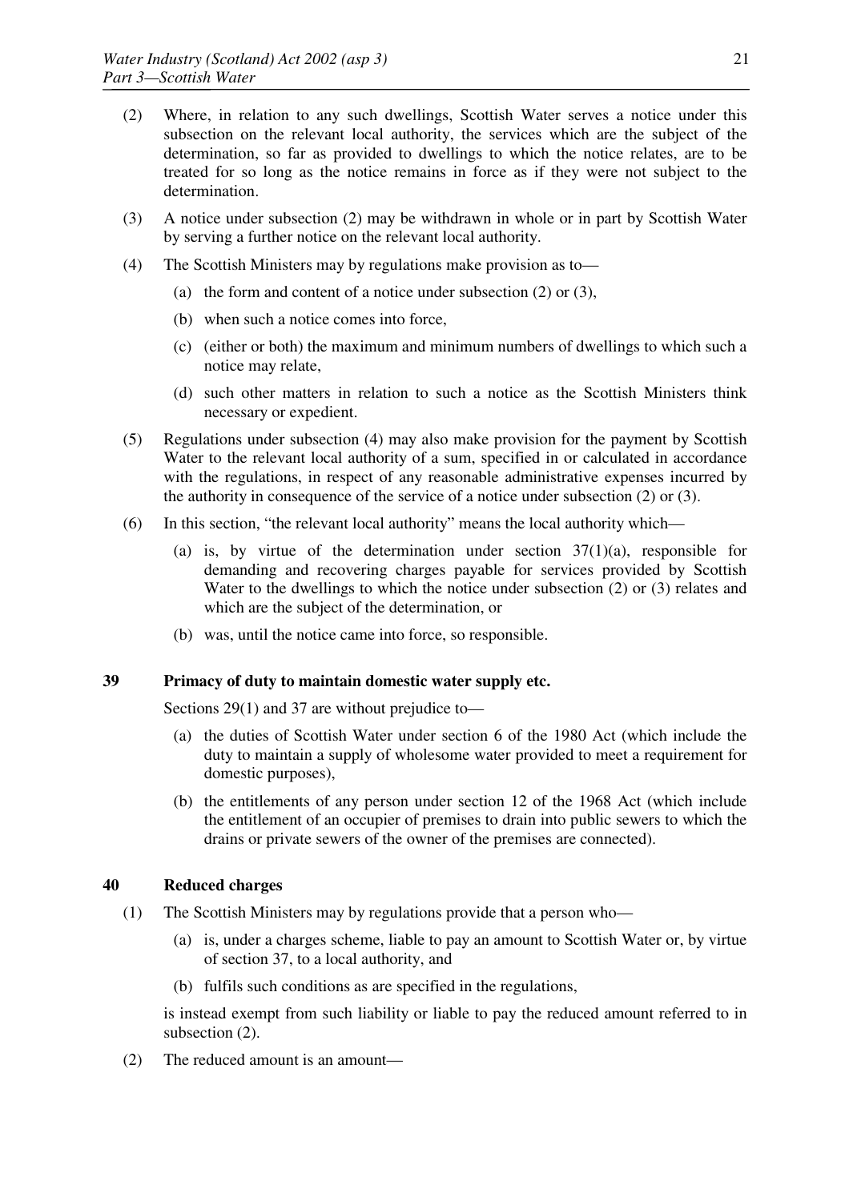(2) Where, in relation to any such dwellings, Scottish Water serves a notice under this subsection on the relevant local authority, the services which are the subject of the determination, so far as provided to dwellings to which the notice relates, are to be treated for so long as the notice remains in force as if they were not subject to the determination.

(3) A notice under subsection (2) may be withdrawn in whole or in part by Scottish Water by serving a further notice on the relevant local authority.

(4) The Scottish Ministers may by regulations make provision as to—

   (a) the form and content of a notice under subsection (2) or (3),

   (b) when such a notice comes into force,

   (c) (either or both) the maximum and minimum numbers of dwellings to which such a notice may relate,

   (d) such other matters in relation to such a notice as the Scottish Ministers think necessary or expedient.

(5) Regulations under subsection (4) may also make provision for the payment by Scottish Water to the relevant local authority of a sum, specified in or calculated in accordance with the regulations, in respect of any reasonable administrative expenses incurred by the authority in consequence of the service of a notice under subsection (2) or (3).

(6) In this section, "the relevant local authority" means the local authority which—

   (a) is, by virtue of the determination under section 37(1)(a), responsible for demanding and recovering charges payable for services provided by Scottish Water to the dwellings to which the notice under subsection (2) or (3) relates and which are the subject of the determination, or

   (b) was, until the notice came into force, so responsible.

### 39 Primacy of duty to maintain domestic water supply etc.

Sections 29(1) and 37 are without prejudice to—

   (a) the duties of Scottish Water under section 6 of the 1980 Act (which include the duty to maintain a supply of wholesome water provided to meet a requirement for domestic purposes),

   (b) the entitlements of any person under section 12 of the 1968 Act (which include the entitlement of an occupier of premises to drain into public sewers to which the drains or private sewers of the owner of the premises are connected).

### 40 Reduced charges

(1) The Scottish Ministers may by regulations provide that a person who—

   (a) is, under a charges scheme, liable to pay an amount to Scottish Water or, by virtue of section 37, to a local authority, and

   (b) fulfils such conditions as are specified in the regulations,

is instead exempt from such liability or liable to pay the reduced amount referred to in subsection (2).

(2) The reduced amount is an amount—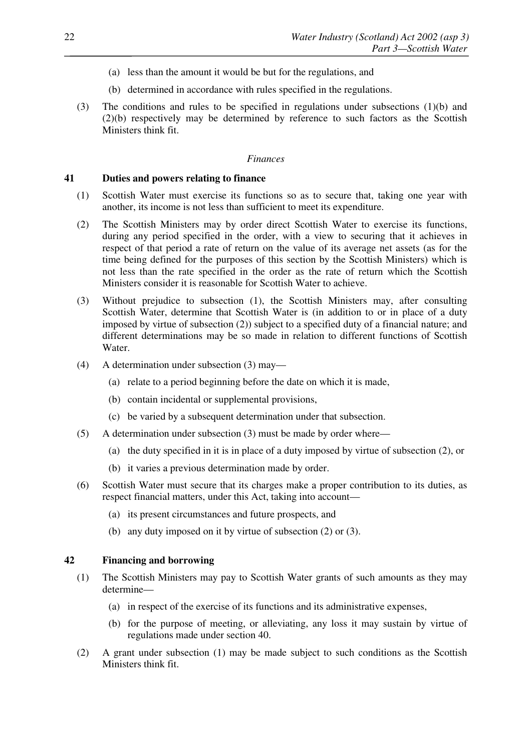(a) less than the amount it would be but for the regulations, and

(b) determined in accordance with rules specified in the regulations.

(3) The conditions and rules to be specified in regulations under subsections (1)(b) and (2)(b) respectively may be determined by reference to such factors as the Scottish Ministers think fit.

*Finances*

### 41 Duties and powers relating to finance

(1) Scottish Water must exercise its functions so as to secure that, taking one year with another, its income is not less than sufficient to meet its expenditure.

(2) The Scottish Ministers may by order direct Scottish Water to exercise its functions, during any period specified in the order, with a view to securing that it achieves in respect of that period a rate of return on the value of its average net assets (as for the time being defined for the purposes of this section by the Scottish Ministers) which is not less than the rate specified in the order as the rate of return which the Scottish Ministers consider it is reasonable for Scottish Water to achieve.

(3) Without prejudice to subsection (1), the Scottish Ministers may, after consulting Scottish Water, determine that Scottish Water is (in addition to or in place of a duty imposed by virtue of subsection (2)) subject to a specified duty of a financial nature; and different determinations may be so made in relation to different functions of Scottish Water.

(4) A determination under subsection (3) may—

(a) relate to a period beginning before the date on which it is made,

(b) contain incidental or supplemental provisions,

(c) be varied by a subsequent determination under that subsection.

(5) A determination under subsection (3) must be made by order where—

(a) the duty specified in it is in place of a duty imposed by virtue of subsection (2), or

(b) it varies a previous determination made by order.

(6) Scottish Water must secure that its charges make a proper contribution to its duties, as respect financial matters, under this Act, taking into account—

(a) its present circumstances and future prospects, and

(b) any duty imposed on it by virtue of subsection (2) or (3).

### 42 Financing and borrowing

(1) The Scottish Ministers may pay to Scottish Water grants of such amounts as they may determine—

(a) in respect of the exercise of its functions and its administrative expenses,

(b) for the purpose of meeting, or alleviating, any loss it may sustain by virtue of regulations made under section 40.

(2) A grant under subsection (1) may be made subject to such conditions as the Scottish Ministers think fit.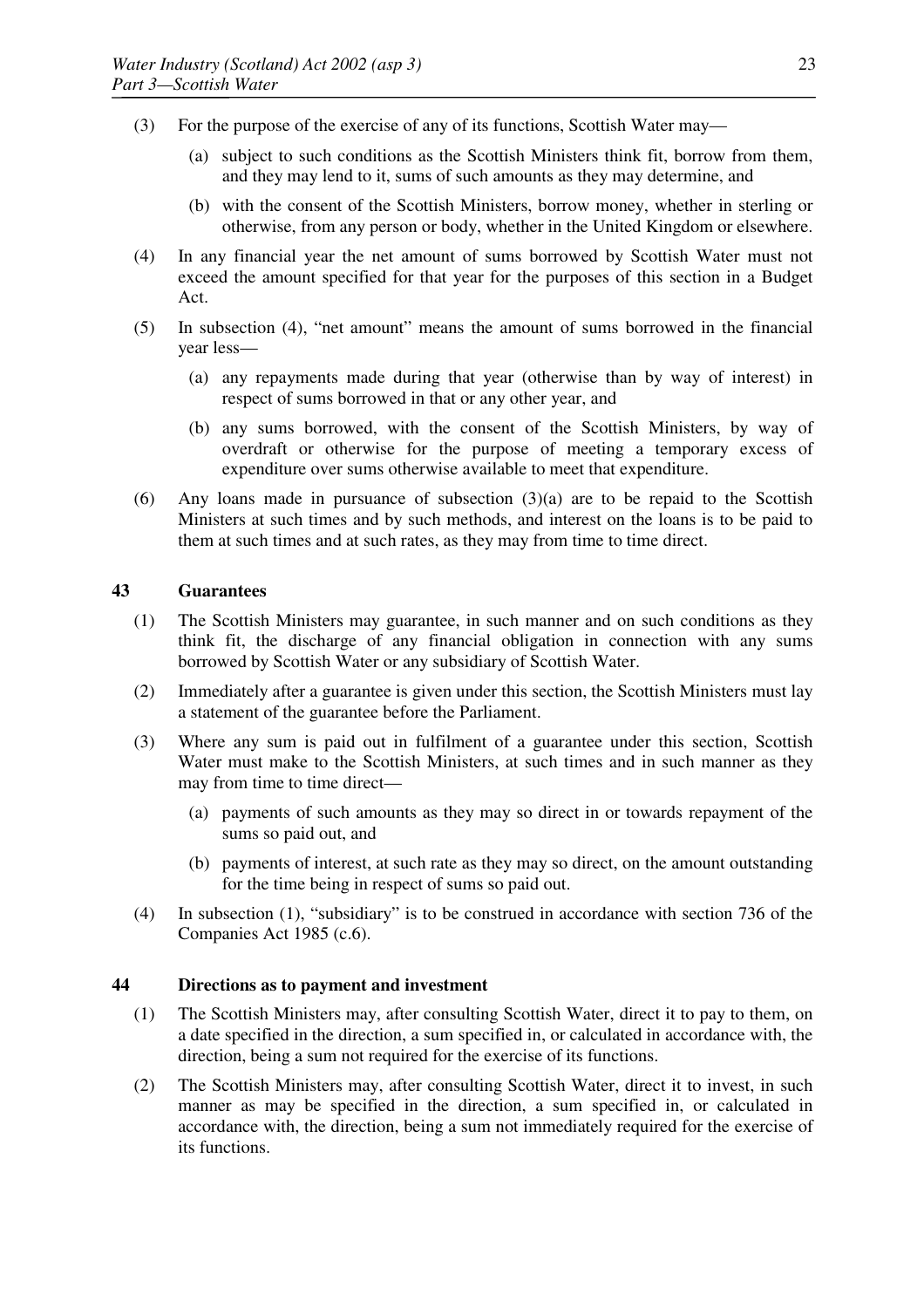(3) For the purpose of the exercise of any of its functions, Scottish Water may—

  (a) subject to such conditions as the Scottish Ministers think fit, borrow from them, and they may lend to it, sums of such amounts as they may determine, and

  (b) with the consent of the Scottish Ministers, borrow money, whether in sterling or otherwise, from any person or body, whether in the United Kingdom or elsewhere.

(4) In any financial year the net amount of sums borrowed by Scottish Water must not exceed the amount specified for that year for the purposes of this section in a Budget Act.

(5) In subsection (4), "net amount" means the amount of sums borrowed in the financial year less—

  (a) any repayments made during that year (otherwise than by way of interest) in respect of sums borrowed in that or any other year, and

  (b) any sums borrowed, with the consent of the Scottish Ministers, by way of overdraft or otherwise for the purpose of meeting a temporary excess of expenditure over sums otherwise available to meet that expenditure.

(6) Any loans made in pursuance of subsection (3)(a) are to be repaid to the Scottish Ministers at such times and by such methods, and interest on the loans is to be paid to them at such times and at such rates, as they may from time to time direct.

### 43 Guarantees

(1) The Scottish Ministers may guarantee, in such manner and on such conditions as they think fit, the discharge of any financial obligation in connection with any sums borrowed by Scottish Water or any subsidiary of Scottish Water.

(2) Immediately after a guarantee is given under this section, the Scottish Ministers must lay a statement of the guarantee before the Parliament.

(3) Where any sum is paid out in fulfilment of a guarantee under this section, Scottish Water must make to the Scottish Ministers, at such times and in such manner as they may from time to time direct—

  (a) payments of such amounts as they may so direct in or towards repayment of the sums so paid out, and

  (b) payments of interest, at such rate as they may so direct, on the amount outstanding for the time being in respect of sums so paid out.

(4) In subsection (1), "subsidiary" is to be construed in accordance with section 736 of the Companies Act 1985 (c.6).

### 44 Directions as to payment and investment

(1) The Scottish Ministers may, after consulting Scottish Water, direct it to pay to them, on a date specified in the direction, a sum specified in, or calculated in accordance with, the direction, being a sum not required for the exercise of its functions.

(2) The Scottish Ministers may, after consulting Scottish Water, direct it to invest, in such manner as may be specified in the direction, a sum specified in, or calculated in accordance with, the direction, being a sum not immediately required for the exercise of its functions.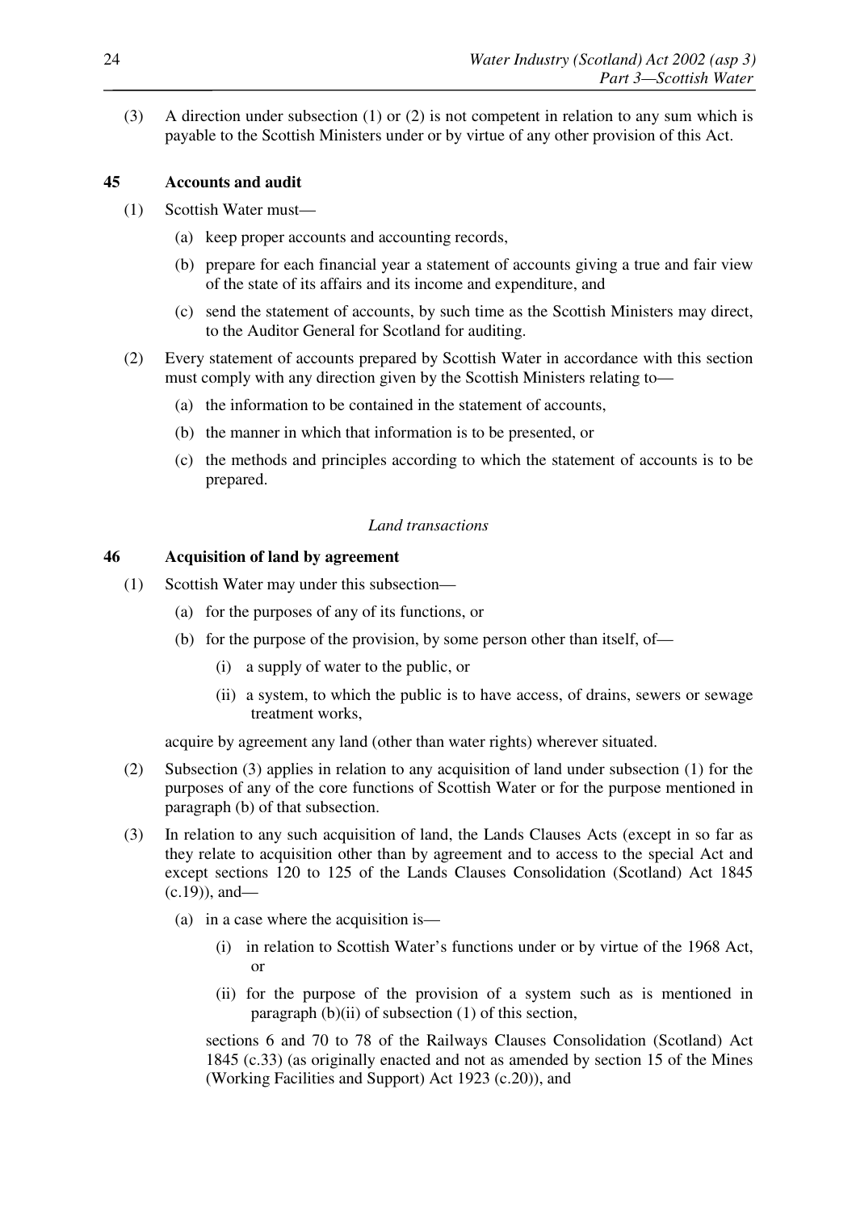(3) A direction under subsection (1) or (2) is not competent in relation to any sum which is payable to the Scottish Ministers under or by virtue of any other provision of this Act.

### 45 Accounts and audit

(1) Scottish Water must—

(a) keep proper accounts and accounting records,

(b) prepare for each financial year a statement of accounts giving a true and fair view of the state of its affairs and its income and expenditure, and

(c) send the statement of accounts, by such time as the Scottish Ministers may direct, to the Auditor General for Scotland for auditing.

(2) Every statement of accounts prepared by Scottish Water in accordance with this section must comply with any direction given by the Scottish Ministers relating to—

(a) the information to be contained in the statement of accounts,

(b) the manner in which that information is to be presented, or

(c) the methods and principles according to which the statement of accounts is to be prepared.

*Land transactions*

### 46 Acquisition of land by agreement

(1) Scottish Water may under this subsection—

(a) for the purposes of any of its functions, or

(b) for the purpose of the provision, by some person other than itself, of—

(i) a supply of water to the public, or

(ii) a system, to which the public is to have access, of drains, sewers or sewage treatment works,

acquire by agreement any land (other than water rights) wherever situated.

(2) Subsection (3) applies in relation to any acquisition of land under subsection (1) for the purposes of any of the core functions of Scottish Water or for the purpose mentioned in paragraph (b) of that subsection.

(3) In relation to any such acquisition of land, the Lands Clauses Acts (except in so far as they relate to acquisition other than by agreement and to access to the special Act and except sections 120 to 125 of the Lands Clauses Consolidation (Scotland) Act 1845 (c.19)), and—

(a) in a case where the acquisition is—

(i) in relation to Scottish Water's functions under or by virtue of the 1968 Act, or

(ii) for the purpose of the provision of a system such as is mentioned in paragraph (b)(ii) of subsection (1) of this section,

sections 6 and 70 to 78 of the Railways Clauses Consolidation (Scotland) Act 1845 (c.33) (as originally enacted and not as amended by section 15 of the Mines (Working Facilities and Support) Act 1923 (c.20)), and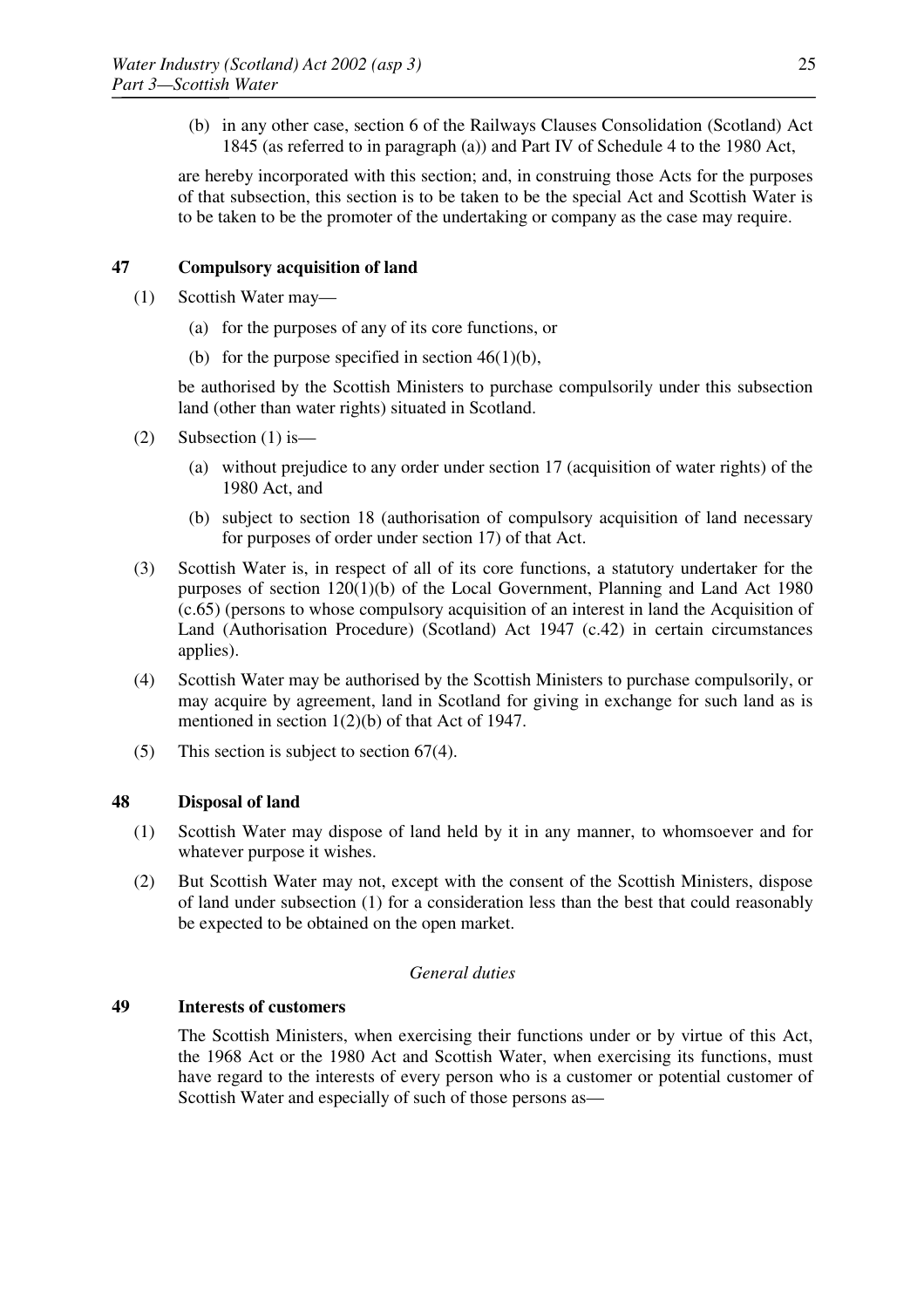(b) in any other case, section 6 of the Railways Clauses Consolidation (Scotland) Act 1845 (as referred to in paragraph (a)) and Part IV of Schedule 4 to the 1980 Act,

are hereby incorporated with this section; and, in construing those Acts for the purposes of that subsection, this section is to be taken to be the special Act and Scottish Water is to be taken to be the promoter of the undertaking or company as the case may require.

## 47 Compulsory acquisition of land

(1) Scottish Water may—

(a) for the purposes of any of its core functions, or

(b) for the purpose specified in section 46(1)(b),

be authorised by the Scottish Ministers to purchase compulsorily under this subsection land (other than water rights) situated in Scotland.

(2) Subsection (1) is—

(a) without prejudice to any order under section 17 (acquisition of water rights) of the 1980 Act, and

(b) subject to section 18 (authorisation of compulsory acquisition of land necessary for purposes of order under section 17) of that Act.

(3) Scottish Water is, in respect of all of its core functions, a statutory undertaker for the purposes of section 120(1)(b) of the Local Government, Planning and Land Act 1980 (c.65) (persons to whose compulsory acquisition of an interest in land the Acquisition of Land (Authorisation Procedure) (Scotland) Act 1947 (c.42) in certain circumstances applies).

(4) Scottish Water may be authorised by the Scottish Ministers to purchase compulsorily, or may acquire by agreement, land in Scotland for giving in exchange for such land as is mentioned in section 1(2)(b) of that Act of 1947.

(5) This section is subject to section 67(4).

## 48 Disposal of land

(1) Scottish Water may dispose of land held by it in any manner, to whomsoever and for whatever purpose it wishes.

(2) But Scottish Water may not, except with the consent of the Scottish Ministers, dispose of land under subsection (1) for a consideration less than the best that could reasonably be expected to be obtained on the open market.

*General duties*

## 49 Interests of customers

The Scottish Ministers, when exercising their functions under or by virtue of this Act, the 1968 Act or the 1980 Act and Scottish Water, when exercising its functions, must have regard to the interests of every person who is a customer or potential customer of Scottish Water and especially of such of those persons as—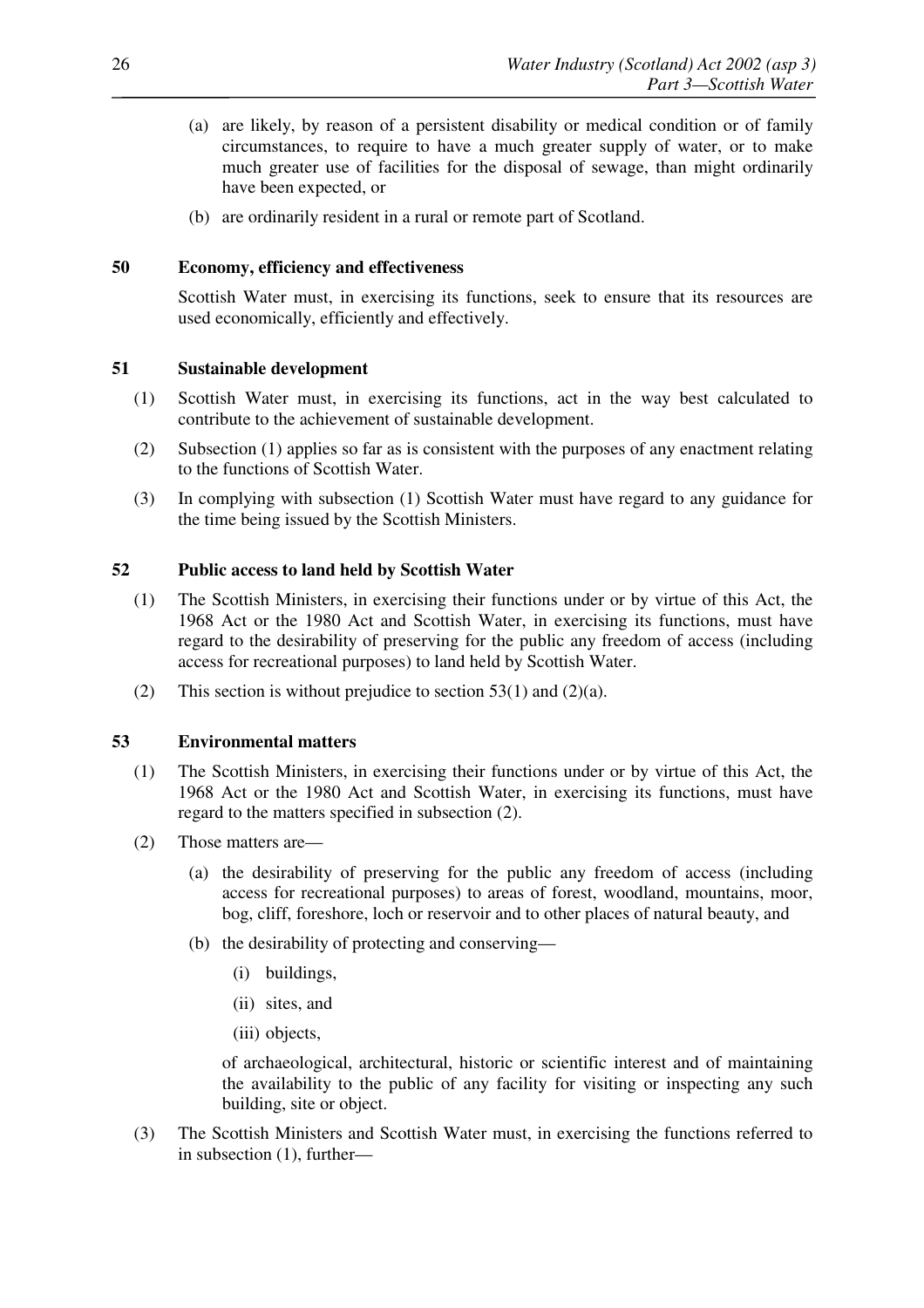(a) are likely, by reason of a persistent disability or medical condition or of family circumstances, to require to have a much greater supply of water, or to make much greater use of facilities for the disposal of sewage, than might ordinarily have been expected, or

(b) are ordinarily resident in a rural or remote part of Scotland.

### 50 Economy, efficiency and effectiveness

Scottish Water must, in exercising its functions, seek to ensure that its resources are used economically, efficiently and effectively.

### 51 Sustainable development

(1) Scottish Water must, in exercising its functions, act in the way best calculated to contribute to the achievement of sustainable development.

(2) Subsection (1) applies so far as is consistent with the purposes of any enactment relating to the functions of Scottish Water.

(3) In complying with subsection (1) Scottish Water must have regard to any guidance for the time being issued by the Scottish Ministers.

### 52 Public access to land held by Scottish Water

(1) The Scottish Ministers, in exercising their functions under or by virtue of this Act, the 1968 Act or the 1980 Act and Scottish Water, in exercising its functions, must have regard to the desirability of preserving for the public any freedom of access (including access for recreational purposes) to land held by Scottish Water.

(2) This section is without prejudice to section 53(1) and (2)(a).

### 53 Environmental matters

(1) The Scottish Ministers, in exercising their functions under or by virtue of this Act, the 1968 Act or the 1980 Act and Scottish Water, in exercising its functions, must have regard to the matters specified in subsection (2).

(2) Those matters are—

(a) the desirability of preserving for the public any freedom of access (including access for recreational purposes) to areas of forest, woodland, mountains, moor, bog, cliff, foreshore, loch or reservoir and to other places of natural beauty, and

(b) the desirability of protecting and conserving—

(i) buildings,

(ii) sites, and

(iii) objects,

of archaeological, architectural, historic or scientific interest and of maintaining the availability to the public of any facility for visiting or inspecting any such building, site or object.

(3) The Scottish Ministers and Scottish Water must, in exercising the functions referred to in subsection (1), further—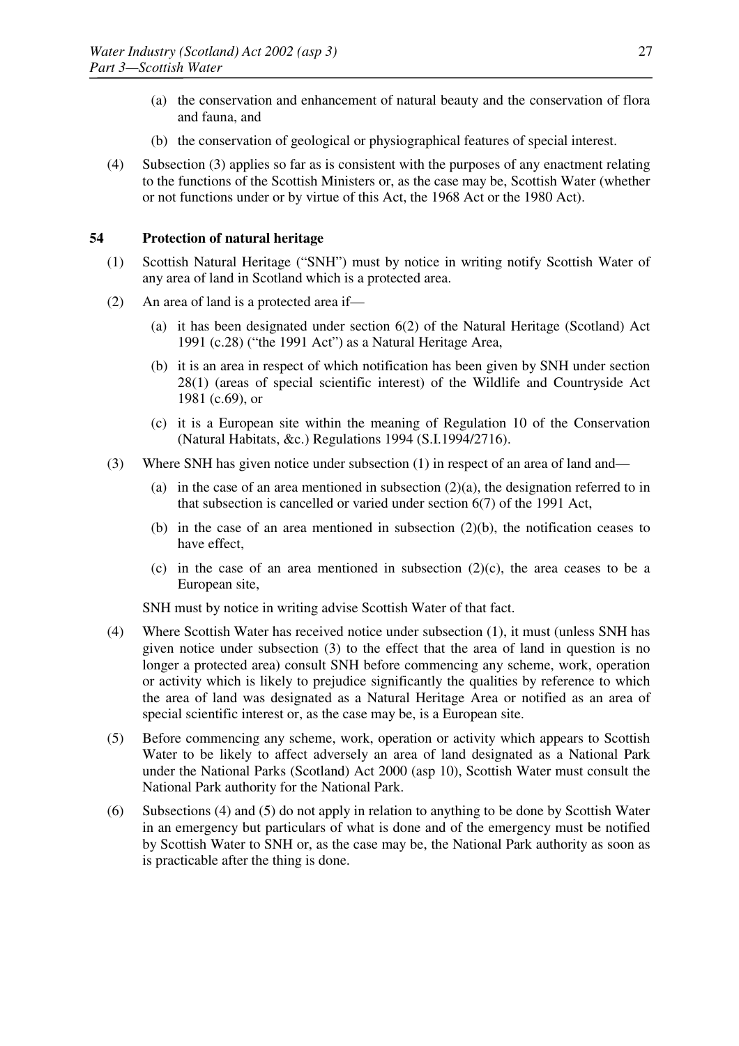(a) the conservation and enhancement of natural beauty and the conservation of flora and fauna, and

(b) the conservation of geological or physiographical features of special interest.

(4) Subsection (3) applies so far as is consistent with the purposes of any enactment relating to the functions of the Scottish Ministers or, as the case may be, Scottish Water (whether or not functions under or by virtue of this Act, the 1968 Act or the 1980 Act).

## 54 Protection of natural heritage

(1) Scottish Natural Heritage ("SNH") must by notice in writing notify Scottish Water of any area of land in Scotland which is a protected area.

(2) An area of land is a protected area if—

(a) it has been designated under section 6(2) of the Natural Heritage (Scotland) Act 1991 (c.28) ("the 1991 Act") as a Natural Heritage Area,

(b) it is an area in respect of which notification has been given by SNH under section 28(1) (areas of special scientific interest) of the Wildlife and Countryside Act 1981 (c.69), or

(c) it is a European site within the meaning of Regulation 10 of the Conservation (Natural Habitats, &c.) Regulations 1994 (S.I.1994/2716).

(3) Where SNH has given notice under subsection (1) in respect of an area of land and—

(a) in the case of an area mentioned in subsection (2)(a), the designation referred to in that subsection is cancelled or varied under section 6(7) of the 1991 Act,

(b) in the case of an area mentioned in subsection (2)(b), the notification ceases to have effect,

(c) in the case of an area mentioned in subsection (2)(c), the area ceases to be a European site,

SNH must by notice in writing advise Scottish Water of that fact.

(4) Where Scottish Water has received notice under subsection (1), it must (unless SNH has given notice under subsection (3) to the effect that the area of land in question is no longer a protected area) consult SNH before commencing any scheme, work, operation or activity which is likely to prejudice significantly the qualities by reference to which the area of land was designated as a Natural Heritage Area or notified as an area of special scientific interest or, as the case may be, is a European site.

(5) Before commencing any scheme, work, operation or activity which appears to Scottish Water to be likely to affect adversely an area of land designated as a National Park under the National Parks (Scotland) Act 2000 (asp 10), Scottish Water must consult the National Park authority for the National Park.

(6) Subsections (4) and (5) do not apply in relation to anything to be done by Scottish Water in an emergency but particulars of what is done and of the emergency must be notified by Scottish Water to SNH or, as the case may be, the National Park authority as soon as is practicable after the thing is done.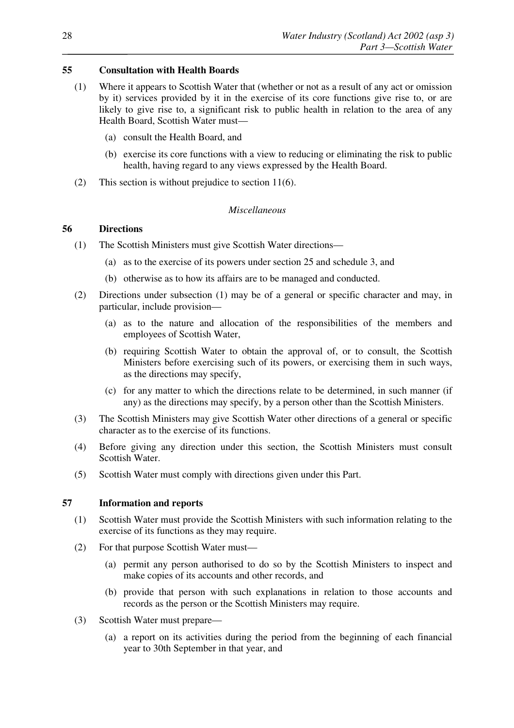### 55 Consultation with Health Boards

(1) Where it appears to Scottish Water that (whether or not as a result of any act or omission by it) services provided by it in the exercise of its core functions give rise to, or are likely to give rise to, a significant risk to public health in relation to the area of any Health Board, Scottish Water must—

(a) consult the Health Board, and

(b) exercise its core functions with a view to reducing or eliminating the risk to public health, having regard to any views expressed by the Health Board.

(2) This section is without prejudice to section 11(6).

*Miscellaneous*

### 56 Directions

(1) The Scottish Ministers must give Scottish Water directions—

(a) as to the exercise of its powers under section 25 and schedule 3, and

(b) otherwise as to how its affairs are to be managed and conducted.

(2) Directions under subsection (1) may be of a general or specific character and may, in particular, include provision—

(a) as to the nature and allocation of the responsibilities of the members and employees of Scottish Water,

(b) requiring Scottish Water to obtain the approval of, or to consult, the Scottish Ministers before exercising such of its powers, or exercising them in such ways, as the directions may specify,

(c) for any matter to which the directions relate to be determined, in such manner (if any) as the directions may specify, by a person other than the Scottish Ministers.

(3) The Scottish Ministers may give Scottish Water other directions of a general or specific character as to the exercise of its functions.

(4) Before giving any direction under this section, the Scottish Ministers must consult Scottish Water.

(5) Scottish Water must comply with directions given under this Part.

### 57 Information and reports

(1) Scottish Water must provide the Scottish Ministers with such information relating to the exercise of its functions as they may require.

(2) For that purpose Scottish Water must—

(a) permit any person authorised to do so by the Scottish Ministers to inspect and make copies of its accounts and other records, and

(b) provide that person with such explanations in relation to those accounts and records as the person or the Scottish Ministers may require.

(3) Scottish Water must prepare—

(a) a report on its activities during the period from the beginning of each financial year to 30th September in that year, and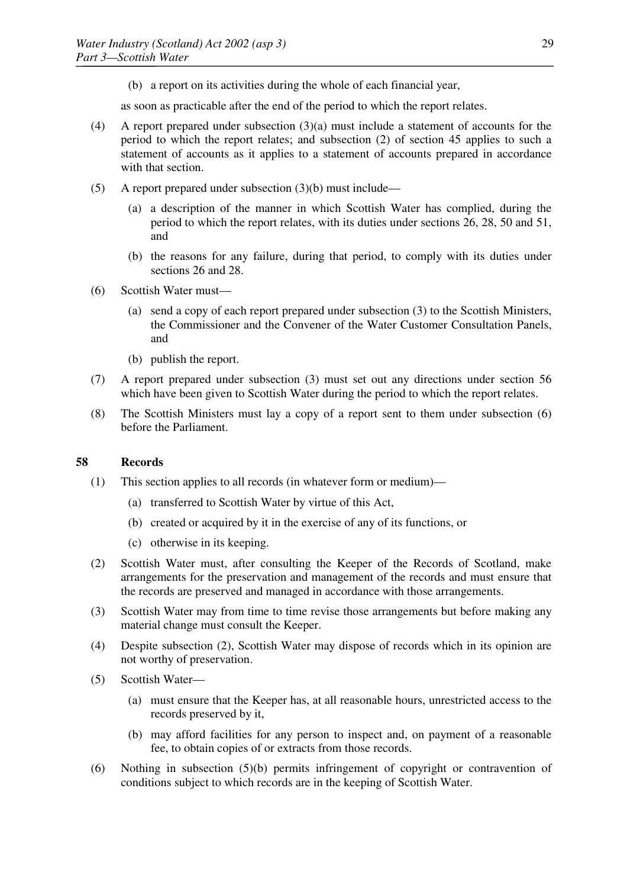(b) a report on its activities during the whole of each financial year,

as soon as practicable after the end of the period to which the report relates.

(4) A report prepared under subsection (3)(a) must include a statement of accounts for the period to which the report relates; and subsection (2) of section 45 applies to such a statement of accounts as it applies to a statement of accounts prepared in accordance with that section.

(5) A report prepared under subsection (3)(b) must include—

(a) a description of the manner in which Scottish Water has complied, during the period to which the report relates, with its duties under sections 26, 28, 50 and 51, and

(b) the reasons for any failure, during that period, to comply with its duties under sections 26 and 28.

(6) Scottish Water must—

(a) send a copy of each report prepared under subsection (3) to the Scottish Ministers, the Commissioner and the Convener of the Water Customer Consultation Panels, and

(b) publish the report.

(7) A report prepared under subsection (3) must set out any directions under section 56 which have been given to Scottish Water during the period to which the report relates.

(8) The Scottish Ministers must lay a copy of a report sent to them under subsection (6) before the Parliament.

## 58 Records

(1) This section applies to all records (in whatever form or medium)—

(a) transferred to Scottish Water by virtue of this Act,

(b) created or acquired by it in the exercise of any of its functions, or

(c) otherwise in its keeping.

(2) Scottish Water must, after consulting the Keeper of the Records of Scotland, make arrangements for the preservation and management of the records and must ensure that the records are preserved and managed in accordance with those arrangements.

(3) Scottish Water may from time to time revise those arrangements but before making any material change must consult the Keeper.

(4) Despite subsection (2), Scottish Water may dispose of records which in its opinion are not worthy of preservation.

(5) Scottish Water—

(a) must ensure that the Keeper has, at all reasonable hours, unrestricted access to the records preserved by it,

(b) may afford facilities for any person to inspect and, on payment of a reasonable fee, to obtain copies of or extracts from those records.

(6) Nothing in subsection (5)(b) permits infringement of copyright or contravention of conditions subject to which records are in the keeping of Scottish Water.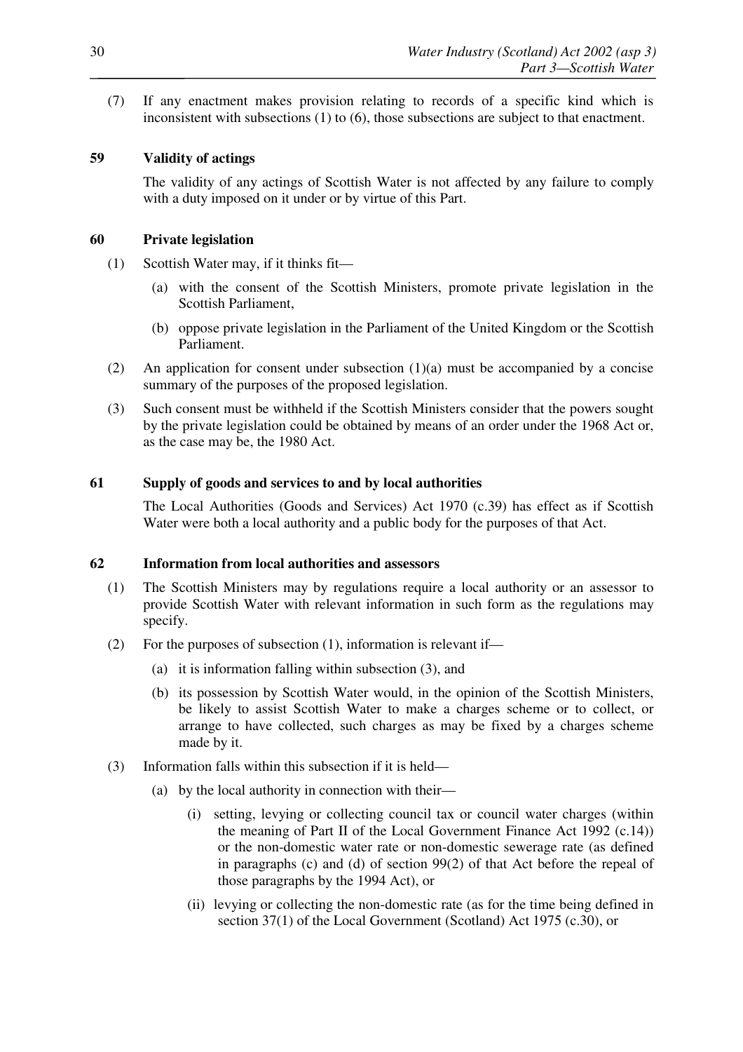(7) If any enactment makes provision relating to records of a specific kind which is inconsistent with subsections (1) to (6), those subsections are subject to that enactment.

**59 Validity of actings**

The validity of any actings of Scottish Water is not affected by any failure to comply with a duty imposed on it under or by virtue of this Part.

**60 Private legislation**

(1) Scottish Water may, if it thinks fit—

(a) with the consent of the Scottish Ministers, promote private legislation in the Scottish Parliament,

(b) oppose private legislation in the Parliament of the United Kingdom or the Scottish Parliament.

(2) An application for consent under subsection (1)(a) must be accompanied by a concise summary of the purposes of the proposed legislation.

(3) Such consent must be withheld if the Scottish Ministers consider that the powers sought by the private legislation could be obtained by means of an order under the 1968 Act or, as the case may be, the 1980 Act.

**61 Supply of goods and services to and by local authorities**

The Local Authorities (Goods and Services) Act 1970 (c.39) has effect as if Scottish Water were both a local authority and a public body for the purposes of that Act.

**62 Information from local authorities and assessors**

(1) The Scottish Ministers may by regulations require a local authority or an assessor to provide Scottish Water with relevant information in such form as the regulations may specify.

(2) For the purposes of subsection (1), information is relevant if—

(a) it is information falling within subsection (3), and

(b) its possession by Scottish Water would, in the opinion of the Scottish Ministers, be likely to assist Scottish Water to make a charges scheme or to collect, or arrange to have collected, such charges as may be fixed by a charges scheme made by it.

(3) Information falls within this subsection if it is held—

(a) by the local authority in connection with their—

(i) setting, levying or collecting council tax or council water charges (within the meaning of Part II of the Local Government Finance Act 1992 (c.14)) or the non-domestic water rate or non-domestic sewerage rate (as defined in paragraphs (c) and (d) of section 99(2) of that Act before the repeal of those paragraphs by the 1994 Act), or

(ii) levying or collecting the non-domestic rate (as for the time being defined in section 37(1) of the Local Government (Scotland) Act 1975 (c.30), or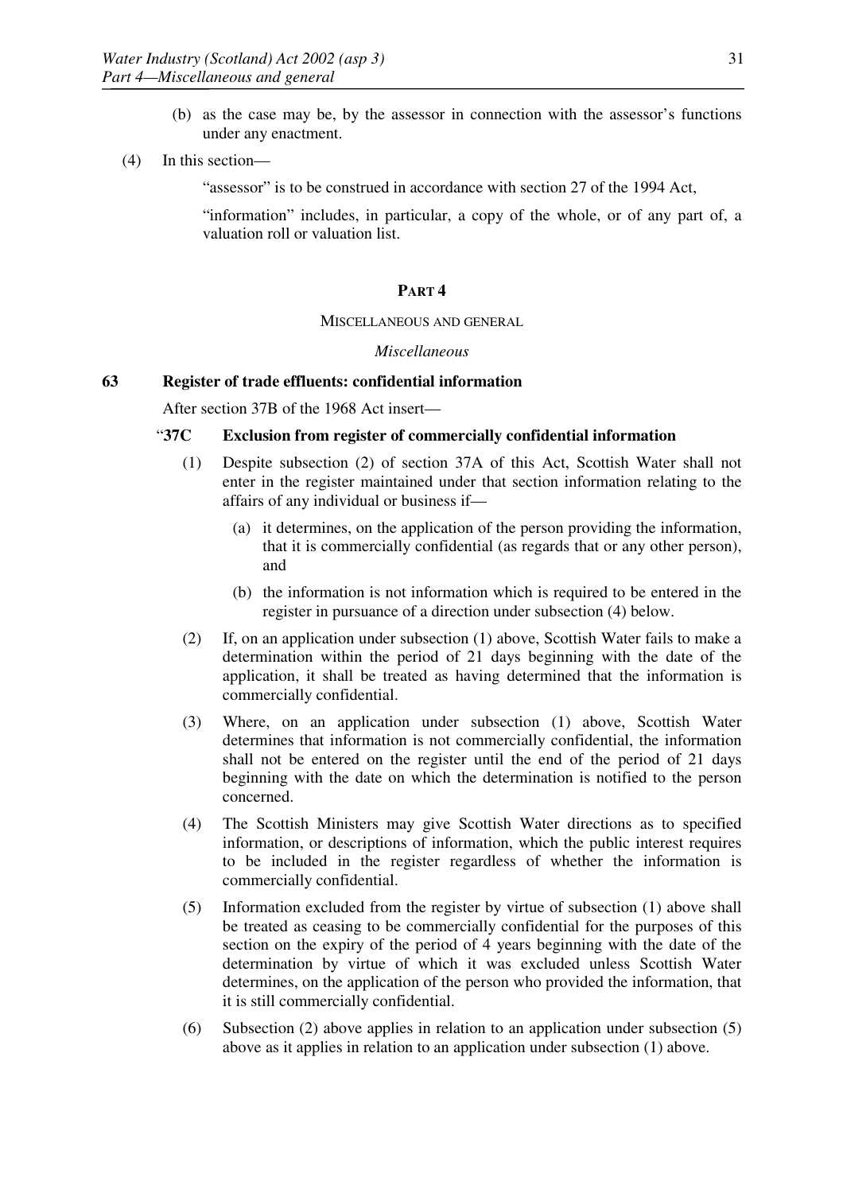(b) as the case may be, by the assessor in connection with the assessor's functions under any enactment.

(4) In this section—

"assessor" is to be construed in accordance with section 27 of the 1994 Act,

"information" includes, in particular, a copy of the whole, or of any part of, a valuation roll or valuation list.

## PART 4

### MISCELLANEOUS AND GENERAL

*Miscellaneous*

**63 Register of trade effluents: confidential information**

After section 37B of the 1968 Act insert—

"**37C Exclusion from register of commercially confidential information**

(1) Despite subsection (2) of section 37A of this Act, Scottish Water shall not enter in the register maintained under that section information relating to the affairs of any individual or business if—

(a) it determines, on the application of the person providing the information, that it is commercially confidential (as regards that or any other person), and

(b) the information is not information which is required to be entered in the register in pursuance of a direction under subsection (4) below.

(2) If, on an application under subsection (1) above, Scottish Water fails to make a determination within the period of 21 days beginning with the date of the application, it shall be treated as having determined that the information is commercially confidential.

(3) Where, on an application under subsection (1) above, Scottish Water determines that information is not commercially confidential, the information shall not be entered on the register until the end of the period of 21 days beginning with the date on which the determination is notified to the person concerned.

(4) The Scottish Ministers may give Scottish Water directions as to specified information, or descriptions of information, which the public interest requires to be included in the register regardless of whether the information is commercially confidential.

(5) Information excluded from the register by virtue of subsection (1) above shall be treated as ceasing to be commercially confidential for the purposes of this section on the expiry of the period of 4 years beginning with the date of the determination by virtue of which it was excluded unless Scottish Water determines, on the application of the person who provided the information, that it is still commercially confidential.

(6) Subsection (2) above applies in relation to an application under subsection (5) above as it applies in relation to an application under subsection (1) above.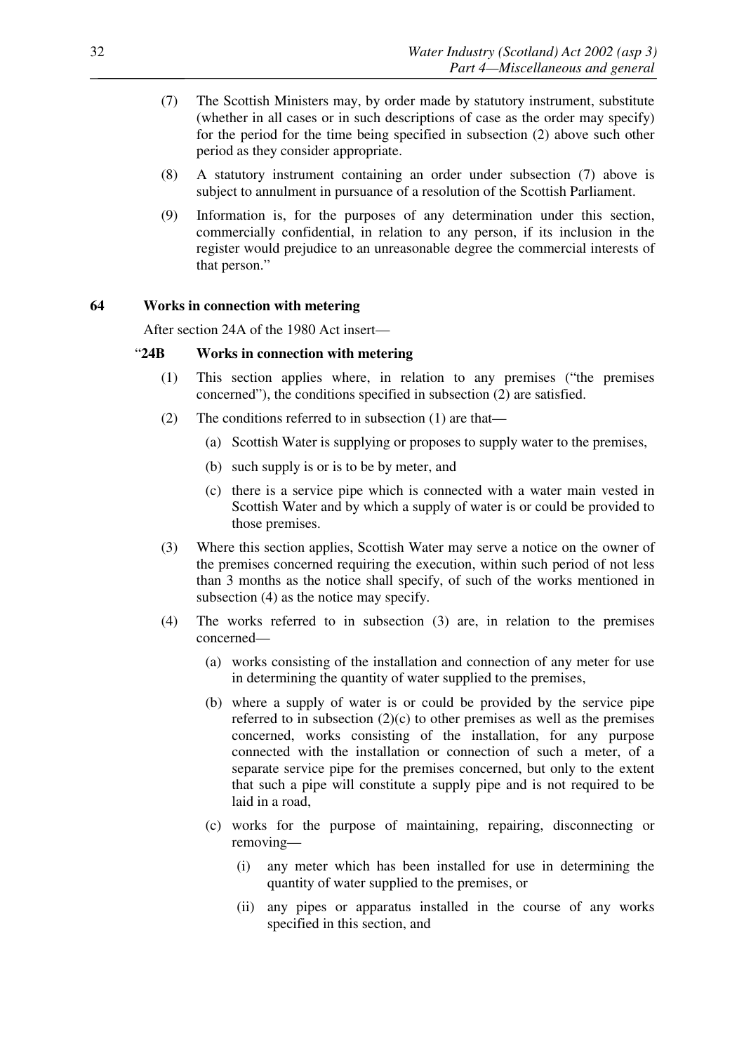(7) The Scottish Ministers may, by order made by statutory instrument, substitute (whether in all cases or in such descriptions of case as the order may specify) for the period for the time being specified in subsection (2) above such other period as they consider appropriate.

(8) A statutory instrument containing an order under subsection (7) above is subject to annulment in pursuance of a resolution of the Scottish Parliament.

(9) Information is, for the purposes of any determination under this section, commercially confidential, in relation to any person, if its inclusion in the register would prejudice to an unreasonable degree the commercial interests of that person."

## 64 Works in connection with metering

After section 24A of the 1980 Act insert—

### "24B Works in connection with metering

(1) This section applies where, in relation to any premises ("the premises concerned"), the conditions specified in subsection (2) are satisfied.

(2) The conditions referred to in subsection (1) are that—

(a) Scottish Water is supplying or proposes to supply water to the premises,

(b) such supply is or is to be by meter, and

(c) there is a service pipe which is connected with a water main vested in Scottish Water and by which a supply of water is or could be provided to those premises.

(3) Where this section applies, Scottish Water may serve a notice on the owner of the premises concerned requiring the execution, within such period of not less than 3 months as the notice shall specify, of such of the works mentioned in subsection (4) as the notice may specify.

(4) The works referred to in subsection (3) are, in relation to the premises concerned—

(a) works consisting of the installation and connection of any meter for use in determining the quantity of water supplied to the premises,

(b) where a supply of water is or could be provided by the service pipe referred to in subsection (2)(c) to other premises as well as the premises concerned, works consisting of the installation, for any purpose connected with the installation or connection of such a meter, of a separate service pipe for the premises concerned, but only to the extent that such a pipe will constitute a supply pipe and is not required to be laid in a road,

(c) works for the purpose of maintaining, repairing, disconnecting or removing—

(i) any meter which has been installed for use in determining the quantity of water supplied to the premises, or

(ii) any pipes or apparatus installed in the course of any works specified in this section, and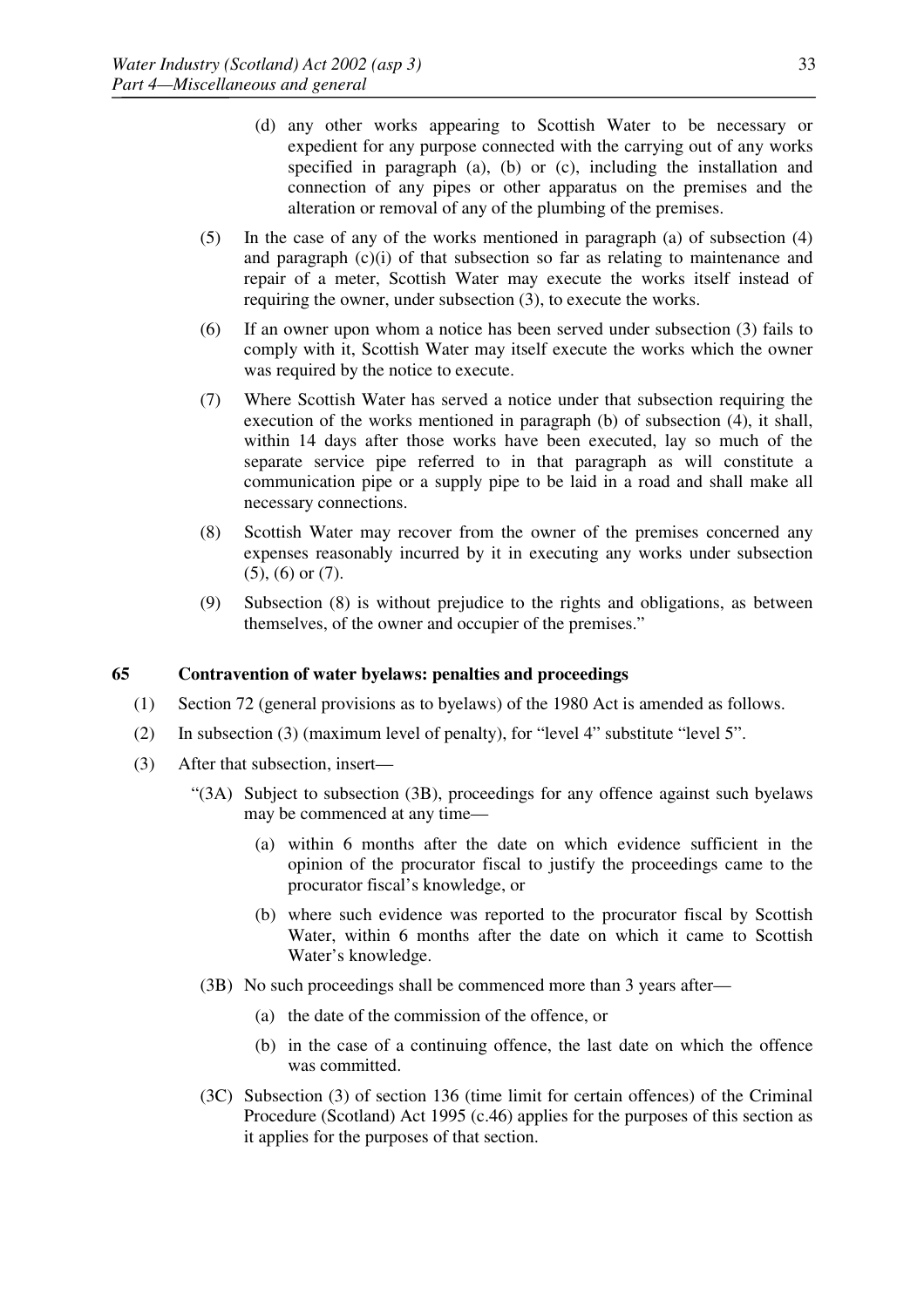(d) any other works appearing to Scottish Water to be necessary or expedient for any purpose connected with the carrying out of any works specified in paragraph (a), (b) or (c), including the installation and connection of any pipes or other apparatus on the premises and the alteration or removal of any of the plumbing of the premises.

(5) In the case of any of the works mentioned in paragraph (a) of subsection (4) and paragraph (c)(i) of that subsection so far as relating to maintenance and repair of a meter, Scottish Water may execute the works itself instead of requiring the owner, under subsection (3), to execute the works.

(6) If an owner upon whom a notice has been served under subsection (3) fails to comply with it, Scottish Water may itself execute the works which the owner was required by the notice to execute.

(7) Where Scottish Water has served a notice under that subsection requiring the execution of the works mentioned in paragraph (b) of subsection (4), it shall, within 14 days after those works have been executed, lay so much of the separate service pipe referred to in that paragraph as will constitute a communication pipe or a supply pipe to be laid in a road and shall make all necessary connections.

(8) Scottish Water may recover from the owner of the premises concerned any expenses reasonably incurred by it in executing any works under subsection (5), (6) or (7).

(9) Subsection (8) is without prejudice to the rights and obligations, as between themselves, of the owner and occupier of the premises."

### 65 Contravention of water byelaws: penalties and proceedings

(1) Section 72 (general provisions as to byelaws) of the 1980 Act is amended as follows.

(2) In subsection (3) (maximum level of penalty), for "level 4" substitute "level 5".

(3) After that subsection, insert—

"(3A) Subject to subsection (3B), proceedings for any offence against such byelaws may be commenced at any time—

(a) within 6 months after the date on which evidence sufficient in the opinion of the procurator fiscal to justify the proceedings came to the procurator fiscal's knowledge, or

(b) where such evidence was reported to the procurator fiscal by Scottish Water, within 6 months after the date on which it came to Scottish Water's knowledge.

(3B) No such proceedings shall be commenced more than 3 years after—

(a) the date of the commission of the offence, or

(b) in the case of a continuing offence, the last date on which the offence was committed.

(3C) Subsection (3) of section 136 (time limit for certain offences) of the Criminal Procedure (Scotland) Act 1995 (c.46) applies for the purposes of this section as it applies for the purposes of that section.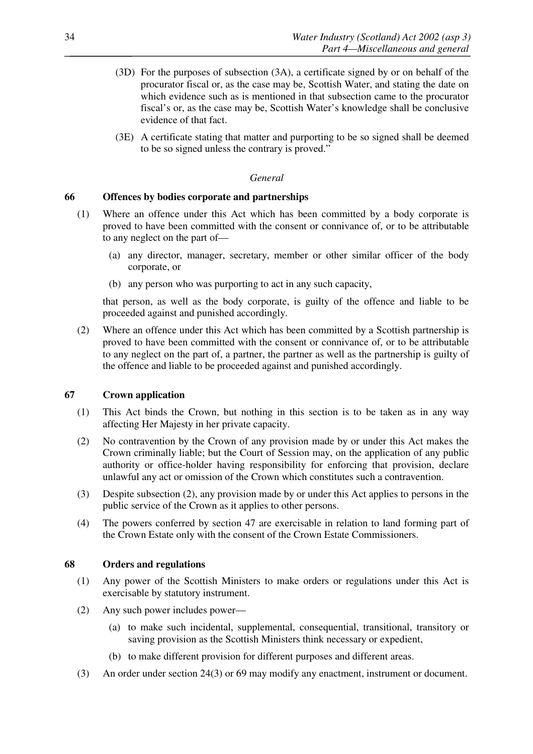(3D) For the purposes of subsection (3A), a certificate signed by or on behalf of the procurator fiscal or, as the case may be, Scottish Water, and stating the date on which evidence such as is mentioned in that subsection came to the procurator fiscal's or, as the case may be, Scottish Water's knowledge shall be conclusive evidence of that fact.

(3E) A certificate stating that matter and purporting to be so signed shall be deemed to be so signed unless the contrary is proved."

*General*

### 66 Offences by bodies corporate and partnerships

(1) Where an offence under this Act which has been committed by a body corporate is proved to have been committed with the consent or connivance of, or to be attributable to any neglect on the part of—

(a) any director, manager, secretary, member or other similar officer of the body corporate, or

(b) any person who was purporting to act in any such capacity,

that person, as well as the body corporate, is guilty of the offence and liable to be proceeded against and punished accordingly.

(2) Where an offence under this Act which has been committed by a Scottish partnership is proved to have been committed with the consent or connivance of, or to be attributable to any neglect on the part of, a partner, the partner as well as the partnership is guilty of the offence and liable to be proceeded against and punished accordingly.

### 67 Crown application

(1) This Act binds the Crown, but nothing in this section is to be taken as in any way affecting Her Majesty in her private capacity.

(2) No contravention by the Crown of any provision made by or under this Act makes the Crown criminally liable; but the Court of Session may, on the application of any public authority or office-holder having responsibility for enforcing that provision, declare unlawful any act or omission of the Crown which constitutes such a contravention.

(3) Despite subsection (2), any provision made by or under this Act applies to persons in the public service of the Crown as it applies to other persons.

(4) The powers conferred by section 47 are exercisable in relation to land forming part of the Crown Estate only with the consent of the Crown Estate Commissioners.

### 68 Orders and regulations

(1) Any power of the Scottish Ministers to make orders or regulations under this Act is exercisable by statutory instrument.

(2) Any such power includes power—

(a) to make such incidental, supplemental, consequential, transitional, transitory or saving provision as the Scottish Ministers think necessary or expedient,

(b) to make different provision for different purposes and different areas.

(3) An order under section 24(3) or 69 may modify any enactment, instrument or document.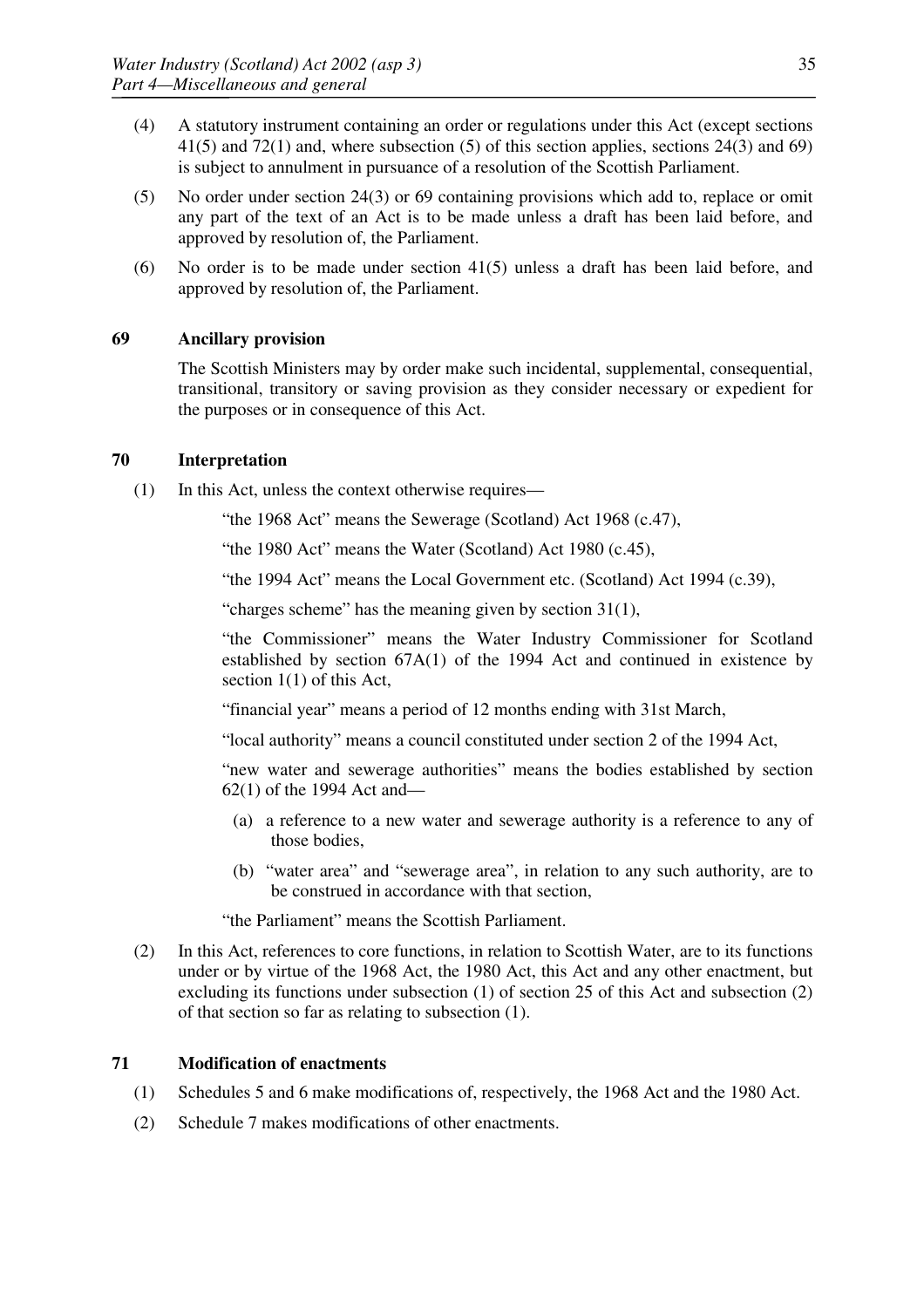(4) A statutory instrument containing an order or regulations under this Act (except sections 41(5) and 72(1) and, where subsection (5) of this section applies, sections 24(3) and 69) is subject to annulment in pursuance of a resolution of the Scottish Parliament.

(5) No order under section 24(3) or 69 containing provisions which add to, replace or omit any part of the text of an Act is to be made unless a draft has been laid before, and approved by resolution of, the Parliament.

(6) No order is to be made under section 41(5) unless a draft has been laid before, and approved by resolution of, the Parliament.

### 69 Ancillary provision

The Scottish Ministers may by order make such incidental, supplemental, consequential, transitional, transitory or saving provision as they consider necessary or expedient for the purposes or in consequence of this Act.

### 70 Interpretation

(1) In this Act, unless the context otherwise requires—

"the 1968 Act" means the Sewerage (Scotland) Act 1968 (c.47),

"the 1980 Act" means the Water (Scotland) Act 1980 (c.45),

"the 1994 Act" means the Local Government etc. (Scotland) Act 1994 (c.39),

"charges scheme" has the meaning given by section 31(1),

"the Commissioner" means the Water Industry Commissioner for Scotland established by section 67A(1) of the 1994 Act and continued in existence by section 1(1) of this Act,

"financial year" means a period of 12 months ending with 31st March,

"local authority" means a council constituted under section 2 of the 1994 Act,

"new water and sewerage authorities" means the bodies established by section 62(1) of the 1994 Act and—

(a) a reference to a new water and sewerage authority is a reference to any of those bodies,

(b) "water area" and "sewerage area", in relation to any such authority, are to be construed in accordance with that section,

"the Parliament" means the Scottish Parliament.

(2) In this Act, references to core functions, in relation to Scottish Water, are to its functions under or by virtue of the 1968 Act, the 1980 Act, this Act and any other enactment, but excluding its functions under subsection (1) of section 25 of this Act and subsection (2) of that section so far as relating to subsection (1).

### 71 Modification of enactments

(1) Schedules 5 and 6 make modifications of, respectively, the 1968 Act and the 1980 Act.

(2) Schedule 7 makes modifications of other enactments.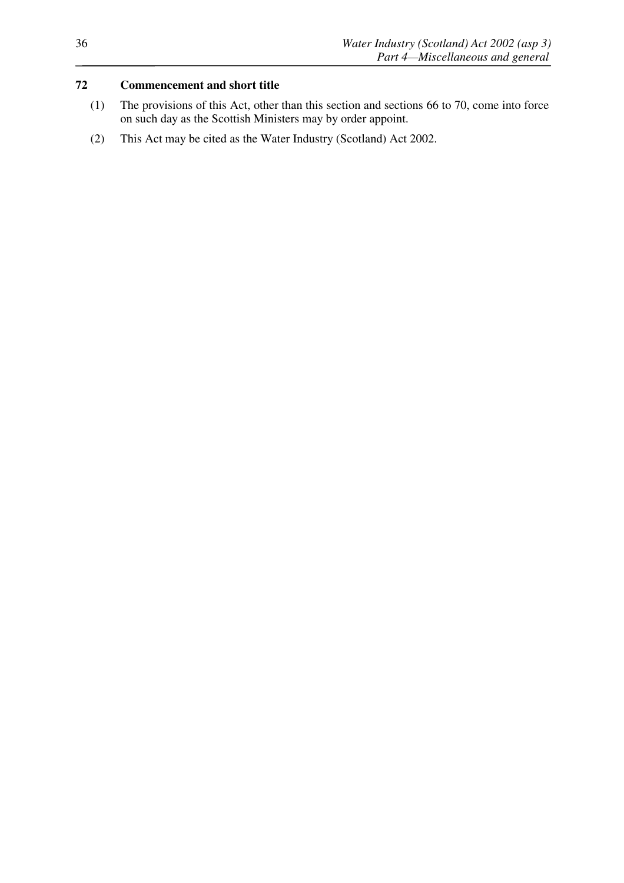### 72 Commencement and short title

(1) The provisions of this Act, other than this section and sections 66 to 70, come into force on such day as the Scottish Ministers may by order appoint.

(2) This Act may be cited as the Water Industry (Scotland) Act 2002.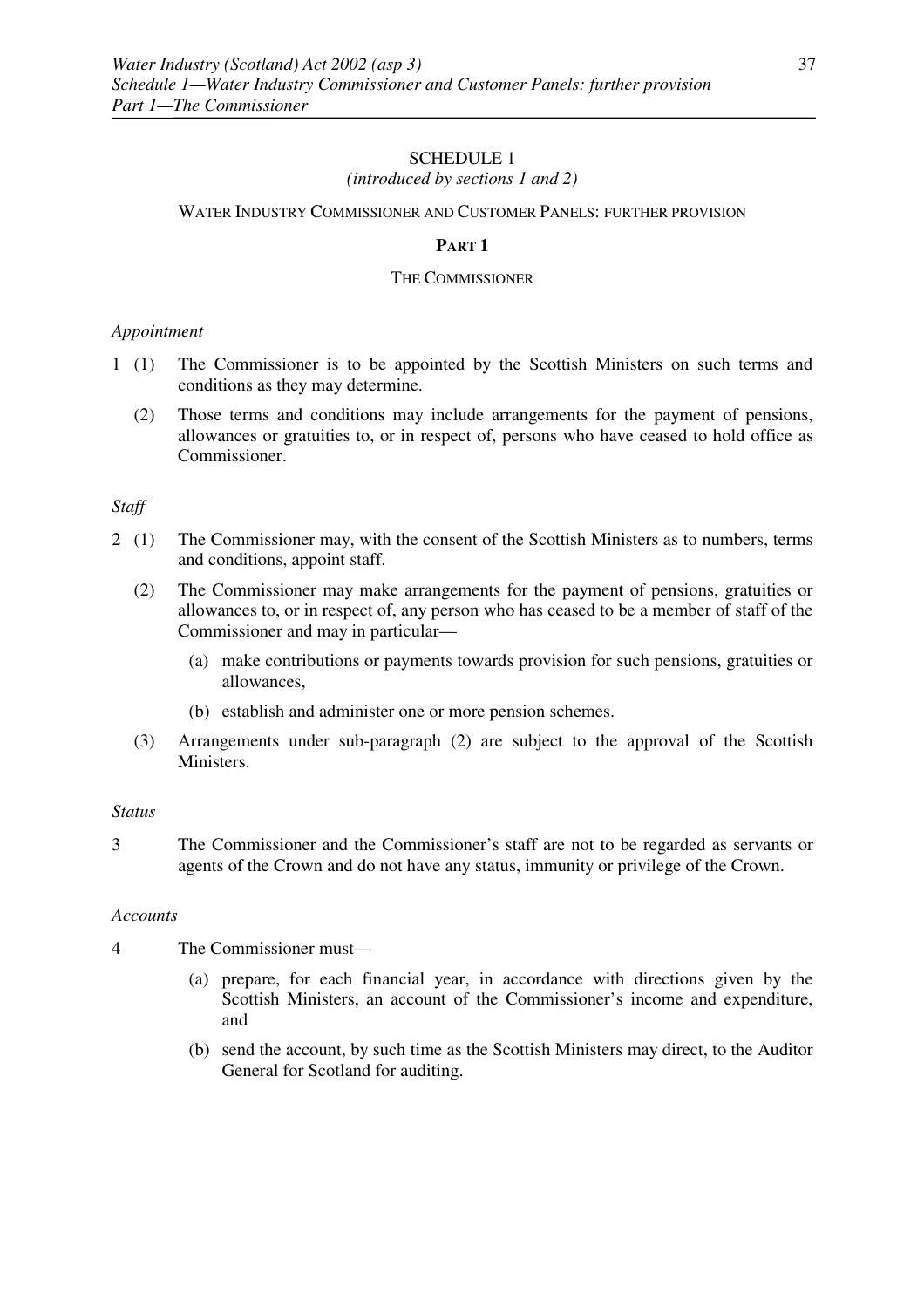## SCHEDULE 1

*(introduced by sections 1 and 2)*

WATER INDUSTRY COMMISSIONER AND CUSTOMER PANELS: FURTHER PROVISION

### PART 1

#### THE COMMISSIONER

*Appointment*

1 (1) The Commissioner is to be appointed by the Scottish Ministers on such terms and conditions as they may determine.

(2) Those terms and conditions may include arrangements for the payment of pensions, allowances or gratuities to, or in respect of, persons who have ceased to hold office as Commissioner.

*Staff*

2 (1) The Commissioner may, with the consent of the Scottish Ministers as to numbers, terms and conditions, appoint staff.

(2) The Commissioner may make arrangements for the payment of pensions, gratuities or allowances to, or in respect of, any person who has ceased to be a member of staff of the Commissioner and may in particular—

(a) make contributions or payments towards provision for such pensions, gratuities or allowances,

(b) establish and administer one or more pension schemes.

(3) Arrangements under sub-paragraph (2) are subject to the approval of the Scottish Ministers.

*Status*

3 The Commissioner and the Commissioner's staff are not to be regarded as servants or agents of the Crown and do not have any status, immunity or privilege of the Crown.

*Accounts*

4 The Commissioner must—

(a) prepare, for each financial year, in accordance with directions given by the Scottish Ministers, an account of the Commissioner's income and expenditure, and

(b) send the account, by such time as the Scottish Ministers may direct, to the Auditor General for Scotland for auditing.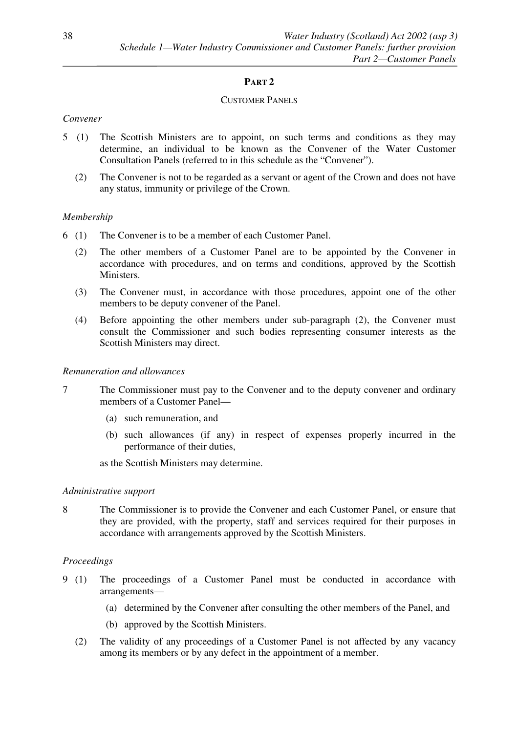## PART 2

### CUSTOMER PANELS

*Convener*

5 (1) The Scottish Ministers are to appoint, on such terms and conditions as they may determine, an individual to be known as the Convener of the Water Customer Consultation Panels (referred to in this schedule as the "Convener").

(2) The Convener is not to be regarded as a servant or agent of the Crown and does not have any status, immunity or privilege of the Crown.

*Membership*

6 (1) The Convener is to be a member of each Customer Panel.

(2) The other members of a Customer Panel are to be appointed by the Convener in accordance with procedures, and on terms and conditions, approved by the Scottish Ministers.

(3) The Convener must, in accordance with those procedures, appoint one of the other members to be deputy convener of the Panel.

(4) Before appointing the other members under sub-paragraph (2), the Convener must consult the Commissioner and such bodies representing consumer interests as the Scottish Ministers may direct.

*Remuneration and allowances*

7 The Commissioner must pay to the Convener and to the deputy convener and ordinary members of a Customer Panel—

(a) such remuneration, and

(b) such allowances (if any) in respect of expenses properly incurred in the performance of their duties,

as the Scottish Ministers may determine.

*Administrative support*

8 The Commissioner is to provide the Convener and each Customer Panel, or ensure that they are provided, with the property, staff and services required for their purposes in accordance with arrangements approved by the Scottish Ministers.

*Proceedings*

9 (1) The proceedings of a Customer Panel must be conducted in accordance with arrangements—

(a) determined by the Convener after consulting the other members of the Panel, and

(b) approved by the Scottish Ministers.

(2) The validity of any proceedings of a Customer Panel is not affected by any vacancy among its members or by any defect in the appointment of a member.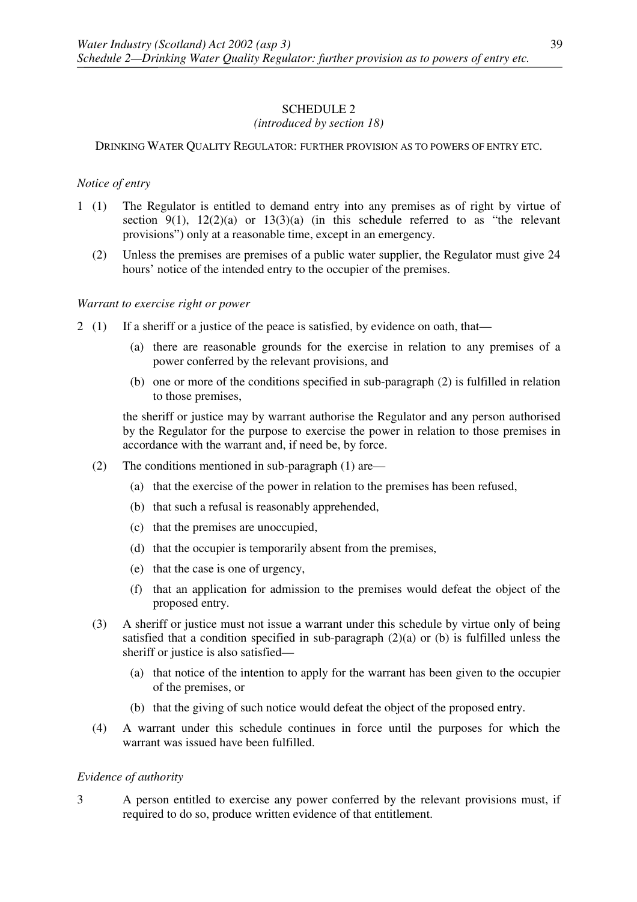# SCHEDULE 2

*(introduced by section 18)*

## DRINKING WATER QUALITY REGULATOR: FURTHER PROVISION AS TO POWERS OF ENTRY ETC.

*Notice of entry*

1 (1) The Regulator is entitled to demand entry into any premises as of right by virtue of section 9(1), 12(2)(a) or 13(3)(a) (in this schedule referred to as "the relevant provisions") only at a reasonable time, except in an emergency.

(2) Unless the premises are premises of a public water supplier, the Regulator must give 24 hours' notice of the intended entry to the occupier of the premises.

*Warrant to exercise right or power*

2 (1) If a sheriff or a justice of the peace is satisfied, by evidence on oath, that—

(a) there are reasonable grounds for the exercise in relation to any premises of a power conferred by the relevant provisions, and

(b) one or more of the conditions specified in sub-paragraph (2) is fulfilled in relation to those premises,

the sheriff or justice may by warrant authorise the Regulator and any person authorised by the Regulator for the purpose to exercise the power in relation to those premises in accordance with the warrant and, if need be, by force.

(2) The conditions mentioned in sub-paragraph (1) are—

(a) that the exercise of the power in relation to the premises has been refused,

(b) that such a refusal is reasonably apprehended,

(c) that the premises are unoccupied,

(d) that the occupier is temporarily absent from the premises,

(e) that the case is one of urgency,

(f) that an application for admission to the premises would defeat the object of the proposed entry.

(3) A sheriff or justice must not issue a warrant under this schedule by virtue only of being satisfied that a condition specified in sub-paragraph (2)(a) or (b) is fulfilled unless the sheriff or justice is also satisfied—

(a) that notice of the intention to apply for the warrant has been given to the occupier of the premises, or

(b) that the giving of such notice would defeat the object of the proposed entry.

(4) A warrant under this schedule continues in force until the purposes for which the warrant was issued have been fulfilled.

*Evidence of authority*

3 A person entitled to exercise any power conferred by the relevant provisions must, if required to do so, produce written evidence of that entitlement.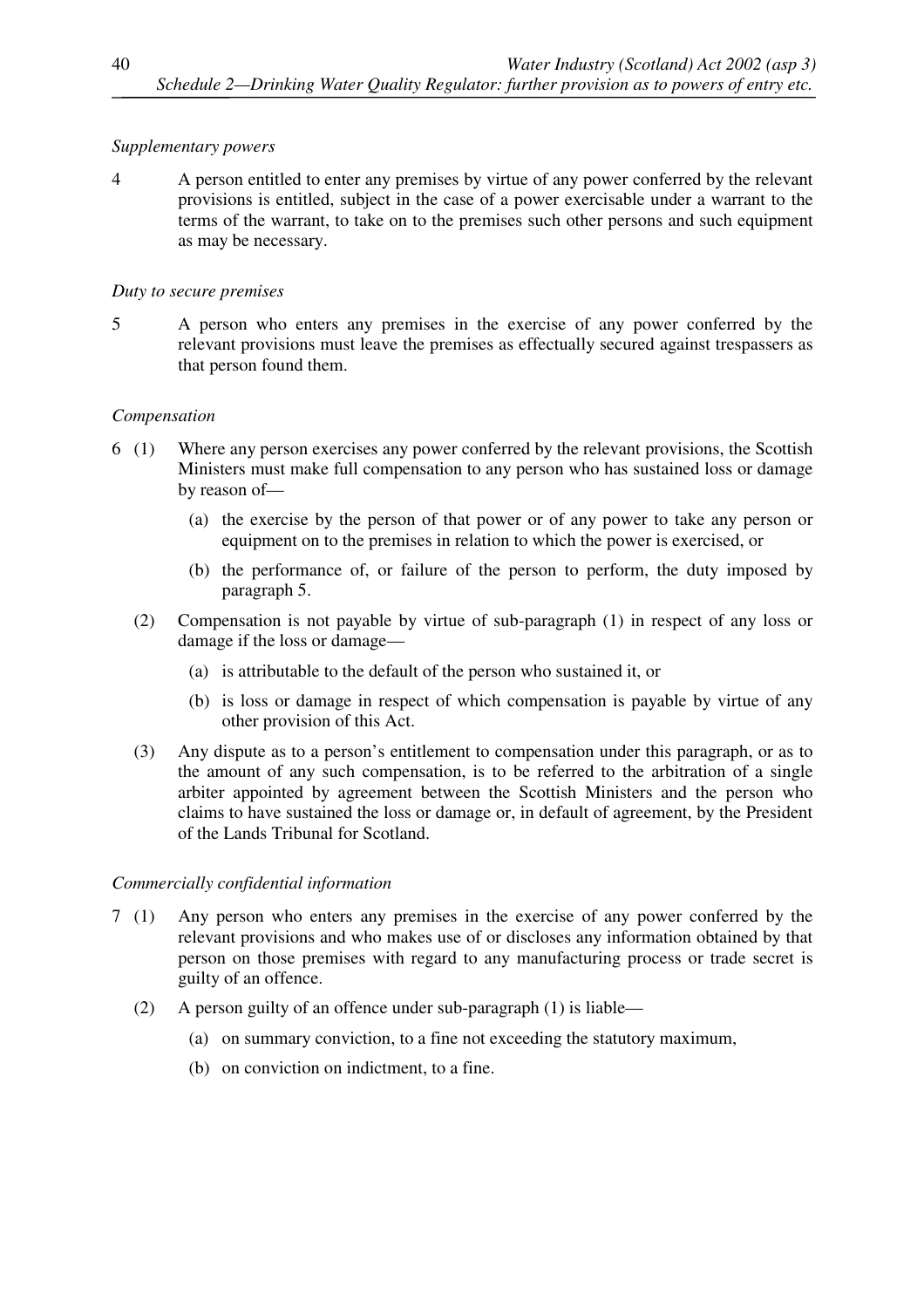*Supplementary powers*

4 A person entitled to enter any premises by virtue of any power conferred by the relevant provisions is entitled, subject in the case of a power exercisable under a warrant to the terms of the warrant, to take on to the premises such other persons and such equipment as may be necessary.

*Duty to secure premises*

5 A person who enters any premises in the exercise of any power conferred by the relevant provisions must leave the premises as effectually secured against trespassers as that person found them.

*Compensation*

6 (1) Where any person exercises any power conferred by the relevant provisions, the Scottish Ministers must make full compensation to any person who has sustained loss or damage by reason of—

(a) the exercise by the person of that power or of any power to take any person or equipment on to the premises in relation to which the power is exercised, or

(b) the performance of, or failure of the person to perform, the duty imposed by paragraph 5.

(2) Compensation is not payable by virtue of sub-paragraph (1) in respect of any loss or damage if the loss or damage—

(a) is attributable to the default of the person who sustained it, or

(b) is loss or damage in respect of which compensation is payable by virtue of any other provision of this Act.

(3) Any dispute as to a person's entitlement to compensation under this paragraph, or as to the amount of any such compensation, is to be referred to the arbitration of a single arbiter appointed by agreement between the Scottish Ministers and the person who claims to have sustained the loss or damage or, in default of agreement, by the President of the Lands Tribunal for Scotland.

*Commercially confidential information*

7 (1) Any person who enters any premises in the exercise of any power conferred by the relevant provisions and who makes use of or discloses any information obtained by that person on those premises with regard to any manufacturing process or trade secret is guilty of an offence.

(2) A person guilty of an offence under sub-paragraph (1) is liable—

(a) on summary conviction, to a fine not exceeding the statutory maximum,

(b) on conviction on indictment, to a fine.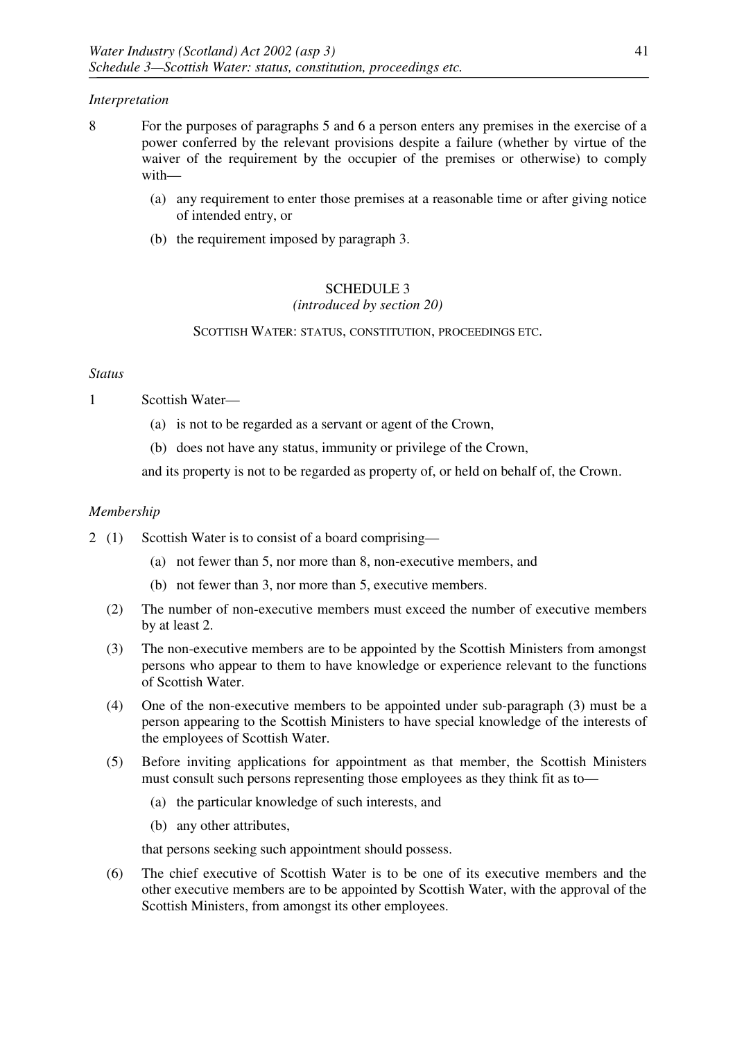*Interpretation*

8 For the purposes of paragraphs 5 and 6 a person enters any premises in the exercise of a power conferred by the relevant provisions despite a failure (whether by virtue of the waiver of the requirement by the occupier of the premises or otherwise) to comply with—

(a) any requirement to enter those premises at a reasonable time or after giving notice of intended entry, or

(b) the requirement imposed by paragraph 3.

## SCHEDULE 3

*(introduced by section 20)*

### SCOTTISH WATER: STATUS, CONSTITUTION, PROCEEDINGS ETC.

*Status*

1 Scottish Water—

(a) is not to be regarded as a servant or agent of the Crown,

(b) does not have any status, immunity or privilege of the Crown,

and its property is not to be regarded as property of, or held on behalf of, the Crown.

*Membership*

2 (1) Scottish Water is to consist of a board comprising—

(a) not fewer than 5, nor more than 8, non-executive members, and

(b) not fewer than 3, nor more than 5, executive members.

(2) The number of non-executive members must exceed the number of executive members by at least 2.

(3) The non-executive members are to be appointed by the Scottish Ministers from amongst persons who appear to them to have knowledge or experience relevant to the functions of Scottish Water.

(4) One of the non-executive members to be appointed under sub-paragraph (3) must be a person appearing to the Scottish Ministers to have special knowledge of the interests of the employees of Scottish Water.

(5) Before inviting applications for appointment as that member, the Scottish Ministers must consult such persons representing those employees as they think fit as to—

(a) the particular knowledge of such interests, and

(b) any other attributes,

that persons seeking such appointment should possess.

(6) The chief executive of Scottish Water is to be one of its executive members and the other executive members are to be appointed by Scottish Water, with the approval of the Scottish Ministers, from amongst its other employees.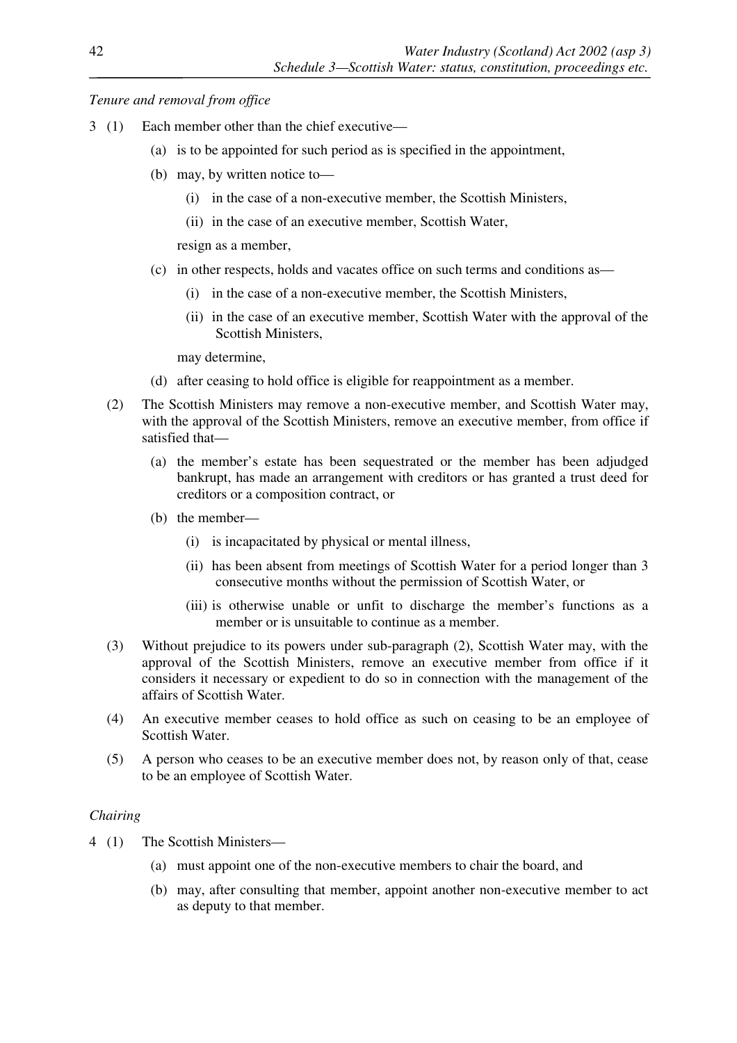*Tenure and removal from office*

3 (1) Each member other than the chief executive—

(a) is to be appointed for such period as is specified in the appointment,

(b) may, by written notice to—

(i) in the case of a non-executive member, the Scottish Ministers,

(ii) in the case of an executive member, Scottish Water,

resign as a member,

(c) in other respects, holds and vacates office on such terms and conditions as—

(i) in the case of a non-executive member, the Scottish Ministers,

(ii) in the case of an executive member, Scottish Water with the approval of the Scottish Ministers,

may determine,

(d) after ceasing to hold office is eligible for reappointment as a member.

(2) The Scottish Ministers may remove a non-executive member, and Scottish Water may, with the approval of the Scottish Ministers, remove an executive member, from office if satisfied that—

(a) the member's estate has been sequestrated or the member has been adjudged bankrupt, has made an arrangement with creditors or has granted a trust deed for creditors or a composition contract, or

(b) the member—

(i) is incapacitated by physical or mental illness,

(ii) has been absent from meetings of Scottish Water for a period longer than 3 consecutive months without the permission of Scottish Water, or

(iii) is otherwise unable or unfit to discharge the member's functions as a member or is unsuitable to continue as a member.

(3) Without prejudice to its powers under sub-paragraph (2), Scottish Water may, with the approval of the Scottish Ministers, remove an executive member from office if it considers it necessary or expedient to do so in connection with the management of the affairs of Scottish Water.

(4) An executive member ceases to hold office as such on ceasing to be an employee of Scottish Water.

(5) A person who ceases to be an executive member does not, by reason only of that, cease to be an employee of Scottish Water.

*Chairing*

4 (1) The Scottish Ministers—

(a) must appoint one of the non-executive members to chair the board, and

(b) may, after consulting that member, appoint another non-executive member to act as deputy to that member.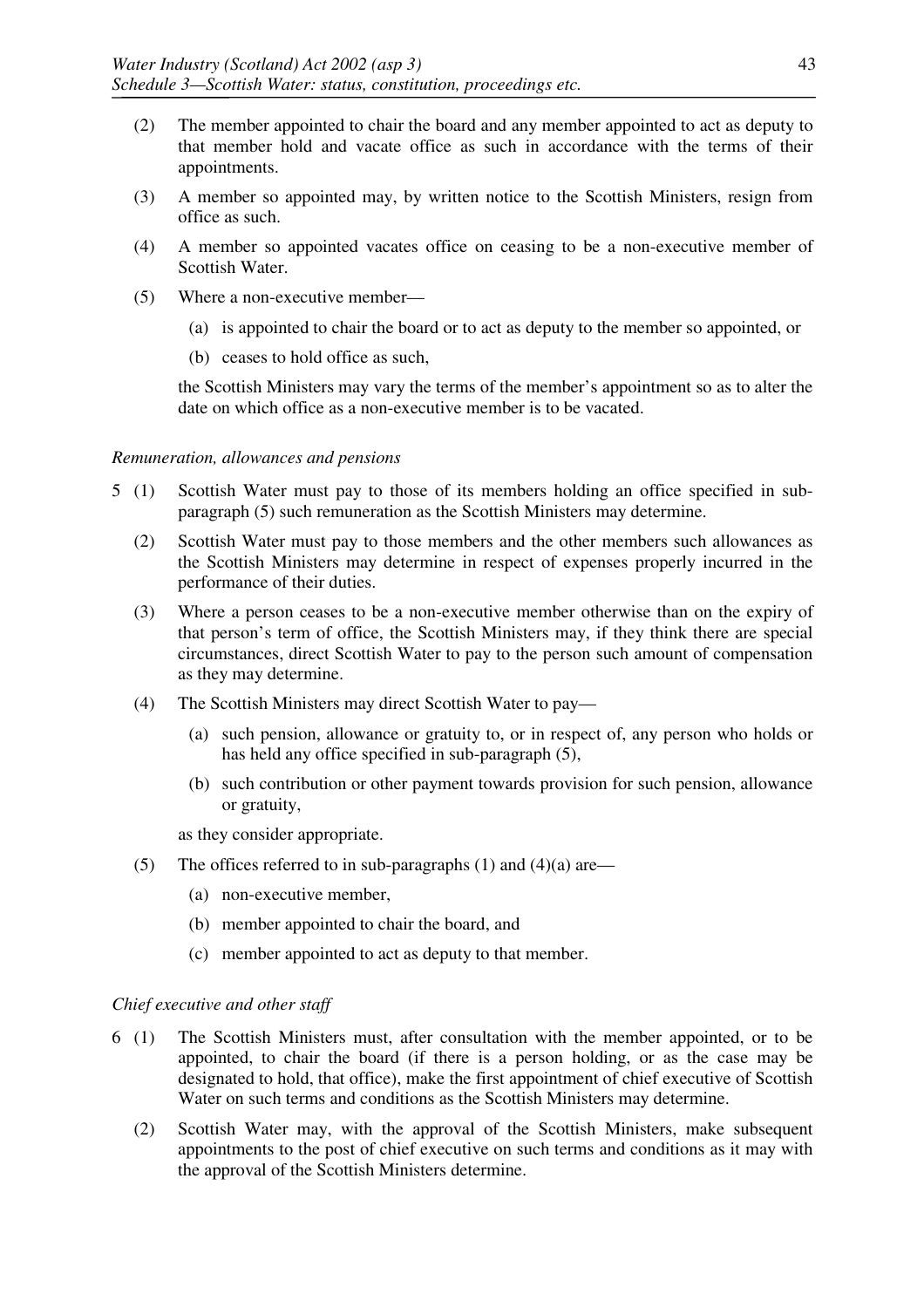(2) The member appointed to chair the board and any member appointed to act as deputy to that member hold and vacate office as such in accordance with the terms of their appointments.

(3) A member so appointed may, by written notice to the Scottish Ministers, resign from office as such.

(4) A member so appointed vacates office on ceasing to be a non-executive member of Scottish Water.

(5) Where a non-executive member—

(a) is appointed to chair the board or to act as deputy to the member so appointed, or

(b) ceases to hold office as such,

the Scottish Ministers may vary the terms of the member's appointment so as to alter the date on which office as a non-executive member is to be vacated.

*Remuneration, allowances and pensions*

5 (1) Scottish Water must pay to those of its members holding an office specified in sub-paragraph (5) such remuneration as the Scottish Ministers may determine.

(2) Scottish Water must pay to those members and the other members such allowances as the Scottish Ministers may determine in respect of expenses properly incurred in the performance of their duties.

(3) Where a person ceases to be a non-executive member otherwise than on the expiry of that person's term of office, the Scottish Ministers may, if they think there are special circumstances, direct Scottish Water to pay to the person such amount of compensation as they may determine.

(4) The Scottish Ministers may direct Scottish Water to pay—

(a) such pension, allowance or gratuity to, or in respect of, any person who holds or has held any office specified in sub-paragraph (5),

(b) such contribution or other payment towards provision for such pension, allowance or gratuity,

as they consider appropriate.

(5) The offices referred to in sub-paragraphs (1) and (4)(a) are—

(a) non-executive member,

(b) member appointed to chair the board, and

(c) member appointed to act as deputy to that member.

*Chief executive and other staff*

6 (1) The Scottish Ministers must, after consultation with the member appointed, or to be appointed, to chair the board (if there is a person holding, or as the case may be designated to hold, that office), make the first appointment of chief executive of Scottish Water on such terms and conditions as the Scottish Ministers may determine.

(2) Scottish Water may, with the approval of the Scottish Ministers, make subsequent appointments to the post of chief executive on such terms and conditions as it may with the approval of the Scottish Ministers determine.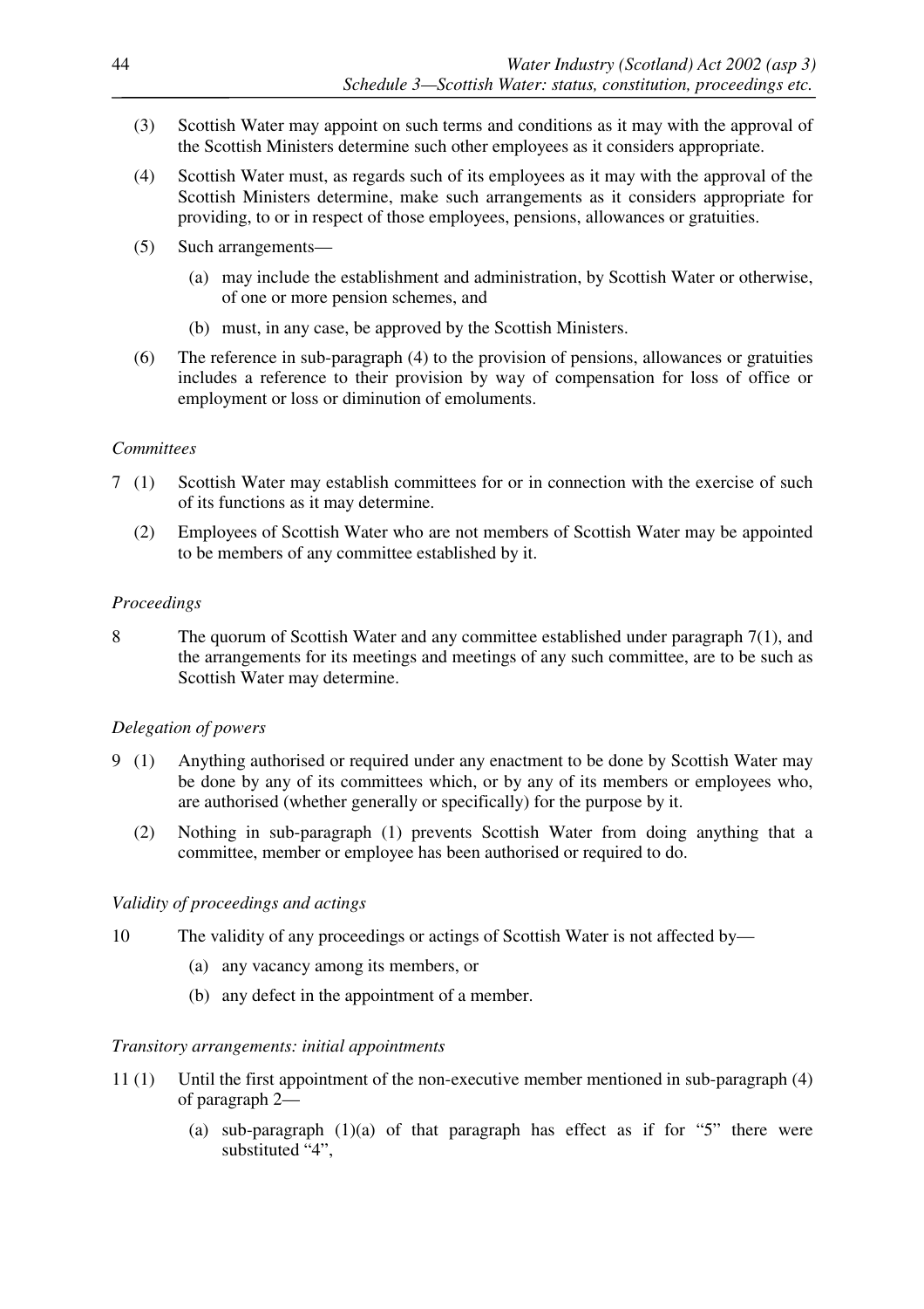(3) Scottish Water may appoint on such terms and conditions as it may with the approval of the Scottish Ministers determine such other employees as it considers appropriate.

(4) Scottish Water must, as regards such of its employees as it may with the approval of the Scottish Ministers determine, make such arrangements as it considers appropriate for providing, to or in respect of those employees, pensions, allowances or gratuities.

(5) Such arrangements—

(a) may include the establishment and administration, by Scottish Water or otherwise, of one or more pension schemes, and

(b) must, in any case, be approved by the Scottish Ministers.

(6) The reference in sub-paragraph (4) to the provision of pensions, allowances or gratuities includes a reference to their provision by way of compensation for loss of office or employment or loss or diminution of emoluments.

*Committees*

7 (1) Scottish Water may establish committees for or in connection with the exercise of such of its functions as it may determine.

(2) Employees of Scottish Water who are not members of Scottish Water may be appointed to be members of any committee established by it.

*Proceedings*

8 The quorum of Scottish Water and any committee established under paragraph 7(1), and the arrangements for its meetings and meetings of any such committee, are to be such as Scottish Water may determine.

*Delegation of powers*

9 (1) Anything authorised or required under any enactment to be done by Scottish Water may be done by any of its committees which, or by any of its members or employees who, are authorised (whether generally or specifically) for the purpose by it.

(2) Nothing in sub-paragraph (1) prevents Scottish Water from doing anything that a committee, member or employee has been authorised or required to do.

*Validity of proceedings and actings*

10 The validity of any proceedings or actings of Scottish Water is not affected by—

(a) any vacancy among its members, or

(b) any defect in the appointment of a member.

*Transitory arrangements: initial appointments*

11 (1) Until the first appointment of the non-executive member mentioned in sub-paragraph (4) of paragraph 2—

(a) sub-paragraph (1)(a) of that paragraph has effect as if for "5" there were substituted "4",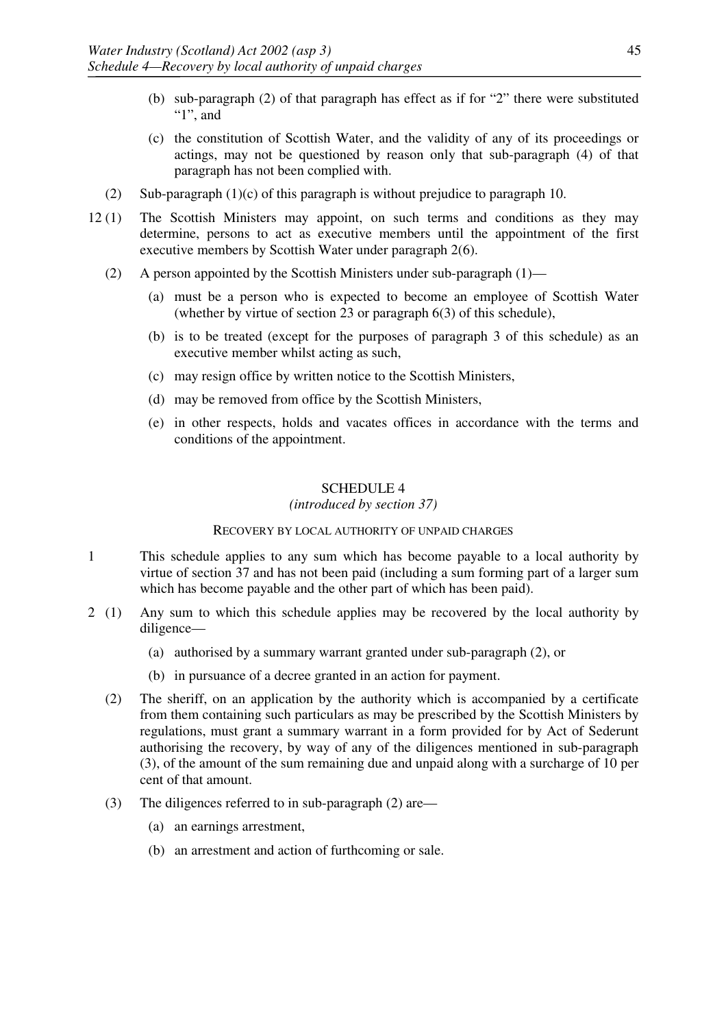(b) sub-paragraph (2) of that paragraph has effect as if for "2" there were substituted "1", and

(c) the constitution of Scottish Water, and the validity of any of its proceedings or actings, may not be questioned by reason only that sub-paragraph (4) of that paragraph has not been complied with.

(2) Sub-paragraph (1)(c) of this paragraph is without prejudice to paragraph 10.

12 (1) The Scottish Ministers may appoint, on such terms and conditions as they may determine, persons to act as executive members until the appointment of the first executive members by Scottish Water under paragraph 2(6).

(2) A person appointed by the Scottish Ministers under sub-paragraph (1)—

(a) must be a person who is expected to become an employee of Scottish Water (whether by virtue of section 23 or paragraph 6(3) of this schedule),

(b) is to be treated (except for the purposes of paragraph 3 of this schedule) as an executive member whilst acting as such,

(c) may resign office by written notice to the Scottish Ministers,

(d) may be removed from office by the Scottish Ministers,

(e) in other respects, holds and vacates offices in accordance with the terms and conditions of the appointment.

## SCHEDULE 4

*(introduced by section 37)*

### RECOVERY BY LOCAL AUTHORITY OF UNPAID CHARGES

1 This schedule applies to any sum which has become payable to a local authority by virtue of section 37 and has not been paid (including a sum forming part of a larger sum which has become payable and the other part of which has been paid).

2 (1) Any sum to which this schedule applies may be recovered by the local authority by diligence—

(a) authorised by a summary warrant granted under sub-paragraph (2), or

(b) in pursuance of a decree granted in an action for payment.

(2) The sheriff, on an application by the authority which is accompanied by a certificate from them containing such particulars as may be prescribed by the Scottish Ministers by regulations, must grant a summary warrant in a form provided for by Act of Sederunt authorising the recovery, by way of any of the diligences mentioned in sub-paragraph (3), of the amount of the sum remaining due and unpaid along with a surcharge of 10 per cent of that amount.

(3) The diligences referred to in sub-paragraph (2) are—

(a) an earnings arrestment,

(b) an arrestment and action of furthcoming or sale.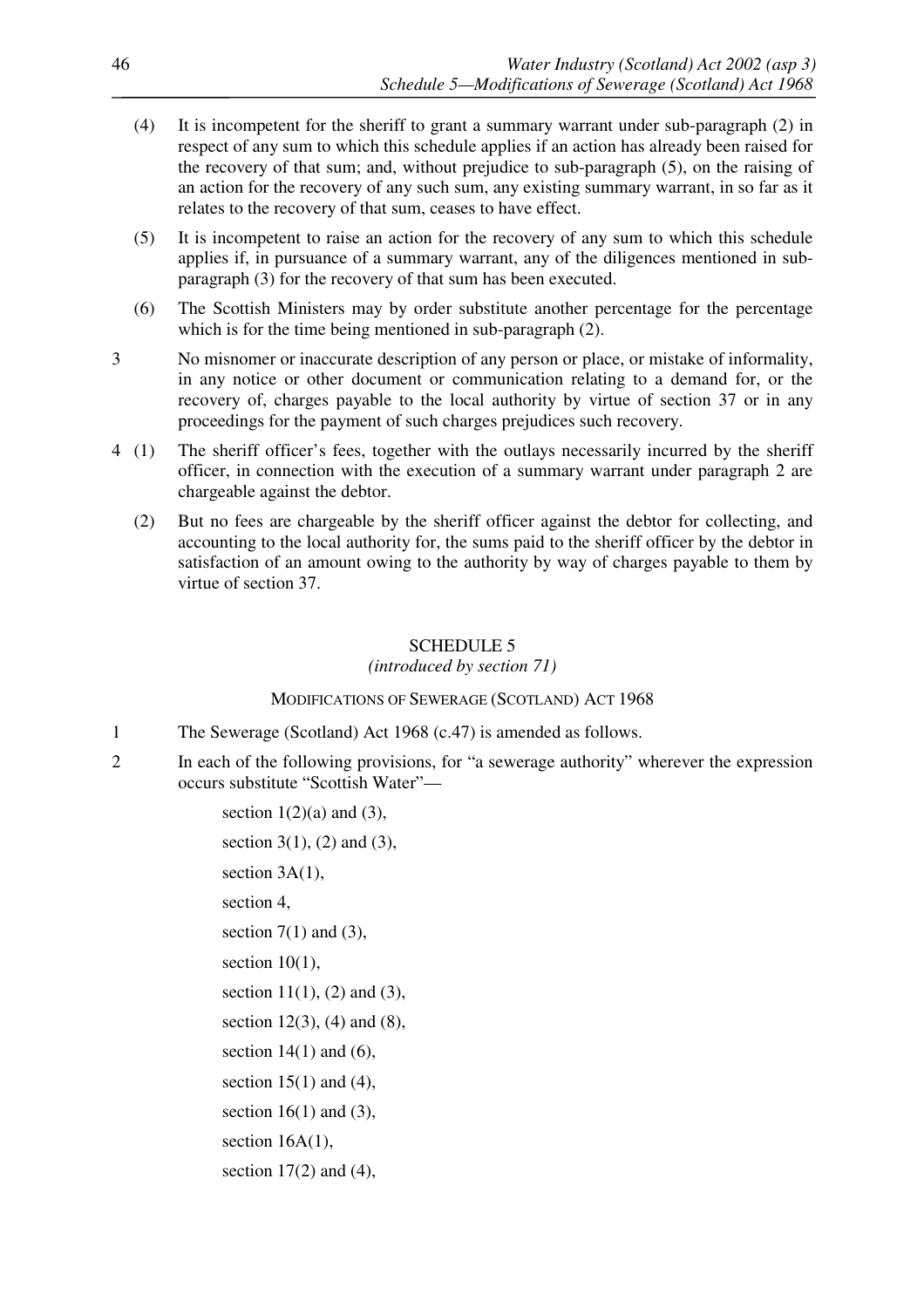(4) It is incompetent for the sheriff to grant a summary warrant under sub-paragraph (2) in respect of any sum to which this schedule applies if an action has already been raised for the recovery of that sum; and, without prejudice to sub-paragraph (5), on the raising of an action for the recovery of any such sum, any existing summary warrant, in so far as it relates to the recovery of that sum, ceases to have effect.

(5) It is incompetent to raise an action for the recovery of any sum to which this schedule applies if, in pursuance of a summary warrant, any of the diligences mentioned in sub-paragraph (3) for the recovery of that sum has been executed.

(6) The Scottish Ministers may by order substitute another percentage for the percentage which is for the time being mentioned in sub-paragraph (2).

3 No misnomer or inaccurate description of any person or place, or mistake of informality, in any notice or other document or communication relating to a demand for, or the recovery of, charges payable to the local authority by virtue of section 37 or in any proceedings for the payment of such charges prejudices such recovery.

4 (1) The sheriff officer's fees, together with the outlays necessarily incurred by the sheriff officer, in connection with the execution of a summary warrant under paragraph 2 are chargeable against the debtor.

(2) But no fees are chargeable by the sheriff officer against the debtor for collecting, and accounting to the local authority for, the sums paid to the sheriff officer by the debtor in satisfaction of an amount owing to the authority by way of charges payable to them by virtue of section 37.

## SCHEDULE 5

*(introduced by section 71)*

### MODIFICATIONS OF SEWERAGE (SCOTLAND) ACT 1968

1 The Sewerage (Scotland) Act 1968 (c.47) is amended as follows.

2 In each of the following provisions, for "a sewerage authority" wherever the expression occurs substitute "Scottish Water"—

section 1(2)(a) and (3),

section 3(1), (2) and (3),

section 3A(1),

section 4,

section 7(1) and (3),

section 10(1),

section 11(1), (2) and (3),

section 12(3), (4) and (8),

section 14(1) and (6),

section 15(1) and (4),

section 16(1) and (3),

section 16A(1),

section 17(2) and (4),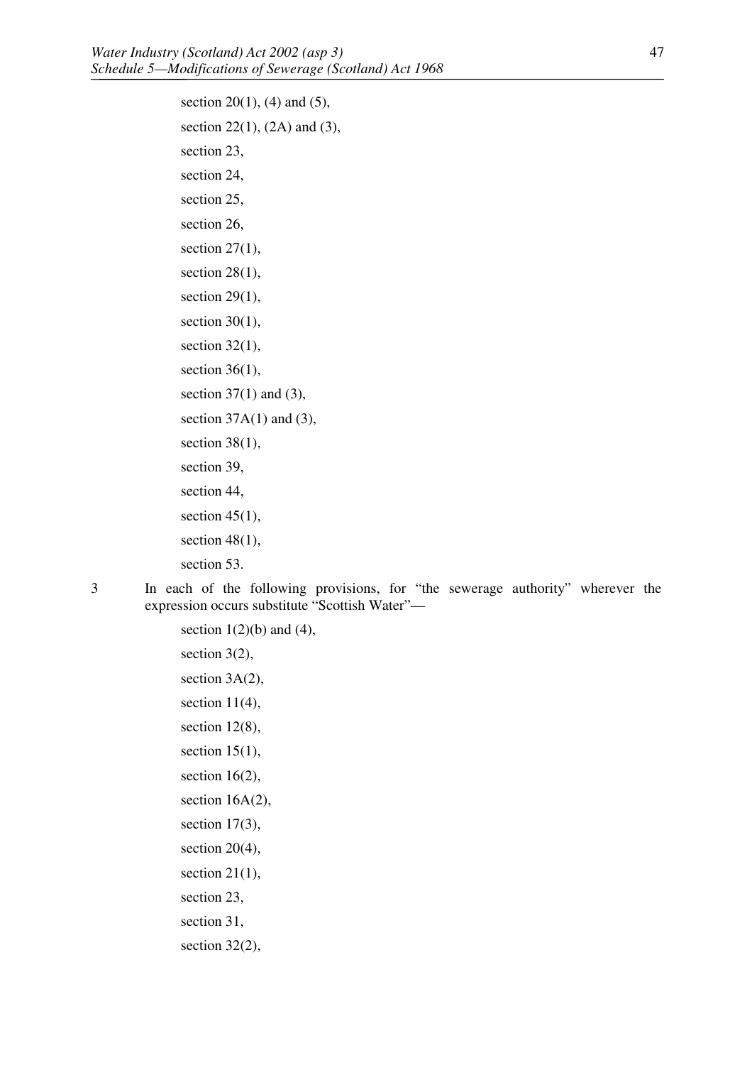section 20(1), (4) and (5),

section 22(1), (2A) and (3),

section 23,

section 24,

section 25,

section 26,

section 27(1),

section 28(1),

section 29(1),

section 30(1),

section 32(1),

section 36(1),

section 37(1) and (3),

section 37A(1) and (3),

section 38(1),

section 39,

section 44,

section 45(1),

section 48(1),

section 53.

3 In each of the following provisions, for "the sewerage authority" wherever the expression occurs substitute "Scottish Water"—

section 1(2)(b) and (4),

section 3(2),

section 3A(2),

section 11(4),

section 12(8),

section 15(1),

section 16(2),

section 16A(2),

section 17(3),

section 20(4),

section 21(1),

section 23,

section 31,

section 32(2),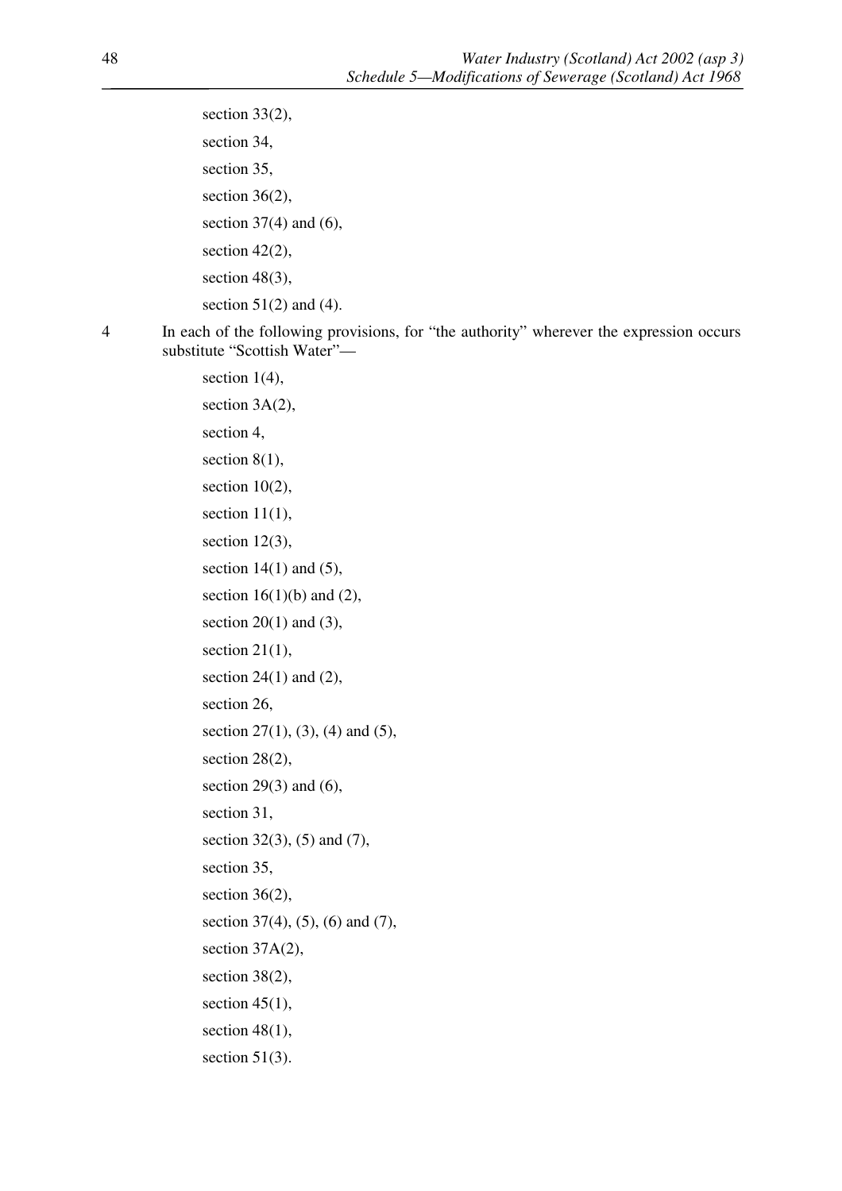section 33(2),

section 34,

section 35,

section 36(2),

section 37(4) and (6),

section 42(2),

section 48(3),

section 51(2) and (4).

4 In each of the following provisions, for "the authority" wherever the expression occurs substitute "Scottish Water"—

section 1(4),

section 3A(2),

section 4,

section 8(1),

section 10(2),

section 11(1),

section 12(3),

section 14(1) and (5),

section 16(1)(b) and (2),

section 20(1) and (3),

section 21(1),

section 24(1) and (2),

section 26,

section 27(1), (3), (4) and (5),

section 28(2),

section 29(3) and (6),

section 31,

section 32(3), (5) and (7),

section 35,

section 36(2),

section 37(4), (5), (6) and (7),

section 37A(2),

section 38(2),

section 45(1),

section 48(1),

section 51(3).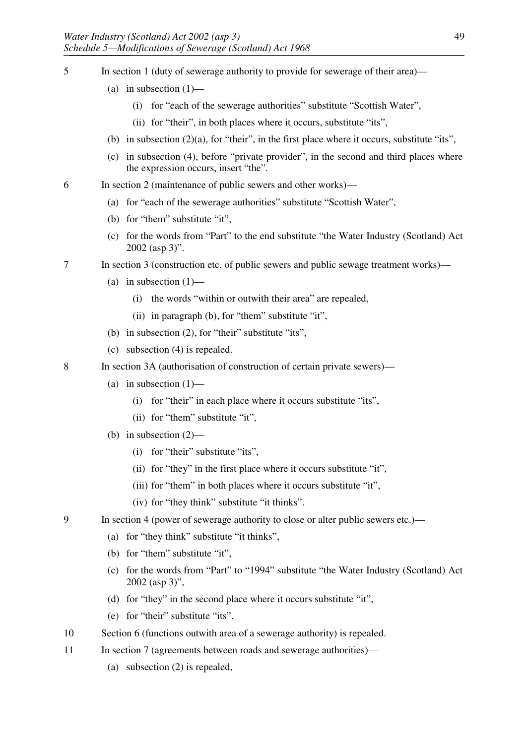5 In section 1 (duty of sewerage authority to provide for sewerage of their area)—

(a) in subsection (1)—

(i) for "each of the sewerage authorities" substitute "Scottish Water",

(ii) for "their", in both places where it occurs, substitute "its",

(b) in subsection (2)(a), for "their", in the first place where it occurs, substitute "its",

(c) in subsection (4), before "private provider", in the second and third places where the expression occurs, insert "the".

6 In section 2 (maintenance of public sewers and other works)—

(a) for "each of the sewerage authorities" substitute "Scottish Water",

(b) for "them" substitute "it",

(c) for the words from "Part" to the end substitute "the Water Industry (Scotland) Act 2002 (asp 3)".

7 In section 3 (construction etc. of public sewers and public sewage treatment works)—

(a) in subsection (1)—

(i) the words "within or outwith their area" are repealed,

(ii) in paragraph (b), for "them" substitute "it",

(b) in subsection (2), for "their" substitute "its",

(c) subsection (4) is repealed.

8 In section 3A (authorisation of construction of certain private sewers)—

(a) in subsection (1)—

(i) for "their" in each place where it occurs substitute "its",

(ii) for "them" substitute "it",

(b) in subsection (2)—

(i) for "their" substitute "its",

(ii) for "they" in the first place where it occurs substitute "it",

(iii) for "them" in both places where it occurs substitute "it",

(iv) for "they think" substitute "it thinks".

9 In section 4 (power of sewerage authority to close or alter public sewers etc.)—

(a) for "they think" substitute "it thinks",

(b) for "them" substitute "it",

(c) for the words from "Part" to "1994" substitute "the Water Industry (Scotland) Act 2002 (asp 3)",

(d) for "they" in the second place where it occurs substitute "it",

(e) for "their" substitute "its".

10 Section 6 (functions outwith area of a sewerage authority) is repealed.

11 In section 7 (agreements between roads and sewerage authorities)—

(a) subsection (2) is repealed,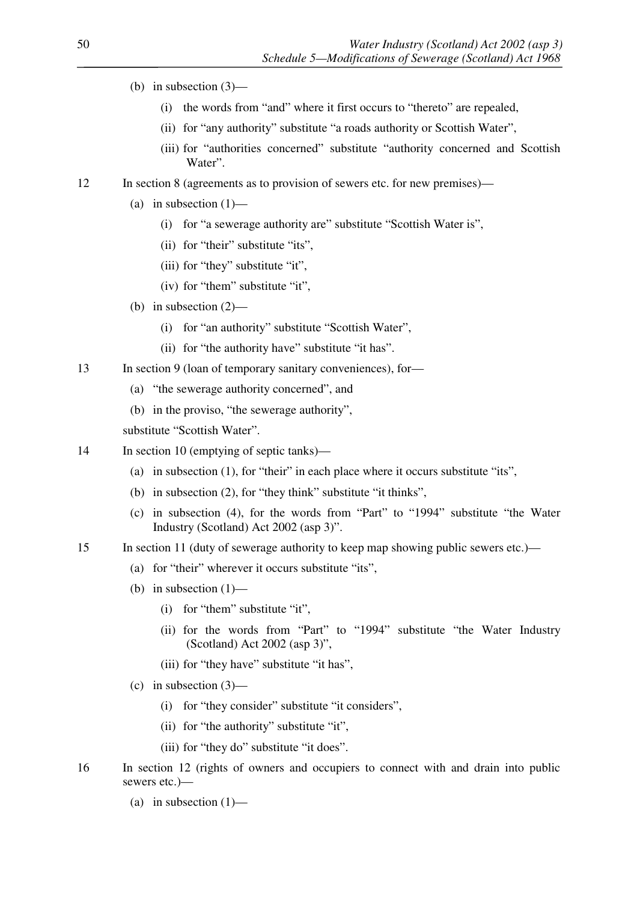(b) in subsection (3)—

(i) the words from "and" where it first occurs to "thereto" are repealed,

(ii) for "any authority" substitute "a roads authority or Scottish Water",

(iii) for "authorities concerned" substitute "authority concerned and Scottish Water".

12 In section 8 (agreements as to provision of sewers etc. for new premises)—

(a) in subsection (1)—

(i) for "a sewerage authority are" substitute "Scottish Water is",

(ii) for "their" substitute "its",

(iii) for "they" substitute "it",

(iv) for "them" substitute "it",

(b) in subsection (2)—

(i) for "an authority" substitute "Scottish Water",

(ii) for "the authority have" substitute "it has".

13 In section 9 (loan of temporary sanitary conveniences), for—

(a) "the sewerage authority concerned", and

(b) in the proviso, "the sewerage authority",

substitute "Scottish Water".

14 In section 10 (emptying of septic tanks)—

(a) in subsection (1), for "their" in each place where it occurs substitute "its",

(b) in subsection (2), for "they think" substitute "it thinks",

(c) in subsection (4), for the words from "Part" to "1994" substitute "the Water Industry (Scotland) Act 2002 (asp 3)".

15 In section 11 (duty of sewerage authority to keep map showing public sewers etc.)—

(a) for "their" wherever it occurs substitute "its",

(b) in subsection (1)—

(i) for "them" substitute "it",

(ii) for the words from "Part" to "1994" substitute "the Water Industry (Scotland) Act 2002 (asp 3)",

(iii) for "they have" substitute "it has",

(c) in subsection (3)—

(i) for "they consider" substitute "it considers",

(ii) for "the authority" substitute "it",

(iii) for "they do" substitute "it does".

16 In section 12 (rights of owners and occupiers to connect with and drain into public sewers etc.)—

(a) in subsection (1)—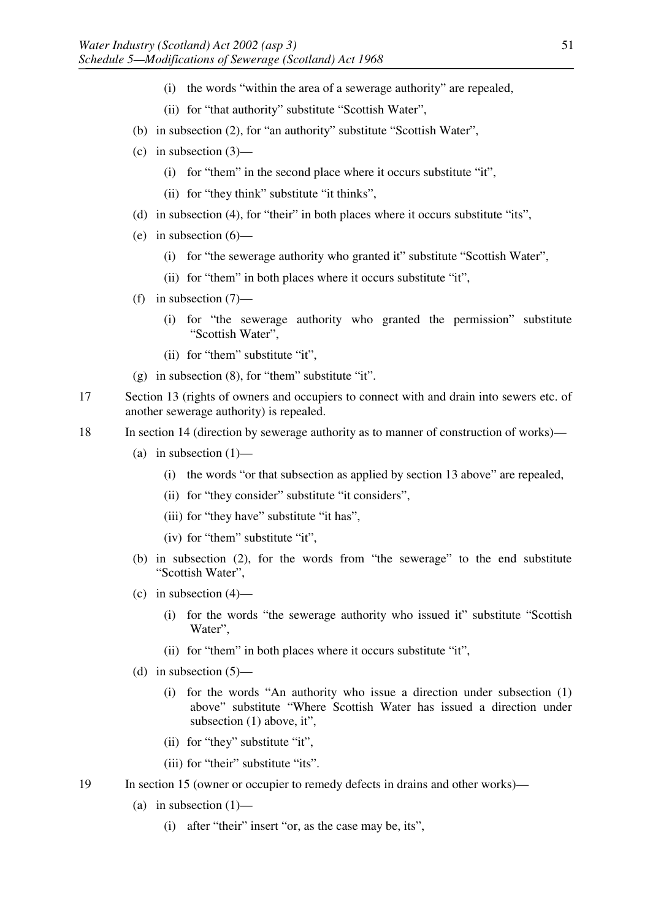(i) the words "within the area of a sewerage authority" are repealed,

(ii) for "that authority" substitute "Scottish Water",

(b) in subsection (2), for "an authority" substitute "Scottish Water",

(c) in subsection (3)—

(i) for "them" in the second place where it occurs substitute "it",

(ii) for "they think" substitute "it thinks",

(d) in subsection (4), for "their" in both places where it occurs substitute "its",

(e) in subsection (6)—

(i) for "the sewerage authority who granted it" substitute "Scottish Water",

(ii) for "them" in both places where it occurs substitute "it",

(f) in subsection (7)—

(i) for "the sewerage authority who granted the permission" substitute "Scottish Water",

(ii) for "them" substitute "it",

(g) in subsection (8), for "them" substitute "it".

17 Section 13 (rights of owners and occupiers to connect with and drain into sewers etc. of another sewerage authority) is repealed.

18 In section 14 (direction by sewerage authority as to manner of construction of works)—

(a) in subsection (1)—

(i) the words "or that subsection as applied by section 13 above" are repealed,

(ii) for "they consider" substitute "it considers",

(iii) for "they have" substitute "it has",

(iv) for "them" substitute "it",

(b) in subsection (2), for the words from "the sewerage" to the end substitute "Scottish Water",

(c) in subsection (4)—

(i) for the words "the sewerage authority who issued it" substitute "Scottish Water",

(ii) for "them" in both places where it occurs substitute "it",

(d) in subsection (5)—

(i) for the words "An authority who issue a direction under subsection (1) above" substitute "Where Scottish Water has issued a direction under subsection (1) above, it",

(ii) for "they" substitute "it",

(iii) for "their" substitute "its".

19 In section 15 (owner or occupier to remedy defects in drains and other works)—

(a) in subsection (1)—

(i) after "their" insert "or, as the case may be, its",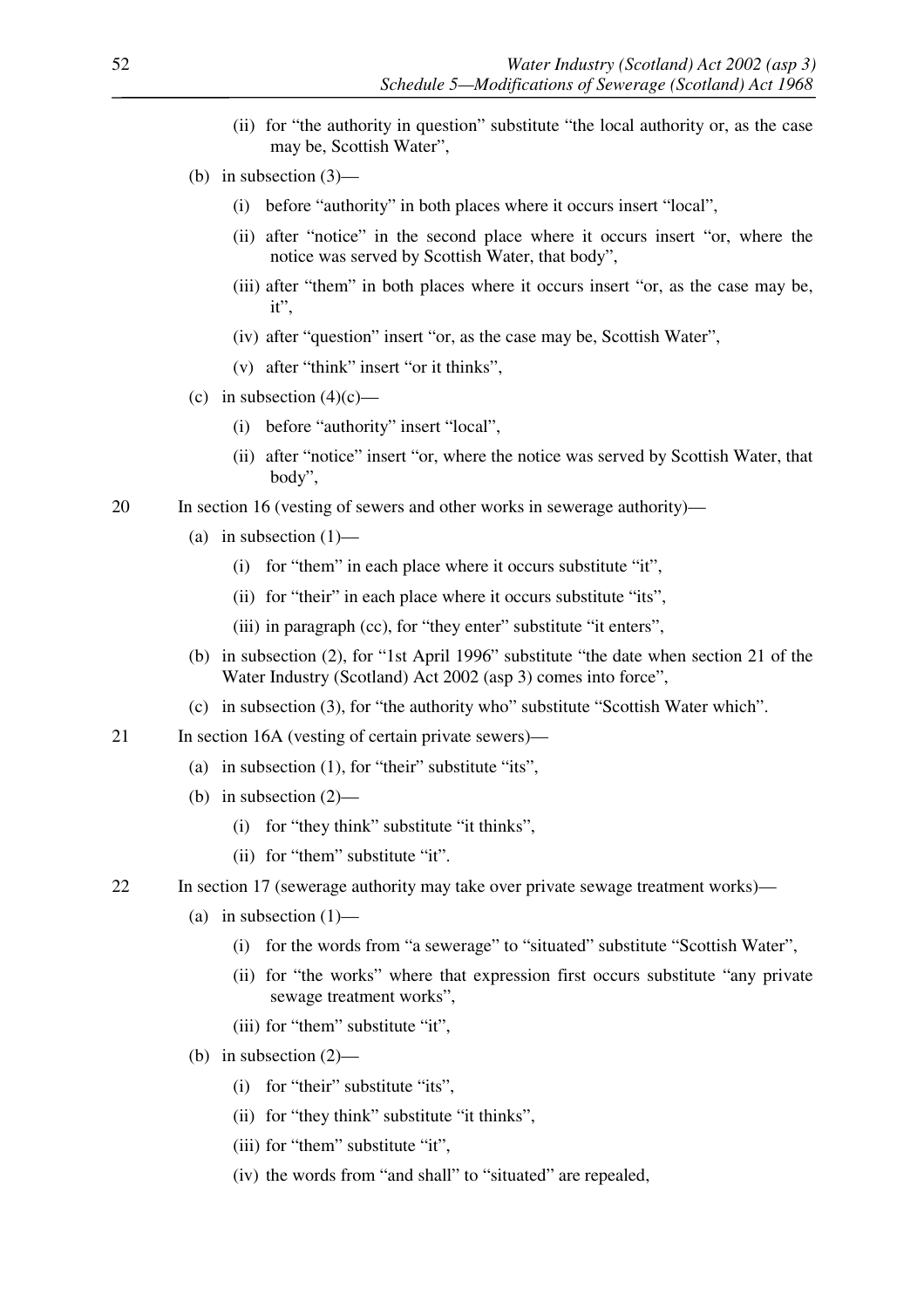(ii) for "the authority in question" substitute "the local authority or, as the case may be, Scottish Water",

(b) in subsection (3)—

(i) before "authority" in both places where it occurs insert "local",

(ii) after "notice" in the second place where it occurs insert "or, where the notice was served by Scottish Water, that body",

(iii) after "them" in both places where it occurs insert "or, as the case may be, it",

(iv) after "question" insert "or, as the case may be, Scottish Water",

(v) after "think" insert "or it thinks",

(c) in subsection (4)(c)—

(i) before "authority" insert "local",

(ii) after "notice" insert "or, where the notice was served by Scottish Water, that body",

20 In section 16 (vesting of sewers and other works in sewerage authority)—

(a) in subsection (1)—

(i) for "them" in each place where it occurs substitute "it",

(ii) for "their" in each place where it occurs substitute "its",

(iii) in paragraph (cc), for "they enter" substitute "it enters",

(b) in subsection (2), for "1st April 1996" substitute "the date when section 21 of the Water Industry (Scotland) Act 2002 (asp 3) comes into force",

(c) in subsection (3), for "the authority who" substitute "Scottish Water which".

21 In section 16A (vesting of certain private sewers)—

(a) in subsection (1), for "their" substitute "its",

(b) in subsection (2)—

(i) for "they think" substitute "it thinks",

(ii) for "them" substitute "it".

22 In section 17 (sewerage authority may take over private sewage treatment works)—

(a) in subsection (1)—

(i) for the words from "a sewerage" to "situated" substitute "Scottish Water",

(ii) for "the works" where that expression first occurs substitute "any private sewage treatment works",

(iii) for "them" substitute "it",

(b) in subsection (2)—

(i) for "their" substitute "its",

(ii) for "they think" substitute "it thinks",

(iii) for "them" substitute "it",

(iv) the words from "and shall" to "situated" are repealed,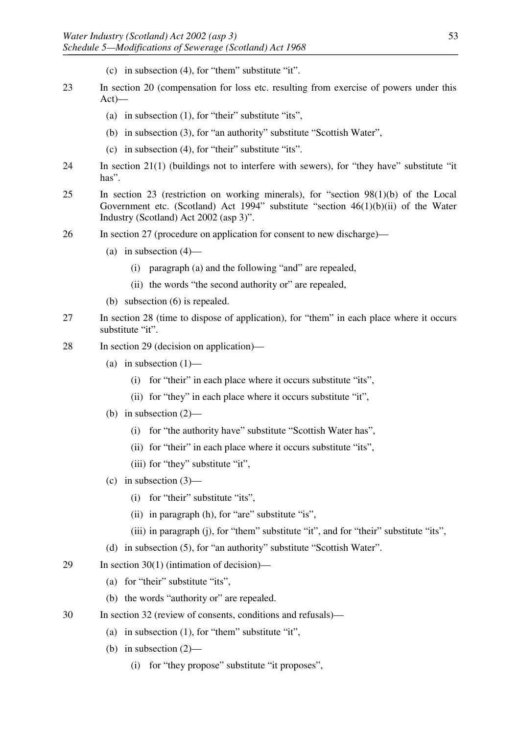(c) in subsection (4), for "them" substitute "it".

23 In section 20 (compensation for loss etc. resulting from exercise of powers under this Act)—

(a) in subsection (1), for "their" substitute "its",

(b) in subsection (3), for "an authority" substitute "Scottish Water",

(c) in subsection (4), for "their" substitute "its".

24 In section 21(1) (buildings not to interfere with sewers), for "they have" substitute "it has".

25 In section 23 (restriction on working minerals), for "section 98(1)(b) of the Local Government etc. (Scotland) Act 1994" substitute "section 46(1)(b)(ii) of the Water Industry (Scotland) Act 2002 (asp 3)".

26 In section 27 (procedure on application for consent to new discharge)—

(a) in subsection (4)—

(i) paragraph (a) and the following "and" are repealed,

(ii) the words "the second authority or" are repealed,

(b) subsection (6) is repealed.

27 In section 28 (time to dispose of application), for "them" in each place where it occurs substitute "it".

28 In section 29 (decision on application)—

(a) in subsection (1)—

(i) for "their" in each place where it occurs substitute "its",

(ii) for "they" in each place where it occurs substitute "it",

(b) in subsection (2)—

(i) for "the authority have" substitute "Scottish Water has",

(ii) for "their" in each place where it occurs substitute "its",

(iii) for "they" substitute "it",

(c) in subsection (3)—

(i) for "their" substitute "its",

(ii) in paragraph (h), for "are" substitute "is",

(iii) in paragraph (j), for "them" substitute "it", and for "their" substitute "its",

(d) in subsection (5), for "an authority" substitute "Scottish Water".

29 In section 30(1) (intimation of decision)—

(a) for "their" substitute "its",

(b) the words "authority or" are repealed.

30 In section 32 (review of consents, conditions and refusals)—

(a) in subsection (1), for "them" substitute "it",

(b) in subsection (2)—

(i) for "they propose" substitute "it proposes",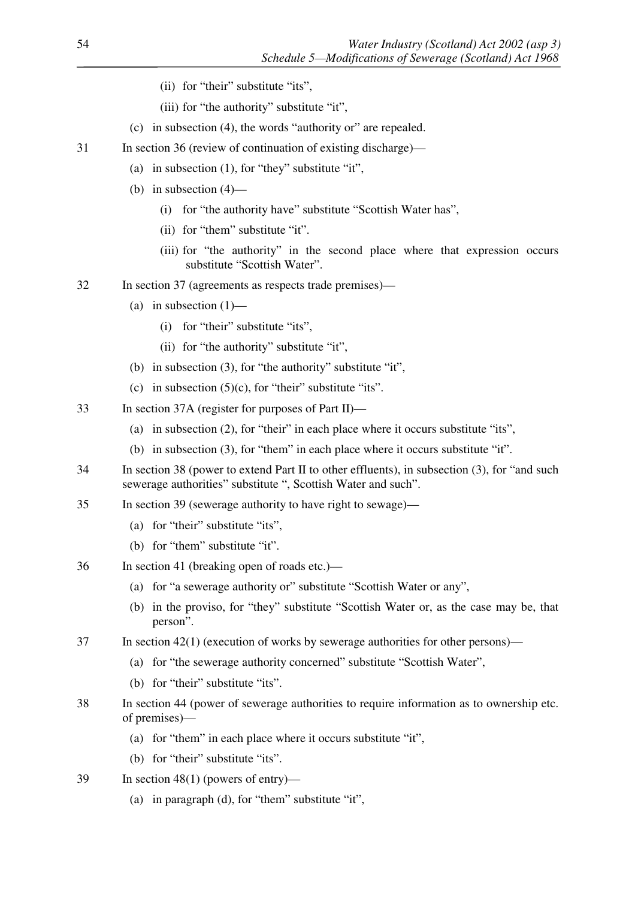(ii) for "their" substitute "its",

(iii) for "the authority" substitute "it",

(c) in subsection (4), the words "authority or" are repealed.

31 In section 36 (review of continuation of existing discharge)—

(a) in subsection (1), for "they" substitute "it",

(b) in subsection (4)—

(i) for "the authority have" substitute "Scottish Water has",

(ii) for "them" substitute "it".

(iii) for "the authority" in the second place where that expression occurs substitute "Scottish Water".

32 In section 37 (agreements as respects trade premises)—

(a) in subsection (1)—

(i) for "their" substitute "its",

(ii) for "the authority" substitute "it",

(b) in subsection (3), for "the authority" substitute "it",

(c) in subsection (5)(c), for "their" substitute "its".

33 In section 37A (register for purposes of Part II)—

(a) in subsection (2), for "their" in each place where it occurs substitute "its",

(b) in subsection (3), for "them" in each place where it occurs substitute "it".

34 In section 38 (power to extend Part II to other effluents), in subsection (3), for "and such sewerage authorities" substitute ", Scottish Water and such".

35 In section 39 (sewerage authority to have right to sewage)—

(a) for "their" substitute "its",

(b) for "them" substitute "it".

36 In section 41 (breaking open of roads etc.)—

(a) for "a sewerage authority or" substitute "Scottish Water or any",

(b) in the proviso, for "they" substitute "Scottish Water or, as the case may be, that person".

37 In section 42(1) (execution of works by sewerage authorities for other persons)—

(a) for "the sewerage authority concerned" substitute "Scottish Water",

(b) for "their" substitute "its".

38 In section 44 (power of sewerage authorities to require information as to ownership etc. of premises)—

(a) for "them" in each place where it occurs substitute "it",

(b) for "their" substitute "its".

39 In section 48(1) (powers of entry)—

(a) in paragraph (d), for "them" substitute "it",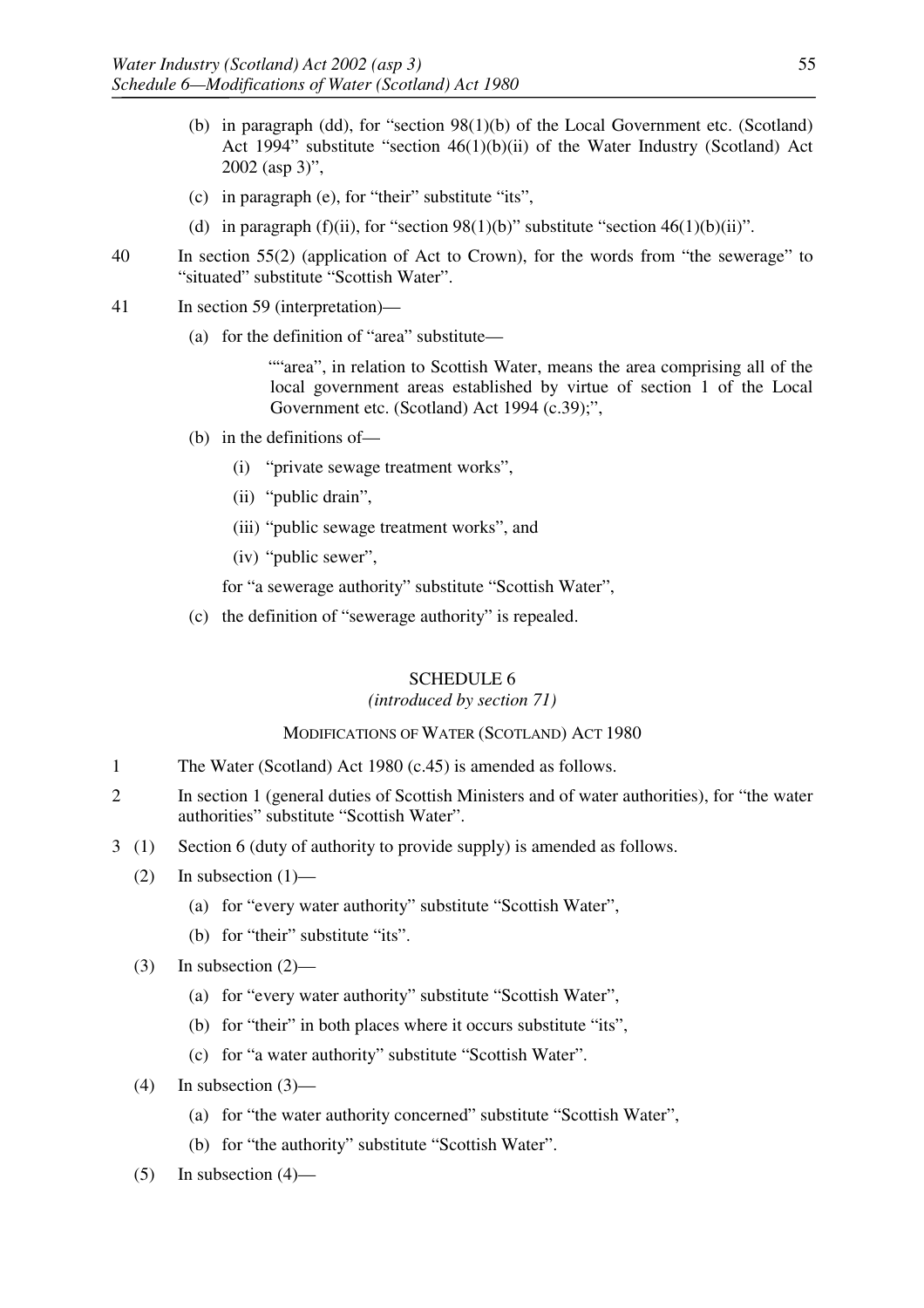(b) in paragraph (dd), for "section 98(1)(b) of the Local Government etc. (Scotland) Act 1994" substitute "section 46(1)(b)(ii) of the Water Industry (Scotland) Act 2002 (asp 3)",

(c) in paragraph (e), for "their" substitute "its",

(d) in paragraph (f)(ii), for "section 98(1)(b)" substitute "section 46(1)(b)(ii)".

40 In section 55(2) (application of Act to Crown), for the words from "the sewerage" to "situated" substitute "Scottish Water".

41 In section 59 (interpretation)—

(a) for the definition of "area" substitute—

> ""area", in relation to Scottish Water, means the area comprising all of the local government areas established by virtue of section 1 of the Local Government etc. (Scotland) Act 1994 (c.39);",

(b) in the definitions of—

(i) "private sewage treatment works",

(ii) "public drain",

(iii) "public sewage treatment works", and

(iv) "public sewer",

for "a sewerage authority" substitute "Scottish Water",

(c) the definition of "sewerage authority" is repealed.

## SCHEDULE 6

*(introduced by section 71)*

### MODIFICATIONS OF WATER (SCOTLAND) ACT 1980

1 The Water (Scotland) Act 1980 (c.45) is amended as follows.

2 In section 1 (general duties of Scottish Ministers and of water authorities), for "the water authorities" substitute "Scottish Water".

3 (1) Section 6 (duty of authority to provide supply) is amended as follows.

(2) In subsection (1)—

(a) for "every water authority" substitute "Scottish Water",

(b) for "their" substitute "its".

(3) In subsection (2)—

(a) for "every water authority" substitute "Scottish Water",

(b) for "their" in both places where it occurs substitute "its",

(c) for "a water authority" substitute "Scottish Water".

(4) In subsection (3)—

(a) for "the water authority concerned" substitute "Scottish Water",

(b) for "the authority" substitute "Scottish Water".

(5) In subsection (4)—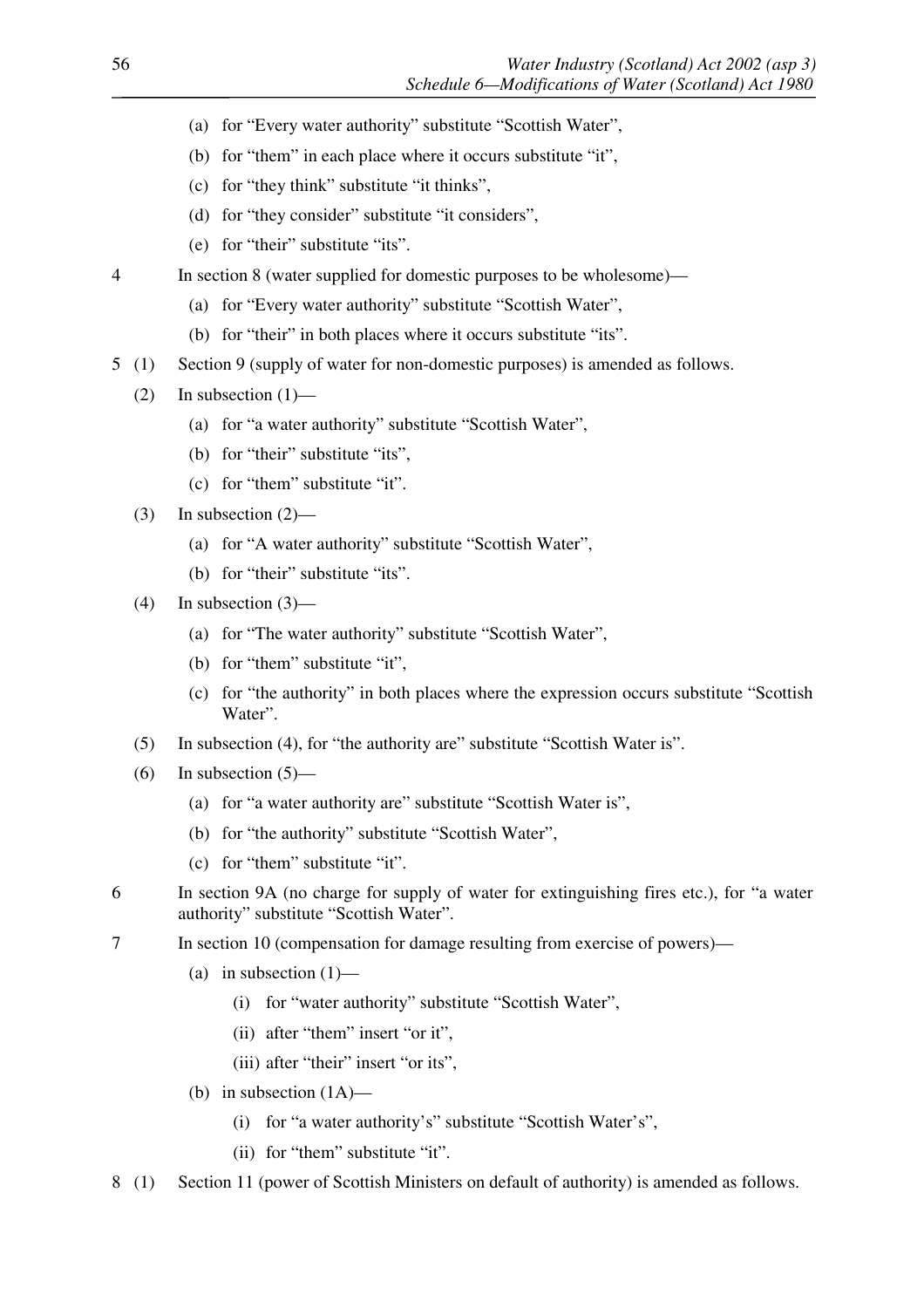(a) for "Every water authority" substitute "Scottish Water",

(b) for "them" in each place where it occurs substitute "it",

(c) for "they think" substitute "it thinks",

(d) for "they consider" substitute "it considers",

(e) for "their" substitute "its".

4 In section 8 (water supplied for domestic purposes to be wholesome)—

(a) for "Every water authority" substitute "Scottish Water",

(b) for "their" in both places where it occurs substitute "its".

5 (1) Section 9 (supply of water for non-domestic purposes) is amended as follows.

(2) In subsection (1)—

(a) for "a water authority" substitute "Scottish Water",

(b) for "their" substitute "its",

(c) for "them" substitute "it".

(3) In subsection (2)—

(a) for "A water authority" substitute "Scottish Water",

(b) for "their" substitute "its".

(4) In subsection (3)—

(a) for "The water authority" substitute "Scottish Water",

(b) for "them" substitute "it",

(c) for "the authority" in both places where the expression occurs substitute "Scottish Water".

(5) In subsection (4), for "the authority are" substitute "Scottish Water is".

(6) In subsection (5)—

(a) for "a water authority are" substitute "Scottish Water is",

(b) for "the authority" substitute "Scottish Water",

(c) for "them" substitute "it".

6 In section 9A (no charge for supply of water for extinguishing fires etc.), for "a water authority" substitute "Scottish Water".

7 In section 10 (compensation for damage resulting from exercise of powers)—

(a) in subsection (1)—

(i) for "water authority" substitute "Scottish Water",

(ii) after "them" insert "or it",

(iii) after "their" insert "or its",

(b) in subsection (1A)—

(i) for "a water authority's" substitute "Scottish Water's",

(ii) for "them" substitute "it".

8 (1) Section 11 (power of Scottish Ministers on default of authority) is amended as follows.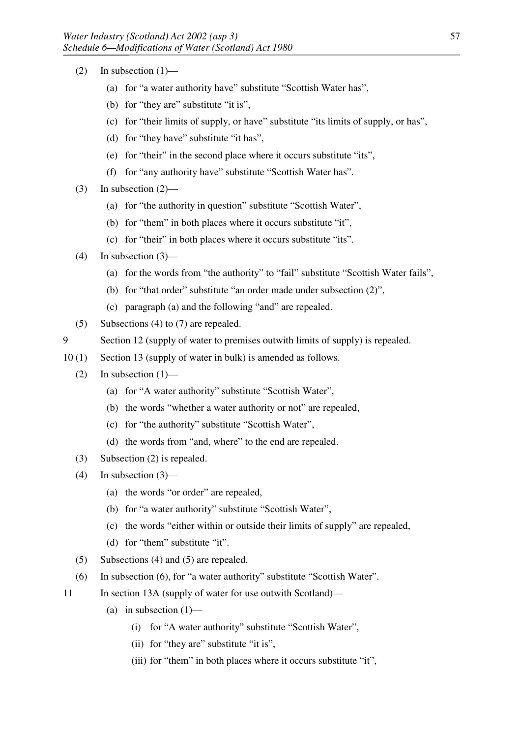(2) In subsection (1)—

(a) for "a water authority have" substitute "Scottish Water has",

(b) for "they are" substitute "it is",

(c) for "their limits of supply, or have" substitute "its limits of supply, or has",

(d) for "they have" substitute "it has",

(e) for "their" in the second place where it occurs substitute "its",

(f) for "any authority have" substitute "Scottish Water has".

(3) In subsection (2)—

(a) for "the authority in question" substitute "Scottish Water",

(b) for "them" in both places where it occurs substitute "it",

(c) for "their" in both places where it occurs substitute "its".

(4) In subsection (3)—

(a) for the words from "the authority" to "fail" substitute "Scottish Water fails",

(b) for "that order" substitute "an order made under subsection (2)",

(c) paragraph (a) and the following "and" are repealed.

(5) Subsections (4) to (7) are repealed.

9 Section 12 (supply of water to premises outwith limits of supply) is repealed.

10 (1) Section 13 (supply of water in bulk) is amended as follows.

(2) In subsection (1)—

(a) for "A water authority" substitute "Scottish Water",

(b) the words "whether a water authority or not" are repealed,

(c) for "the authority" substitute "Scottish Water",

(d) the words from "and, where" to the end are repealed.

(3) Subsection (2) is repealed.

(4) In subsection (3)—

(a) the words "or order" are repealed,

(b) for "a water authority" substitute "Scottish Water",

(c) the words "either within or outside their limits of supply" are repealed,

(d) for "them" substitute "it".

(5) Subsections (4) and (5) are repealed.

(6) In subsection (6), for "a water authority" substitute "Scottish Water".

11 In section 13A (supply of water for use outwith Scotland)—

(a) in subsection (1)—

(i) for "A water authority" substitute "Scottish Water",

(ii) for "they are" substitute "it is",

(iii) for "them" in both places where it occurs substitute "it",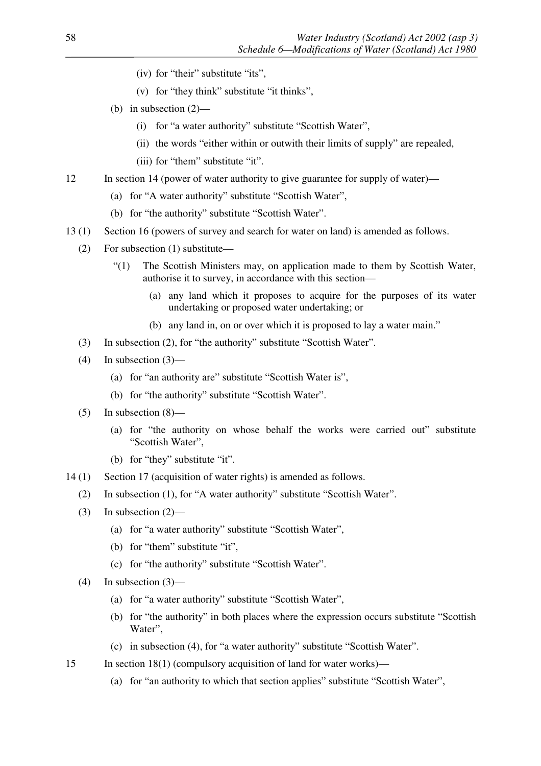(iv) for "their" substitute "its",

(v) for "they think" substitute "it thinks",

(b) in subsection (2)—

(i) for "a water authority" substitute "Scottish Water",

(ii) the words "either within or outwith their limits of supply" are repealed,

(iii) for "them" substitute "it".

12 In section 14 (power of water authority to give guarantee for supply of water)—

(a) for "A water authority" substitute "Scottish Water",

(b) for "the authority" substitute "Scottish Water".

13 (1) Section 16 (powers of survey and search for water on land) is amended as follows.

(2) For subsection (1) substitute—

"(1) The Scottish Ministers may, on application made to them by Scottish Water, authorise it to survey, in accordance with this section—

(a) any land which it proposes to acquire for the purposes of its water undertaking or proposed water undertaking; or

(b) any land in, on or over which it is proposed to lay a water main."

(3) In subsection (2), for "the authority" substitute "Scottish Water".

(4) In subsection (3)—

(a) for "an authority are" substitute "Scottish Water is",

(b) for "the authority" substitute "Scottish Water".

(5) In subsection (8)—

(a) for "the authority on whose behalf the works were carried out" substitute "Scottish Water",

(b) for "they" substitute "it".

14 (1) Section 17 (acquisition of water rights) is amended as follows.

(2) In subsection (1), for "A water authority" substitute "Scottish Water".

(3) In subsection (2)—

(a) for "a water authority" substitute "Scottish Water",

(b) for "them" substitute "it",

(c) for "the authority" substitute "Scottish Water".

(4) In subsection (3)—

(a) for "a water authority" substitute "Scottish Water",

(b) for "the authority" in both places where the expression occurs substitute "Scottish Water",

(c) in subsection (4), for "a water authority" substitute "Scottish Water".

15 In section 18(1) (compulsory acquisition of land for water works)—

(a) for "an authority to which that section applies" substitute "Scottish Water",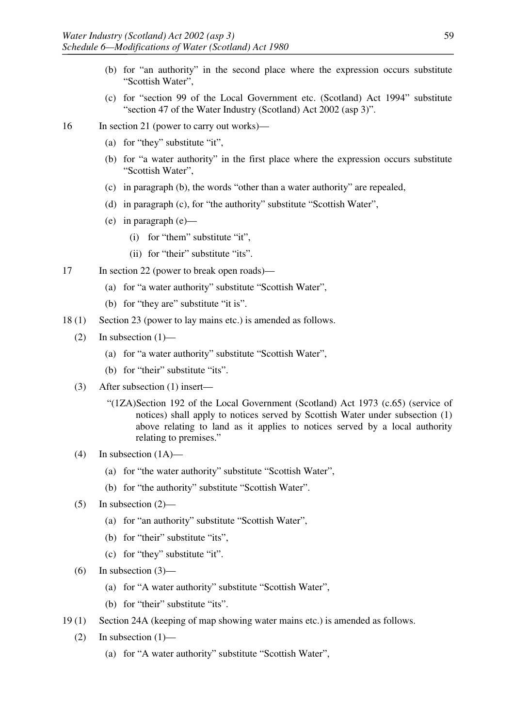(b) for "an authority" in the second place where the expression occurs substitute "Scottish Water",

(c) for "section 99 of the Local Government etc. (Scotland) Act 1994" substitute "section 47 of the Water Industry (Scotland) Act 2002 (asp 3)".

16 In section 21 (power to carry out works)—

(a) for "they" substitute "it",

(b) for "a water authority" in the first place where the expression occurs substitute "Scottish Water",

(c) in paragraph (b), the words "other than a water authority" are repealed,

(d) in paragraph (c), for "the authority" substitute "Scottish Water",

(e) in paragraph (e)—

(i) for "them" substitute "it",

(ii) for "their" substitute "its".

17 In section 22 (power to break open roads)—

(a) for "a water authority" substitute "Scottish Water",

(b) for "they are" substitute "it is".

18 (1) Section 23 (power to lay mains etc.) is amended as follows.

(2) In subsection (1)—

(a) for "a water authority" substitute "Scottish Water",

(b) for "their" substitute "its".

(3) After subsection (1) insert—

"(1ZA) Section 192 of the Local Government (Scotland) Act 1973 (c.65) (service of notices) shall apply to notices served by Scottish Water under subsection (1) above relating to land as it applies to notices served by a local authority relating to premises."

(4) In subsection (1A)—

(a) for "the water authority" substitute "Scottish Water",

(b) for "the authority" substitute "Scottish Water".

(5) In subsection (2)—

(a) for "an authority" substitute "Scottish Water",

(b) for "their" substitute "its",

(c) for "they" substitute "it".

(6) In subsection (3)—

(a) for "A water authority" substitute "Scottish Water",

(b) for "their" substitute "its".

19 (1) Section 24A (keeping of map showing water mains etc.) is amended as follows.

(2) In subsection (1)—

(a) for "A water authority" substitute "Scottish Water",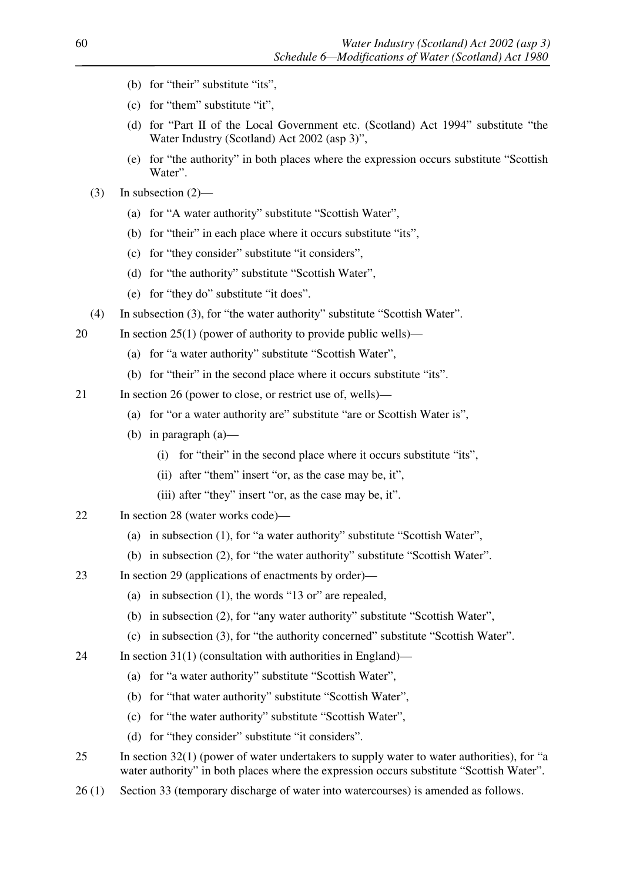(b) for "their" substitute "its",

(c) for "them" substitute "it",

(d) for "Part II of the Local Government etc. (Scotland) Act 1994" substitute "the Water Industry (Scotland) Act 2002 (asp 3)",

(e) for "the authority" in both places where the expression occurs substitute "Scottish Water".

(3) In subsection (2)—

(a) for "A water authority" substitute "Scottish Water",

(b) for "their" in each place where it occurs substitute "its",

(c) for "they consider" substitute "it considers",

(d) for "the authority" substitute "Scottish Water",

(e) for "they do" substitute "it does".

(4) In subsection (3), for "the water authority" substitute "Scottish Water".

20 In section 25(1) (power of authority to provide public wells)—

(a) for "a water authority" substitute "Scottish Water",

(b) for "their" in the second place where it occurs substitute "its".

21 In section 26 (power to close, or restrict use of, wells)—

(a) for "or a water authority are" substitute "are or Scottish Water is",

(b) in paragraph (a)—

(i) for "their" in the second place where it occurs substitute "its",

(ii) after "them" insert "or, as the case may be, it",

(iii) after "they" insert "or, as the case may be, it".

22 In section 28 (water works code)—

(a) in subsection (1), for "a water authority" substitute "Scottish Water",

(b) in subsection (2), for "the water authority" substitute "Scottish Water".

23 In section 29 (applications of enactments by order)—

(a) in subsection (1), the words "13 or" are repealed,

(b) in subsection (2), for "any water authority" substitute "Scottish Water",

(c) in subsection (3), for "the authority concerned" substitute "Scottish Water".

24 In section 31(1) (consultation with authorities in England)—

(a) for "a water authority" substitute "Scottish Water",

(b) for "that water authority" substitute "Scottish Water",

(c) for "the water authority" substitute "Scottish Water",

(d) for "they consider" substitute "it considers".

25 In section 32(1) (power of water undertakers to supply water to water authorities), for "a water authority" in both places where the expression occurs substitute "Scottish Water".

26 (1) Section 33 (temporary discharge of water into watercourses) is amended as follows.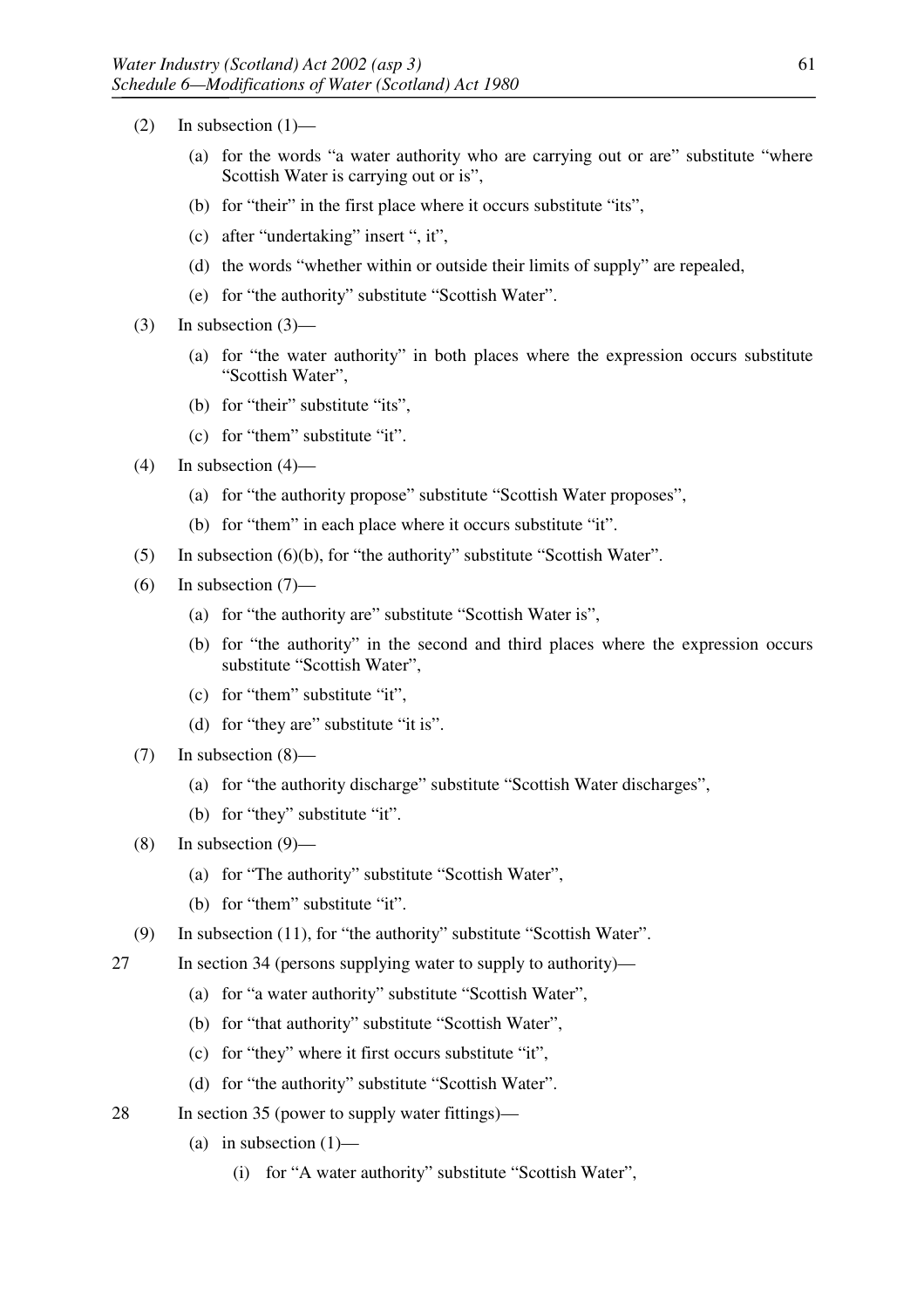(2) In subsection (1)—

  (a) for the words "a water authority who are carrying out or are" substitute "where Scottish Water is carrying out or is",

  (b) for "their" in the first place where it occurs substitute "its",

  (c) after "undertaking" insert ", it",

  (d) the words "whether within or outside their limits of supply" are repealed,

  (e) for "the authority" substitute "Scottish Water".

(3) In subsection (3)—

  (a) for "the water authority" in both places where the expression occurs substitute "Scottish Water",

  (b) for "their" substitute "its",

  (c) for "them" substitute "it".

(4) In subsection (4)—

  (a) for "the authority propose" substitute "Scottish Water proposes",

  (b) for "them" in each place where it occurs substitute "it".

(5) In subsection (6)(b), for "the authority" substitute "Scottish Water".

(6) In subsection (7)—

  (a) for "the authority are" substitute "Scottish Water is",

  (b) for "the authority" in the second and third places where the expression occurs substitute "Scottish Water",

  (c) for "them" substitute "it",

  (d) for "they are" substitute "it is".

(7) In subsection (8)—

  (a) for "the authority discharge" substitute "Scottish Water discharges",

  (b) for "they" substitute "it".

(8) In subsection (9)—

  (a) for "The authority" substitute "Scottish Water",

  (b) for "them" substitute "it".

(9) In subsection (11), for "the authority" substitute "Scottish Water".

27 In section 34 (persons supplying water to supply to authority)—

  (a) for "a water authority" substitute "Scottish Water",

  (b) for "that authority" substitute "Scottish Water",

  (c) for "they" where it first occurs substitute "it",

  (d) for "the authority" substitute "Scottish Water".

28 In section 35 (power to supply water fittings)—

  (a) in subsection (1)—

    (i) for "A water authority" substitute "Scottish Water",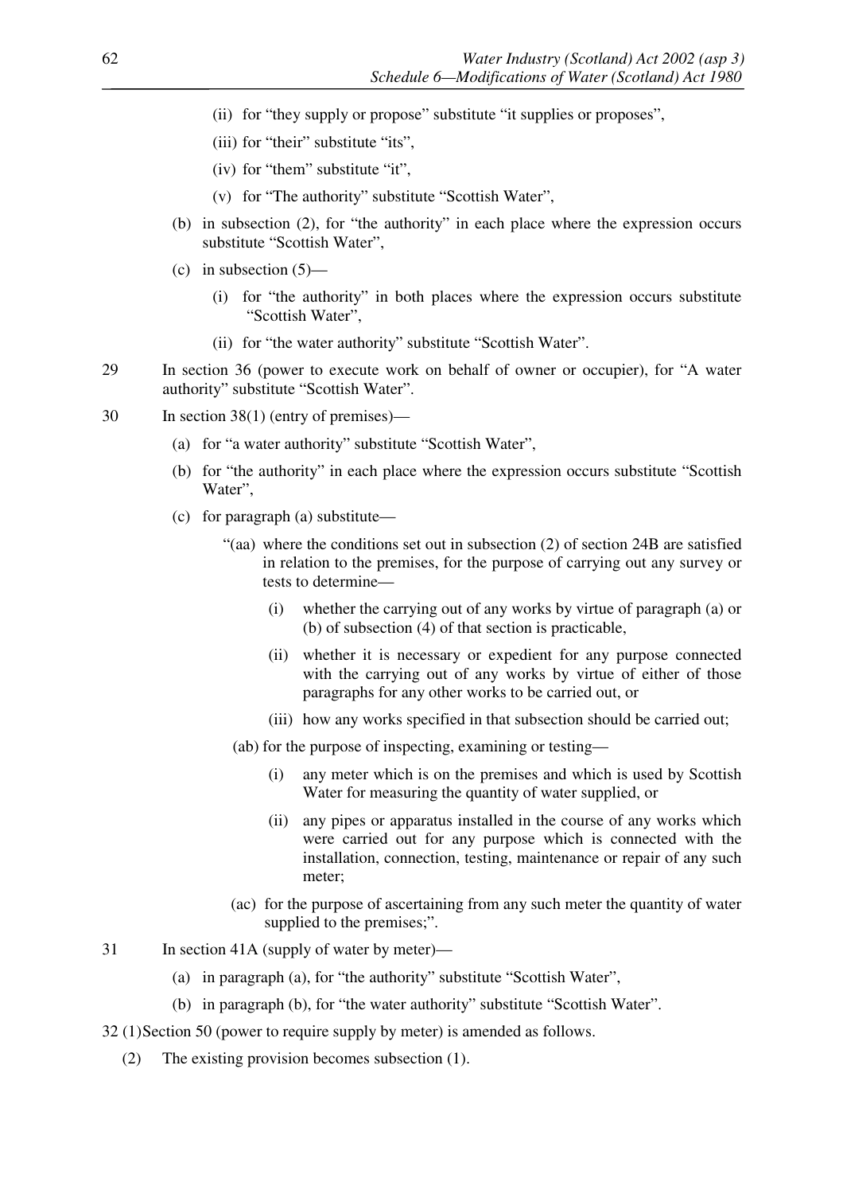(ii) for "they supply or propose" substitute "it supplies or proposes",

(iii) for "their" substitute "its",

(iv) for "them" substitute "it",

(v) for "The authority" substitute "Scottish Water",

(b) in subsection (2), for "the authority" in each place where the expression occurs substitute "Scottish Water",

(c) in subsection (5)—

(i) for "the authority" in both places where the expression occurs substitute "Scottish Water",

(ii) for "the water authority" substitute "Scottish Water".

29 In section 36 (power to execute work on behalf of owner or occupier), for "A water authority" substitute "Scottish Water".

30 In section 38(1) (entry of premises)—

(a) for "a water authority" substitute "Scottish Water",

(b) for "the authority" in each place where the expression occurs substitute "Scottish Water",

(c) for paragraph (a) substitute—

"(aa) where the conditions set out in subsection (2) of section 24B are satisfied in relation to the premises, for the purpose of carrying out any survey or tests to determine—

(i) whether the carrying out of any works by virtue of paragraph (a) or (b) of subsection (4) of that section is practicable,

(ii) whether it is necessary or expedient for any purpose connected with the carrying out of any works by virtue of either of those paragraphs for any other works to be carried out, or

(iii) how any works specified in that subsection should be carried out;

(ab) for the purpose of inspecting, examining or testing—

(i) any meter which is on the premises and which is used by Scottish Water for measuring the quantity of water supplied, or

(ii) any pipes or apparatus installed in the course of any works which were carried out for any purpose which is connected with the installation, connection, testing, maintenance or repair of any such meter;

(ac) for the purpose of ascertaining from any such meter the quantity of water supplied to the premises;".

31 In section 41A (supply of water by meter)—

(a) in paragraph (a), for "the authority" substitute "Scottish Water",

(b) in paragraph (b), for "the water authority" substitute "Scottish Water".

32 (1) Section 50 (power to require supply by meter) is amended as follows.

(2) The existing provision becomes subsection (1).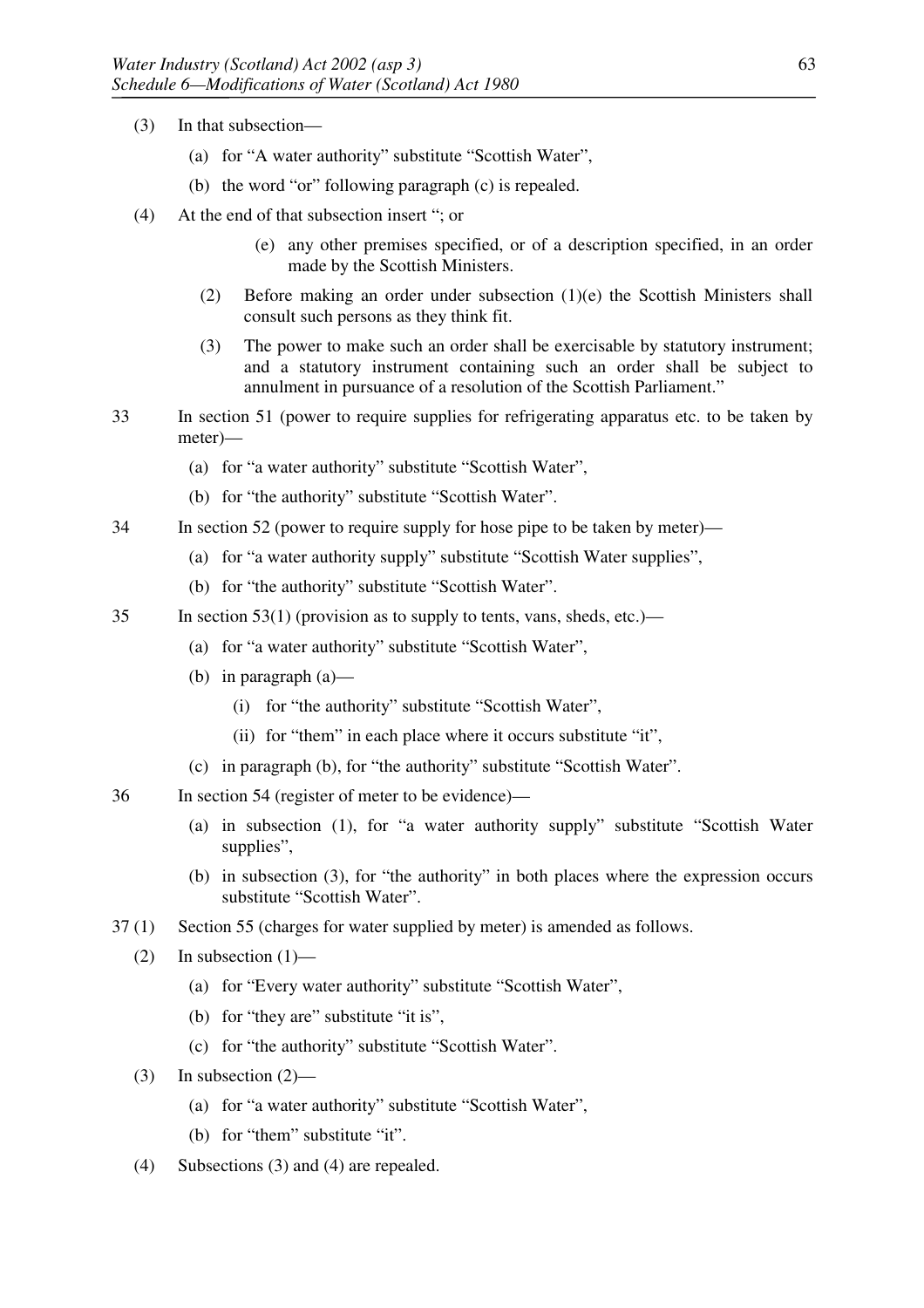(3) In that subsection—

(a) for "A water authority" substitute "Scottish Water",

(b) the word "or" following paragraph (c) is repealed.

(4) At the end of that subsection insert "; or

> (e) any other premises specified, or of a description specified, in an order made by the Scottish Ministers.
>
> (2) Before making an order under subsection (1)(e) the Scottish Ministers shall consult such persons as they think fit.
>
> (3) The power to make such an order shall be exercisable by statutory instrument; and a statutory instrument containing such an order shall be subject to annulment in pursuance of a resolution of the Scottish Parliament."

33 In section 51 (power to require supplies for refrigerating apparatus etc. to be taken by meter)—

(a) for "a water authority" substitute "Scottish Water",

(b) for "the authority" substitute "Scottish Water".

34 In section 52 (power to require supply for hose pipe to be taken by meter)—

(a) for "a water authority supply" substitute "Scottish Water supplies",

(b) for "the authority" substitute "Scottish Water".

35 In section 53(1) (provision as to supply to tents, vans, sheds, etc.)—

(a) for "a water authority" substitute "Scottish Water",

(b) in paragraph (a)—

(i) for "the authority" substitute "Scottish Water",

(ii) for "them" in each place where it occurs substitute "it",

(c) in paragraph (b), for "the authority" substitute "Scottish Water".

36 In section 54 (register of meter to be evidence)—

(a) in subsection (1), for "a water authority supply" substitute "Scottish Water supplies",

(b) in subsection (3), for "the authority" in both places where the expression occurs substitute "Scottish Water".

37 (1) Section 55 (charges for water supplied by meter) is amended as follows.

(2) In subsection (1)—

(a) for "Every water authority" substitute "Scottish Water",

(b) for "they are" substitute "it is",

(c) for "the authority" substitute "Scottish Water".

(3) In subsection (2)—

(a) for "a water authority" substitute "Scottish Water",

(b) for "them" substitute "it".

(4) Subsections (3) and (4) are repealed.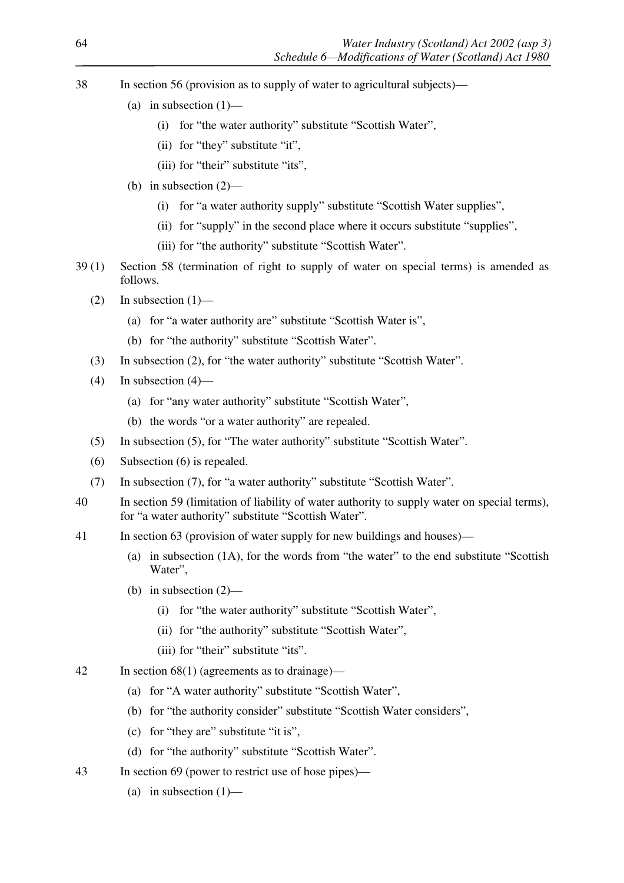38 In section 56 (provision as to supply of water to agricultural subjects)—

   (a) in subsection (1)—

      (i) for "the water authority" substitute "Scottish Water",

      (ii) for "they" substitute "it",

      (iii) for "their" substitute "its",

   (b) in subsection (2)—

      (i) for "a water authority supply" substitute "Scottish Water supplies",

      (ii) for "supply" in the second place where it occurs substitute "supplies",

      (iii) for "the authority" substitute "Scottish Water".

39 (1) Section 58 (termination of right to supply of water on special terms) is amended as follows.

   (2) In subsection (1)—

      (a) for "a water authority are" substitute "Scottish Water is",

      (b) for "the authority" substitute "Scottish Water".

   (3) In subsection (2), for "the water authority" substitute "Scottish Water".

   (4) In subsection (4)—

      (a) for "any water authority" substitute "Scottish Water",

      (b) the words "or a water authority" are repealed.

   (5) In subsection (5), for "The water authority" substitute "Scottish Water".

   (6) Subsection (6) is repealed.

   (7) In subsection (7), for "a water authority" substitute "Scottish Water".

40 In section 59 (limitation of liability of water authority to supply water on special terms), for "a water authority" substitute "Scottish Water".

41 In section 63 (provision of water supply for new buildings and houses)—

   (a) in subsection (1A), for the words from "the water" to the end substitute "Scottish Water",

   (b) in subsection (2)—

      (i) for "the water authority" substitute "Scottish Water",

      (ii) for "the authority" substitute "Scottish Water",

      (iii) for "their" substitute "its".

42 In section 68(1) (agreements as to drainage)—

   (a) for "A water authority" substitute "Scottish Water",

   (b) for "the authority consider" substitute "Scottish Water considers",

   (c) for "they are" substitute "it is",

   (d) for "the authority" substitute "Scottish Water".

43 In section 69 (power to restrict use of hose pipes)—

   (a) in subsection (1)—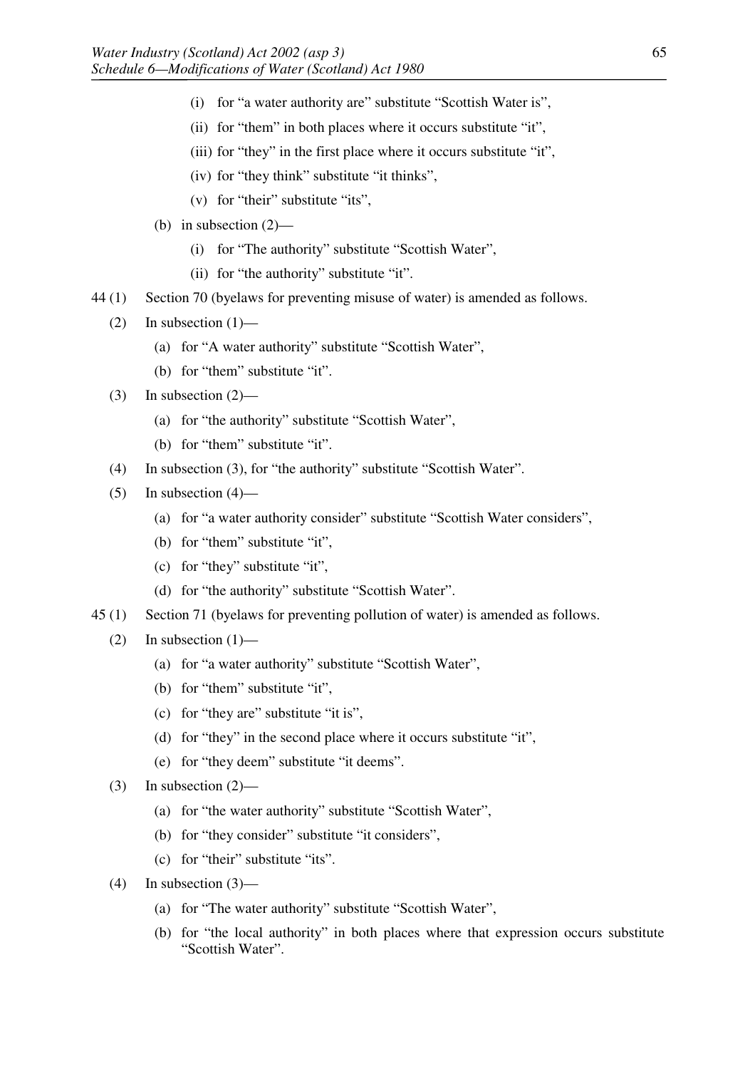(i) for "a water authority are" substitute "Scottish Water is",

(ii) for "them" in both places where it occurs substitute "it",

(iii) for "they" in the first place where it occurs substitute "it",

(iv) for "they think" substitute "it thinks",

(v) for "their" substitute "its",

(b) in subsection (2)—

(i) for "The authority" substitute "Scottish Water",

(ii) for "the authority" substitute "it".

44 (1) Section 70 (byelaws for preventing misuse of water) is amended as follows.

(2) In subsection (1)—

(a) for "A water authority" substitute "Scottish Water",

(b) for "them" substitute "it".

(3) In subsection (2)—

(a) for "the authority" substitute "Scottish Water",

(b) for "them" substitute "it".

(4) In subsection (3), for "the authority" substitute "Scottish Water".

(5) In subsection (4)—

(a) for "a water authority consider" substitute "Scottish Water considers",

(b) for "them" substitute "it",

(c) for "they" substitute "it",

(d) for "the authority" substitute "Scottish Water".

45 (1) Section 71 (byelaws for preventing pollution of water) is amended as follows.

(2) In subsection (1)—

(a) for "a water authority" substitute "Scottish Water",

(b) for "them" substitute "it",

(c) for "they are" substitute "it is",

(d) for "they" in the second place where it occurs substitute "it",

(e) for "they deem" substitute "it deems".

(3) In subsection (2)—

(a) for "the water authority" substitute "Scottish Water",

(b) for "they consider" substitute "it considers",

(c) for "their" substitute "its".

(4) In subsection (3)—

(a) for "The water authority" substitute "Scottish Water",

(b) for "the local authority" in both places where that expression occurs substitute "Scottish Water".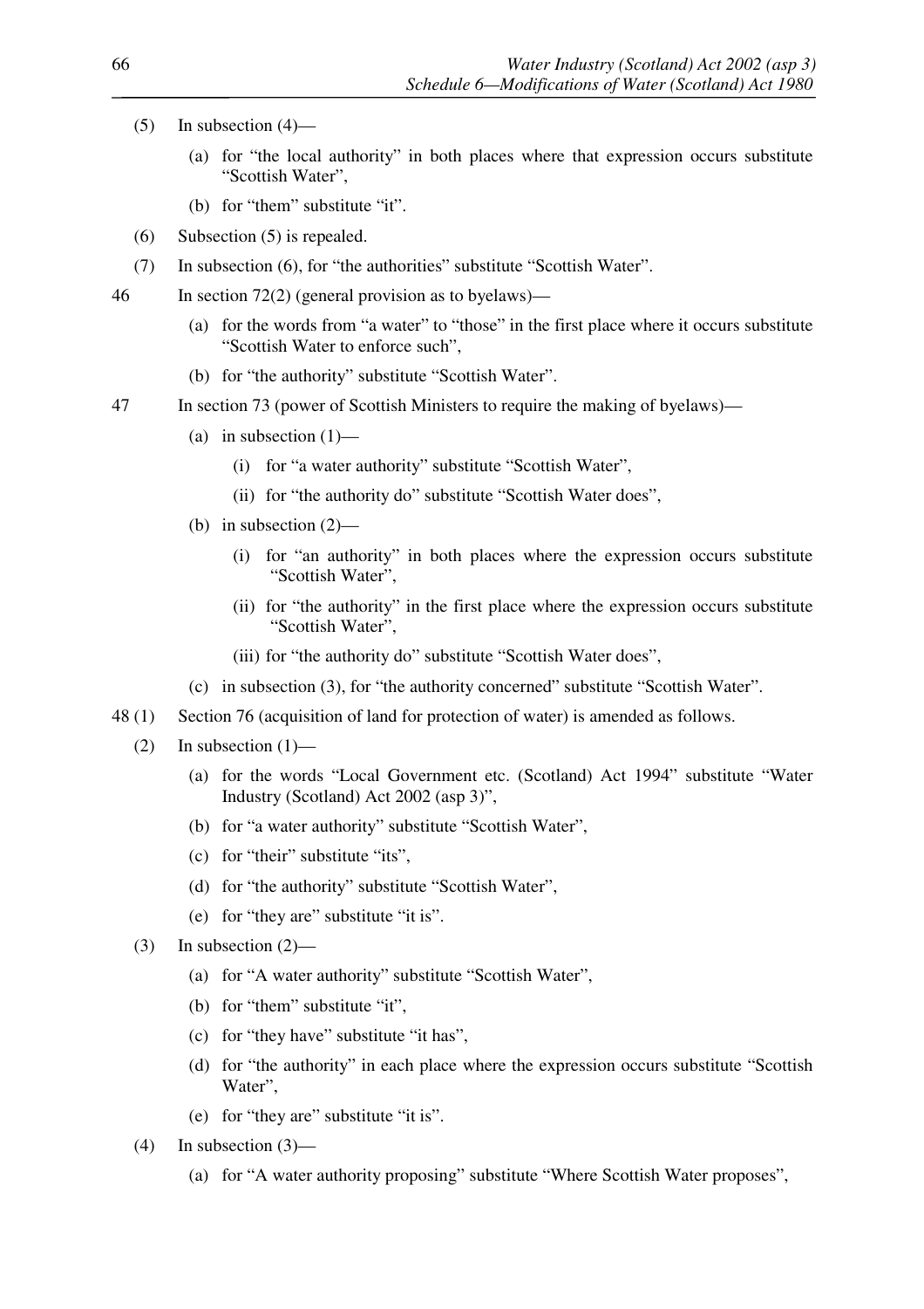(5) In subsection (4)—

(a) for "the local authority" in both places where that expression occurs substitute "Scottish Water",

(b) for "them" substitute "it".

(6) Subsection (5) is repealed.

(7) In subsection (6), for "the authorities" substitute "Scottish Water".

46 In section 72(2) (general provision as to byelaws)—

(a) for the words from "a water" to "those" in the first place where it occurs substitute "Scottish Water to enforce such",

(b) for "the authority" substitute "Scottish Water".

47 In section 73 (power of Scottish Ministers to require the making of byelaws)—

(a) in subsection (1)—

(i) for "a water authority" substitute "Scottish Water",

(ii) for "the authority do" substitute "Scottish Water does",

(b) in subsection (2)—

(i) for "an authority" in both places where the expression occurs substitute "Scottish Water",

(ii) for "the authority" in the first place where the expression occurs substitute "Scottish Water",

(iii) for "the authority do" substitute "Scottish Water does",

(c) in subsection (3), for "the authority concerned" substitute "Scottish Water".

48 (1) Section 76 (acquisition of land for protection of water) is amended as follows.

(2) In subsection (1)—

(a) for the words "Local Government etc. (Scotland) Act 1994" substitute "Water Industry (Scotland) Act 2002 (asp 3)",

(b) for "a water authority" substitute "Scottish Water",

(c) for "their" substitute "its",

(d) for "the authority" substitute "Scottish Water",

(e) for "they are" substitute "it is".

(3) In subsection (2)—

(a) for "A water authority" substitute "Scottish Water",

(b) for "them" substitute "it",

(c) for "they have" substitute "it has",

(d) for "the authority" in each place where the expression occurs substitute "Scottish Water",

(e) for "they are" substitute "it is".

(4) In subsection (3)—

(a) for "A water authority proposing" substitute "Where Scottish Water proposes",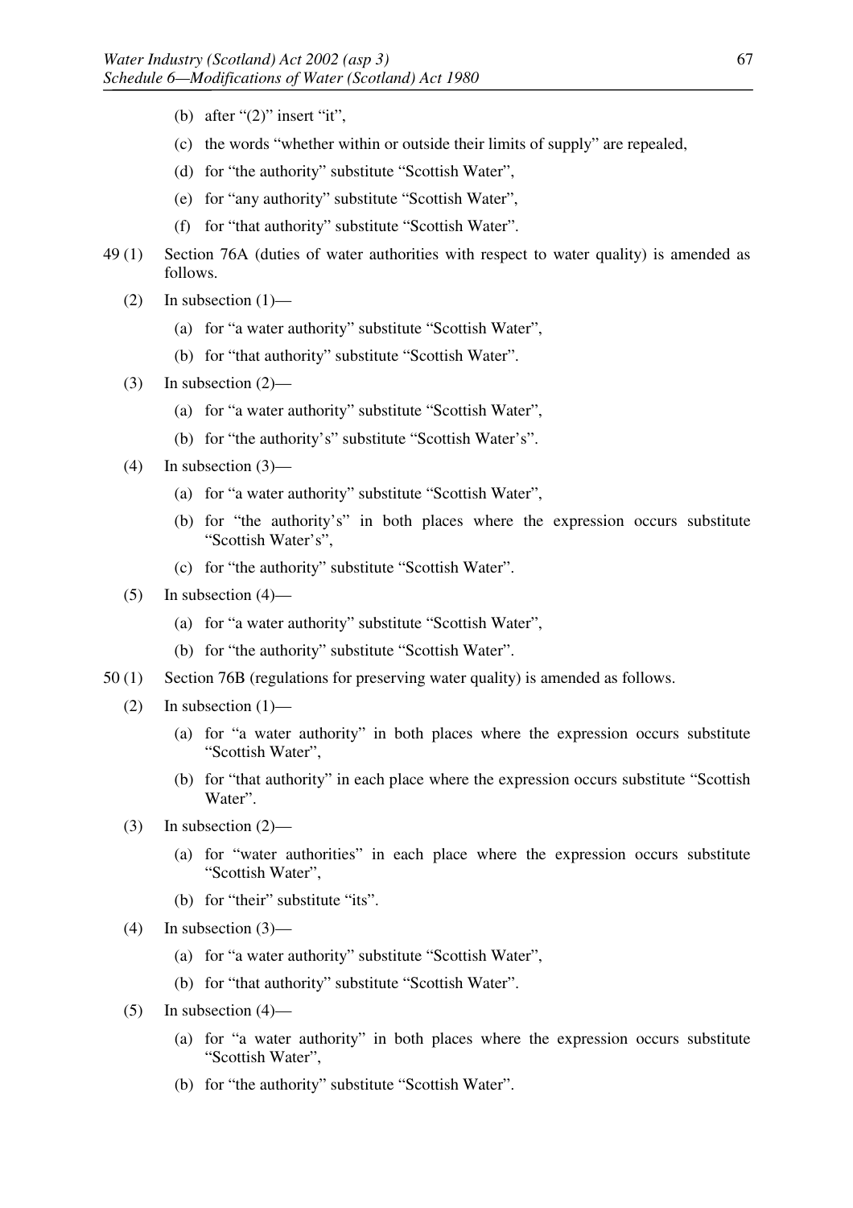(b) after "(2)" insert "it",

(c) the words "whether within or outside their limits of supply" are repealed,

(d) for "the authority" substitute "Scottish Water",

(e) for "any authority" substitute "Scottish Water",

(f) for "that authority" substitute "Scottish Water".

49 (1) Section 76A (duties of water authorities with respect to water quality) is amended as follows.

(2) In subsection (1)—

(a) for "a water authority" substitute "Scottish Water",

(b) for "that authority" substitute "Scottish Water".

(3) In subsection (2)—

(a) for "a water authority" substitute "Scottish Water",

(b) for "the authority's" substitute "Scottish Water's".

(4) In subsection (3)—

(a) for "a water authority" substitute "Scottish Water",

(b) for "the authority's" in both places where the expression occurs substitute "Scottish Water's",

(c) for "the authority" substitute "Scottish Water".

(5) In subsection (4)—

(a) for "a water authority" substitute "Scottish Water",

(b) for "the authority" substitute "Scottish Water".

50 (1) Section 76B (regulations for preserving water quality) is amended as follows.

(2) In subsection (1)—

(a) for "a water authority" in both places where the expression occurs substitute "Scottish Water",

(b) for "that authority" in each place where the expression occurs substitute "Scottish Water".

(3) In subsection (2)—

(a) for "water authorities" in each place where the expression occurs substitute "Scottish Water",

(b) for "their" substitute "its".

(4) In subsection (3)—

(a) for "a water authority" substitute "Scottish Water",

(b) for "that authority" substitute "Scottish Water".

(5) In subsection (4)—

(a) for "a water authority" in both places where the expression occurs substitute "Scottish Water",

(b) for "the authority" substitute "Scottish Water".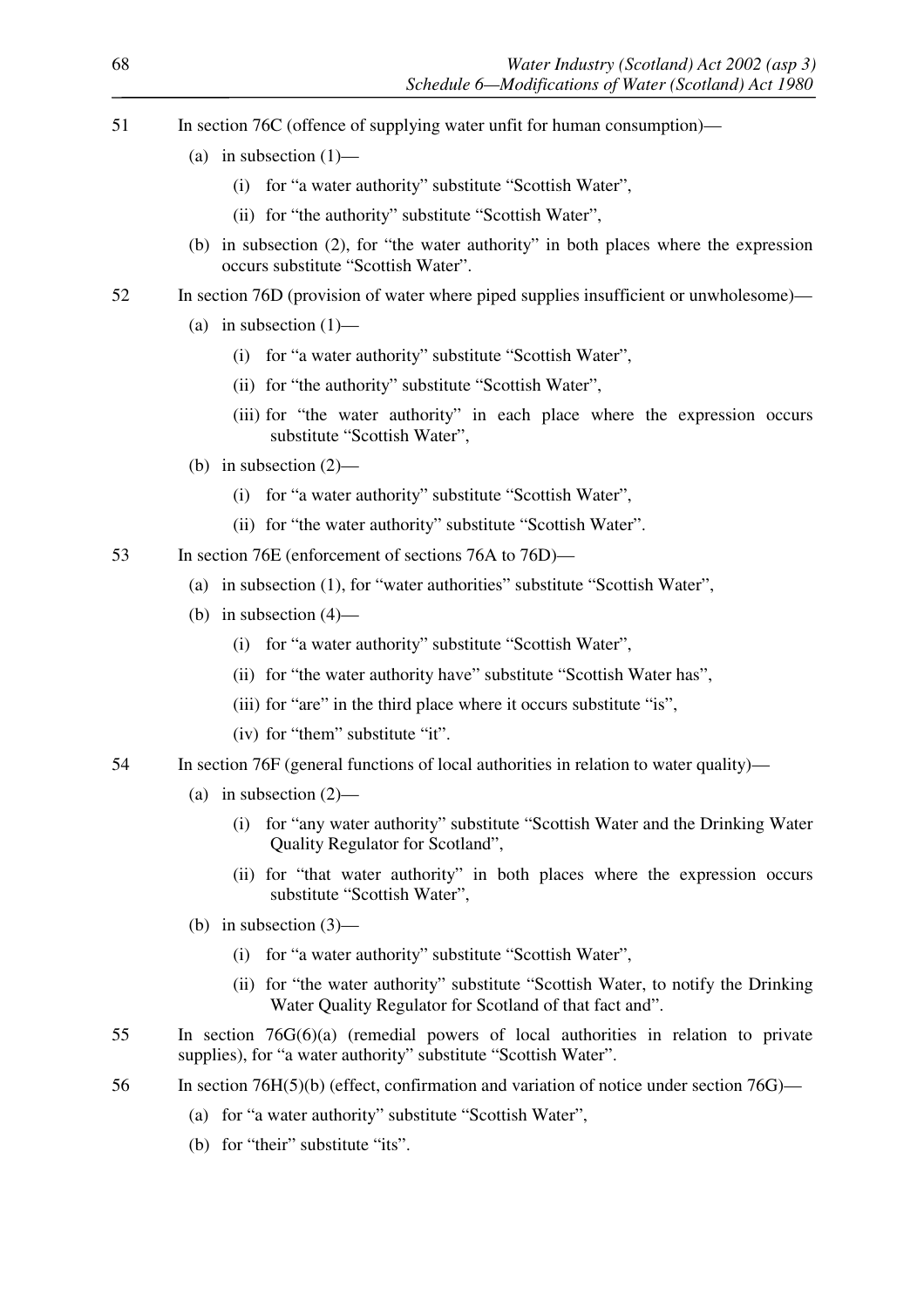51 In section 76C (offence of supplying water unfit for human consumption)—

(a) in subsection (1)—

(i) for "a water authority" substitute "Scottish Water",

(ii) for "the authority" substitute "Scottish Water",

(b) in subsection (2), for "the water authority" in both places where the expression occurs substitute "Scottish Water".

52 In section 76D (provision of water where piped supplies insufficient or unwholesome)—

(a) in subsection (1)—

(i) for "a water authority" substitute "Scottish Water",

(ii) for "the authority" substitute "Scottish Water",

(iii) for "the water authority" in each place where the expression occurs substitute "Scottish Water",

(b) in subsection (2)—

(i) for "a water authority" substitute "Scottish Water",

(ii) for "the water authority" substitute "Scottish Water".

53 In section 76E (enforcement of sections 76A to 76D)—

(a) in subsection (1), for "water authorities" substitute "Scottish Water",

(b) in subsection (4)—

(i) for "a water authority" substitute "Scottish Water",

(ii) for "the water authority have" substitute "Scottish Water has",

(iii) for "are" in the third place where it occurs substitute "is",

(iv) for "them" substitute "it".

54 In section 76F (general functions of local authorities in relation to water quality)—

(a) in subsection (2)—

(i) for "any water authority" substitute "Scottish Water and the Drinking Water Quality Regulator for Scotland",

(ii) for "that water authority" in both places where the expression occurs substitute "Scottish Water",

(b) in subsection (3)—

(i) for "a water authority" substitute "Scottish Water",

(ii) for "the water authority" substitute "Scottish Water, to notify the Drinking Water Quality Regulator for Scotland of that fact and".

55 In section 76G(6)(a) (remedial powers of local authorities in relation to private supplies), for "a water authority" substitute "Scottish Water".

56 In section 76H(5)(b) (effect, confirmation and variation of notice under section 76G)—

(a) for "a water authority" substitute "Scottish Water",

(b) for "their" substitute "its".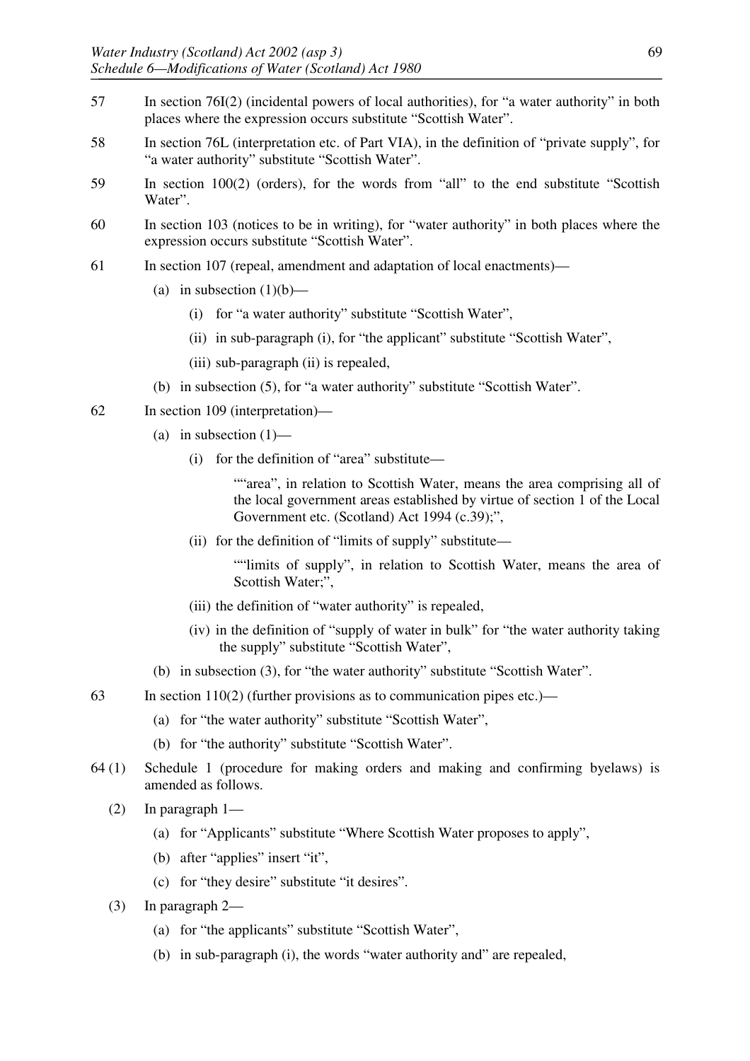57 In section 76I(2) (incidental powers of local authorities), for "a water authority" in both places where the expression occurs substitute "Scottish Water".

58 In section 76L (interpretation etc. of Part VIA), in the definition of "private supply", for "a water authority" substitute "Scottish Water".

59 In section 100(2) (orders), for the words from "all" to the end substitute "Scottish Water".

60 In section 103 (notices to be in writing), for "water authority" in both places where the expression occurs substitute "Scottish Water".

61 In section 107 (repeal, amendment and adaptation of local enactments)—

- (a) in subsection (1)(b)—
  - (i) for "a water authority" substitute "Scottish Water",
  - (ii) in sub-paragraph (i), for "the applicant" substitute "Scottish Water",
  - (iii) sub-paragraph (ii) is repealed,
- (b) in subsection (5), for "a water authority" substitute "Scottish Water".

62 In section 109 (interpretation)—

- (a) in subsection (1)—
  - (i) for the definition of "area" substitute—

    ""area", in relation to Scottish Water, means the area comprising all of the local government areas established by virtue of section 1 of the Local Government etc. (Scotland) Act 1994 (c.39);",

  - (ii) for the definition of "limits of supply" substitute—

    ""limits of supply", in relation to Scottish Water, means the area of Scottish Water;",

  - (iii) the definition of "water authority" is repealed,
  - (iv) in the definition of "supply of water in bulk" for "the water authority taking the supply" substitute "Scottish Water",
- (b) in subsection (3), for "the water authority" substitute "Scottish Water".

63 In section 110(2) (further provisions as to communication pipes etc.)—

- (a) for "the water authority" substitute "Scottish Water",
- (b) for "the authority" substitute "Scottish Water".

64 (1) Schedule 1 (procedure for making orders and making and confirming byelaws) is amended as follows.

(2) In paragraph 1—

- (a) for "Applicants" substitute "Where Scottish Water proposes to apply",
- (b) after "applies" insert "it",
- (c) for "they desire" substitute "it desires".

(3) In paragraph 2—

- (a) for "the applicants" substitute "Scottish Water",
- (b) in sub-paragraph (i), the words "water authority and" are repealed,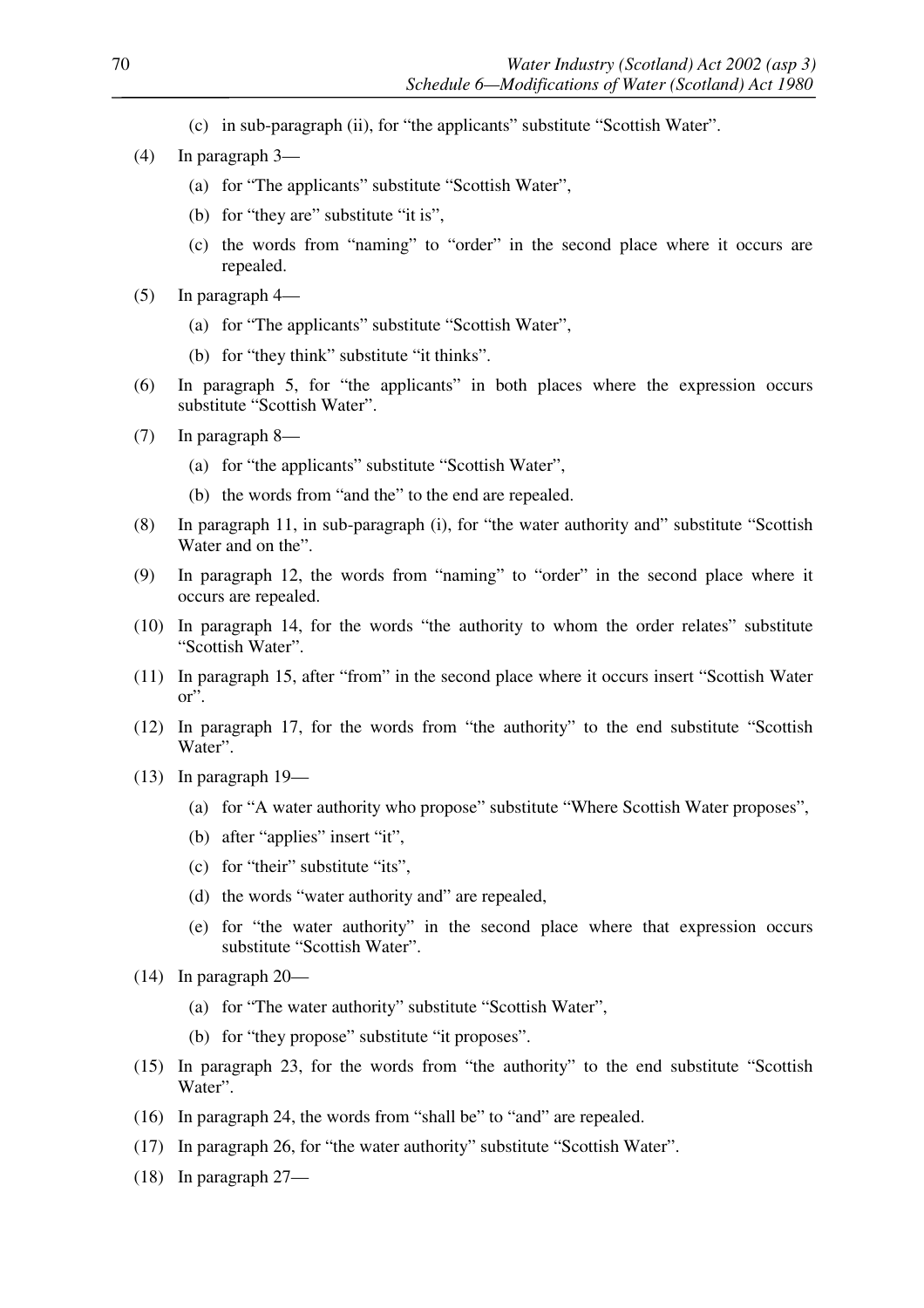(c) in sub-paragraph (ii), for "the applicants" substitute "Scottish Water".

(4) In paragraph 3—

(a) for "The applicants" substitute "Scottish Water",

(b) for "they are" substitute "it is",

(c) the words from "naming" to "order" in the second place where it occurs are repealed.

(5) In paragraph 4—

(a) for "The applicants" substitute "Scottish Water",

(b) for "they think" substitute "it thinks".

(6) In paragraph 5, for "the applicants" in both places where the expression occurs substitute "Scottish Water".

(7) In paragraph 8—

(a) for "the applicants" substitute "Scottish Water",

(b) the words from "and the" to the end are repealed.

(8) In paragraph 11, in sub-paragraph (i), for "the water authority and" substitute "Scottish Water and on the".

(9) In paragraph 12, the words from "naming" to "order" in the second place where it occurs are repealed.

(10) In paragraph 14, for the words "the authority to whom the order relates" substitute "Scottish Water".

(11) In paragraph 15, after "from" in the second place where it occurs insert "Scottish Water or".

(12) In paragraph 17, for the words from "the authority" to the end substitute "Scottish Water".

(13) In paragraph 19—

(a) for "A water authority who propose" substitute "Where Scottish Water proposes",

(b) after "applies" insert "it",

(c) for "their" substitute "its",

(d) the words "water authority and" are repealed,

(e) for "the water authority" in the second place where that expression occurs substitute "Scottish Water".

(14) In paragraph 20—

(a) for "The water authority" substitute "Scottish Water",

(b) for "they propose" substitute "it proposes".

(15) In paragraph 23, for the words from "the authority" to the end substitute "Scottish Water".

(16) In paragraph 24, the words from "shall be" to "and" are repealed.

(17) In paragraph 26, for "the water authority" substitute "Scottish Water".

(18) In paragraph 27—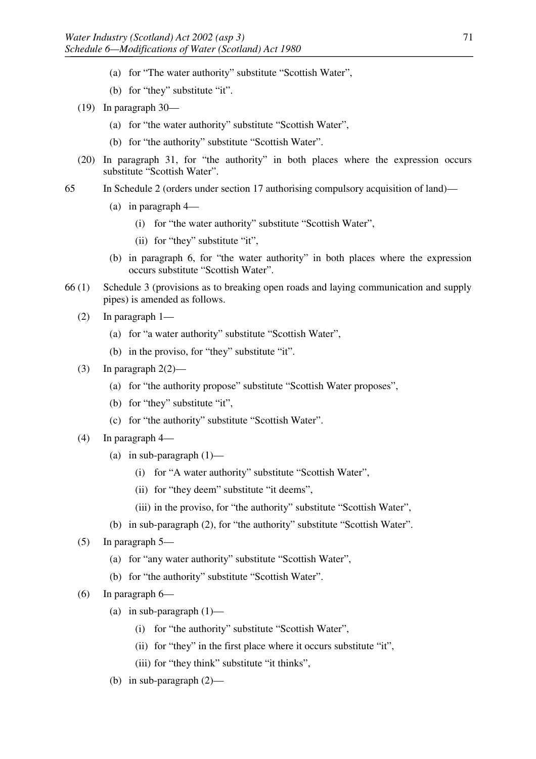(a) for "The water authority" substitute "Scottish Water",

(b) for "they" substitute "it".

(19) In paragraph 30—

(a) for "the water authority" substitute "Scottish Water",

(b) for "the authority" substitute "Scottish Water".

(20) In paragraph 31, for "the authority" in both places where the expression occurs substitute "Scottish Water".

65 In Schedule 2 (orders under section 17 authorising compulsory acquisition of land)—

(a) in paragraph 4—

(i) for "the water authority" substitute "Scottish Water",

(ii) for "they" substitute "it",

(b) in paragraph 6, for "the water authority" in both places where the expression occurs substitute "Scottish Water".

66 (1) Schedule 3 (provisions as to breaking open roads and laying communication and supply pipes) is amended as follows.

(2) In paragraph 1—

(a) for "a water authority" substitute "Scottish Water",

(b) in the proviso, for "they" substitute "it".

(3) In paragraph 2(2)—

(a) for "the authority propose" substitute "Scottish Water proposes",

(b) for "they" substitute "it",

(c) for "the authority" substitute "Scottish Water".

(4) In paragraph 4—

(a) in sub-paragraph (1)—

(i) for "A water authority" substitute "Scottish Water",

(ii) for "they deem" substitute "it deems",

(iii) in the proviso, for "the authority" substitute "Scottish Water",

(b) in sub-paragraph (2), for "the authority" substitute "Scottish Water".

(5) In paragraph 5—

(a) for "any water authority" substitute "Scottish Water",

(b) for "the authority" substitute "Scottish Water".

(6) In paragraph 6—

(a) in sub-paragraph (1)—

(i) for "the authority" substitute "Scottish Water",

(ii) for "they" in the first place where it occurs substitute "it",

(iii) for "they think" substitute "it thinks",

(b) in sub-paragraph (2)—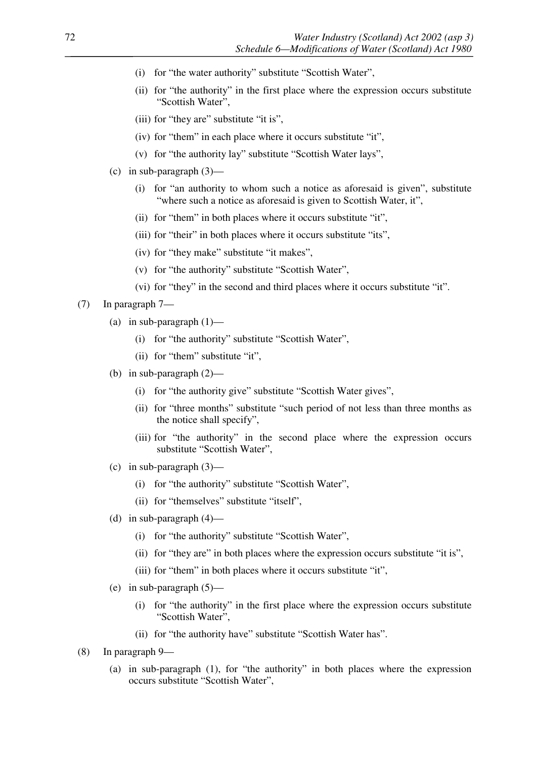- (i) for "the water authority" substitute "Scottish Water",
- (ii) for "the authority" in the first place where the expression occurs substitute "Scottish Water",
- (iii) for "they are" substitute "it is",
- (iv) for "them" in each place where it occurs substitute "it",
- (v) for "the authority lay" substitute "Scottish Water lays",

(c) in sub-paragraph (3)—

- (i) for "an authority to whom such a notice as aforesaid is given", substitute "where such a notice as aforesaid is given to Scottish Water, it",
- (ii) for "them" in both places where it occurs substitute "it",
- (iii) for "their" in both places where it occurs substitute "its",
- (iv) for "they make" substitute "it makes",
- (v) for "the authority" substitute "Scottish Water",
- (vi) for "they" in the second and third places where it occurs substitute "it".

(7) In paragraph 7—

(a) in sub-paragraph (1)—

- (i) for "the authority" substitute "Scottish Water",
- (ii) for "them" substitute "it",

(b) in sub-paragraph (2)—

- (i) for "the authority give" substitute "Scottish Water gives",
- (ii) for "three months" substitute "such period of not less than three months as the notice shall specify",
- (iii) for "the authority" in the second place where the expression occurs substitute "Scottish Water",

(c) in sub-paragraph (3)—

- (i) for "the authority" substitute "Scottish Water",
- (ii) for "themselves" substitute "itself",

(d) in sub-paragraph (4)—

- (i) for "the authority" substitute "Scottish Water",
- (ii) for "they are" in both places where the expression occurs substitute "it is",
- (iii) for "them" in both places where it occurs substitute "it",

(e) in sub-paragraph (5)—

- (i) for "the authority" in the first place where the expression occurs substitute "Scottish Water",
- (ii) for "the authority have" substitute "Scottish Water has".

(8) In paragraph 9—

(a) in sub-paragraph (1), for "the authority" in both places where the expression occurs substitute "Scottish Water",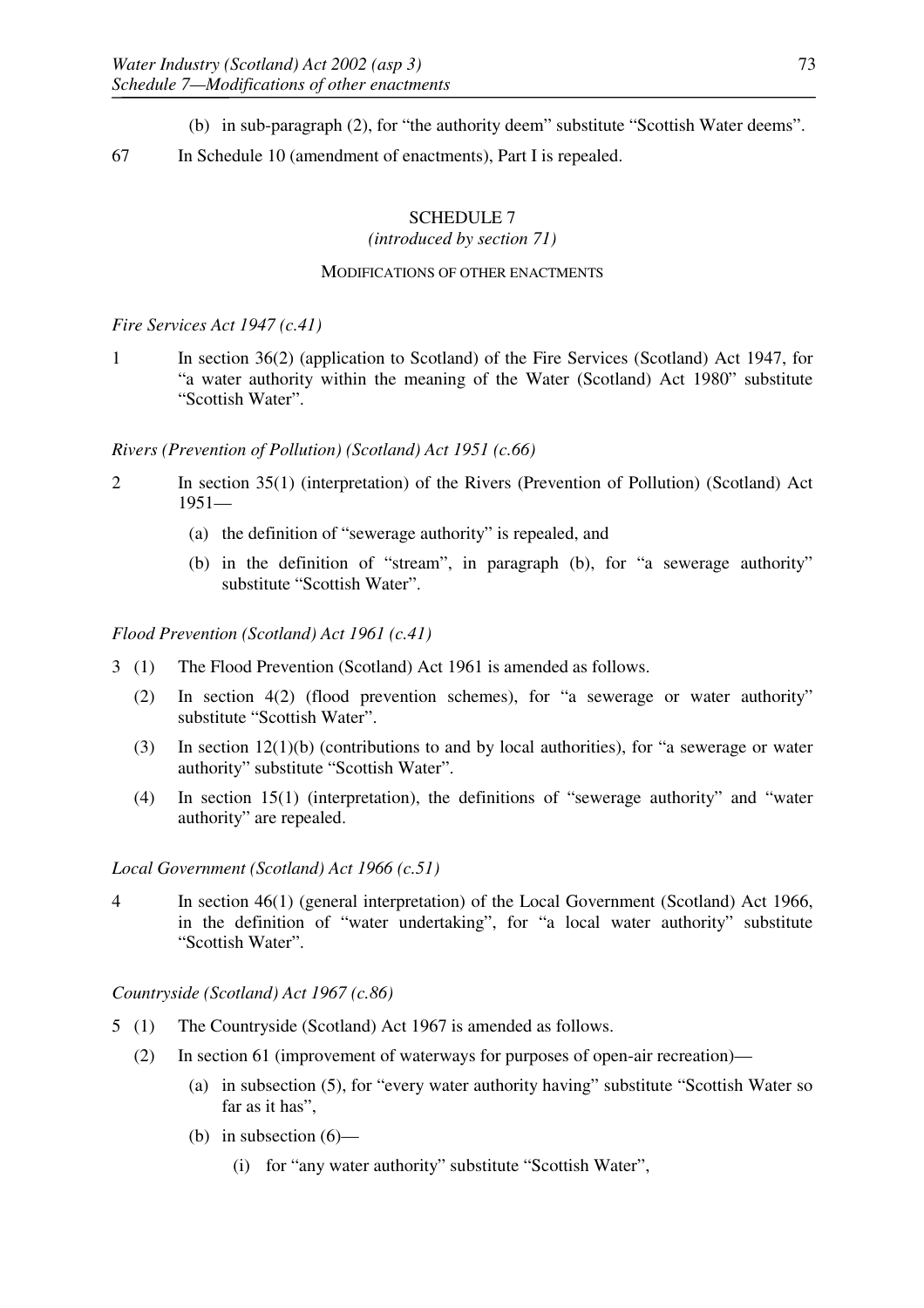(b) in sub-paragraph (2), for "the authority deem" substitute "Scottish Water deems".

67 In Schedule 10 (amendment of enactments), Part I is repealed.

## SCHEDULE 7

*(introduced by section 71)*

### MODIFICATIONS OF OTHER ENACTMENTS

*Fire Services Act 1947 (c.41)*

1 In section 36(2) (application to Scotland) of the Fire Services (Scotland) Act 1947, for "a water authority within the meaning of the Water (Scotland) Act 1980" substitute "Scottish Water".

*Rivers (Prevention of Pollution) (Scotland) Act 1951 (c.66)*

2 In section 35(1) (interpretation) of the Rivers (Prevention of Pollution) (Scotland) Act 1951—

(a) the definition of "sewerage authority" is repealed, and

(b) in the definition of "stream", in paragraph (b), for "a sewerage authority" substitute "Scottish Water".

*Flood Prevention (Scotland) Act 1961 (c.41)*

3 (1) The Flood Prevention (Scotland) Act 1961 is amended as follows.

(2) In section 4(2) (flood prevention schemes), for "a sewerage or water authority" substitute "Scottish Water".

(3) In section 12(1)(b) (contributions to and by local authorities), for "a sewerage or water authority" substitute "Scottish Water".

(4) In section 15(1) (interpretation), the definitions of "sewerage authority" and "water authority" are repealed.

*Local Government (Scotland) Act 1966 (c.51)*

4 In section 46(1) (general interpretation) of the Local Government (Scotland) Act 1966, in the definition of "water undertaking", for "a local water authority" substitute "Scottish Water".

*Countryside (Scotland) Act 1967 (c.86)*

5 (1) The Countryside (Scotland) Act 1967 is amended as follows.

(2) In section 61 (improvement of waterways for purposes of open-air recreation)—

(a) in subsection (5), for "every water authority having" substitute "Scottish Water so far as it has",

(b) in subsection (6)—

(i) for "any water authority" substitute "Scottish Water",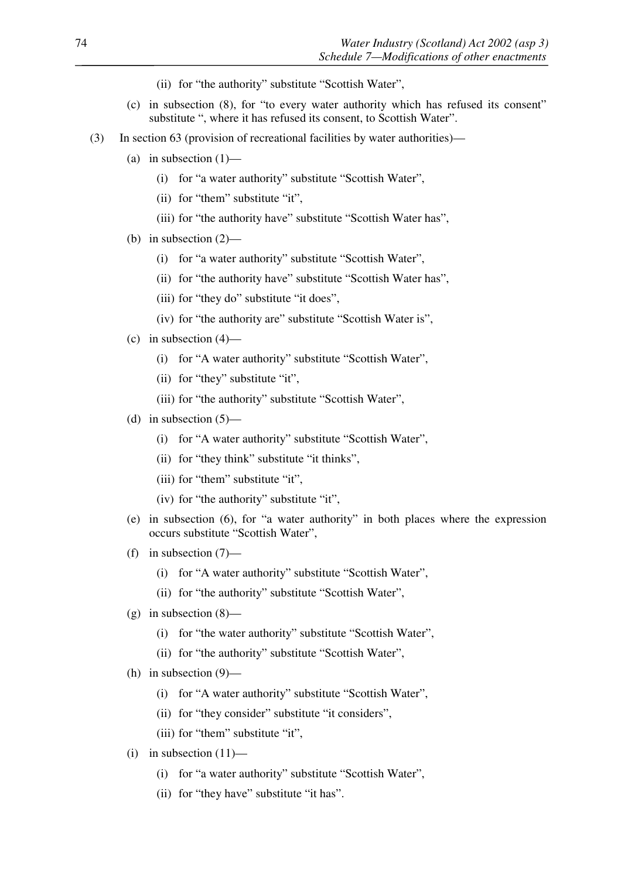(ii) for "the authority" substitute "Scottish Water",

(c) in subsection (8), for "to every water authority which has refused its consent" substitute ", where it has refused its consent, to Scottish Water".

(3) In section 63 (provision of recreational facilities by water authorities)—

(a) in subsection (1)—

(i) for "a water authority" substitute "Scottish Water",

(ii) for "them" substitute "it",

(iii) for "the authority have" substitute "Scottish Water has",

(b) in subsection (2)—

(i) for "a water authority" substitute "Scottish Water",

(ii) for "the authority have" substitute "Scottish Water has",

(iii) for "they do" substitute "it does",

(iv) for "the authority are" substitute "Scottish Water is",

(c) in subsection (4)—

(i) for "A water authority" substitute "Scottish Water",

(ii) for "they" substitute "it",

(iii) for "the authority" substitute "Scottish Water",

(d) in subsection (5)—

(i) for "A water authority" substitute "Scottish Water",

(ii) for "they think" substitute "it thinks",

(iii) for "them" substitute "it",

(iv) for "the authority" substitute "it",

(e) in subsection (6), for "a water authority" in both places where the expression occurs substitute "Scottish Water",

(f) in subsection (7)—

(i) for "A water authority" substitute "Scottish Water",

(ii) for "the authority" substitute "Scottish Water",

(g) in subsection (8)—

(i) for "the water authority" substitute "Scottish Water",

(ii) for "the authority" substitute "Scottish Water",

(h) in subsection (9)—

(i) for "A water authority" substitute "Scottish Water",

(ii) for "they consider" substitute "it considers",

(iii) for "them" substitute "it",

(i) in subsection (11)—

(i) for "a water authority" substitute "Scottish Water",

(ii) for "they have" substitute "it has".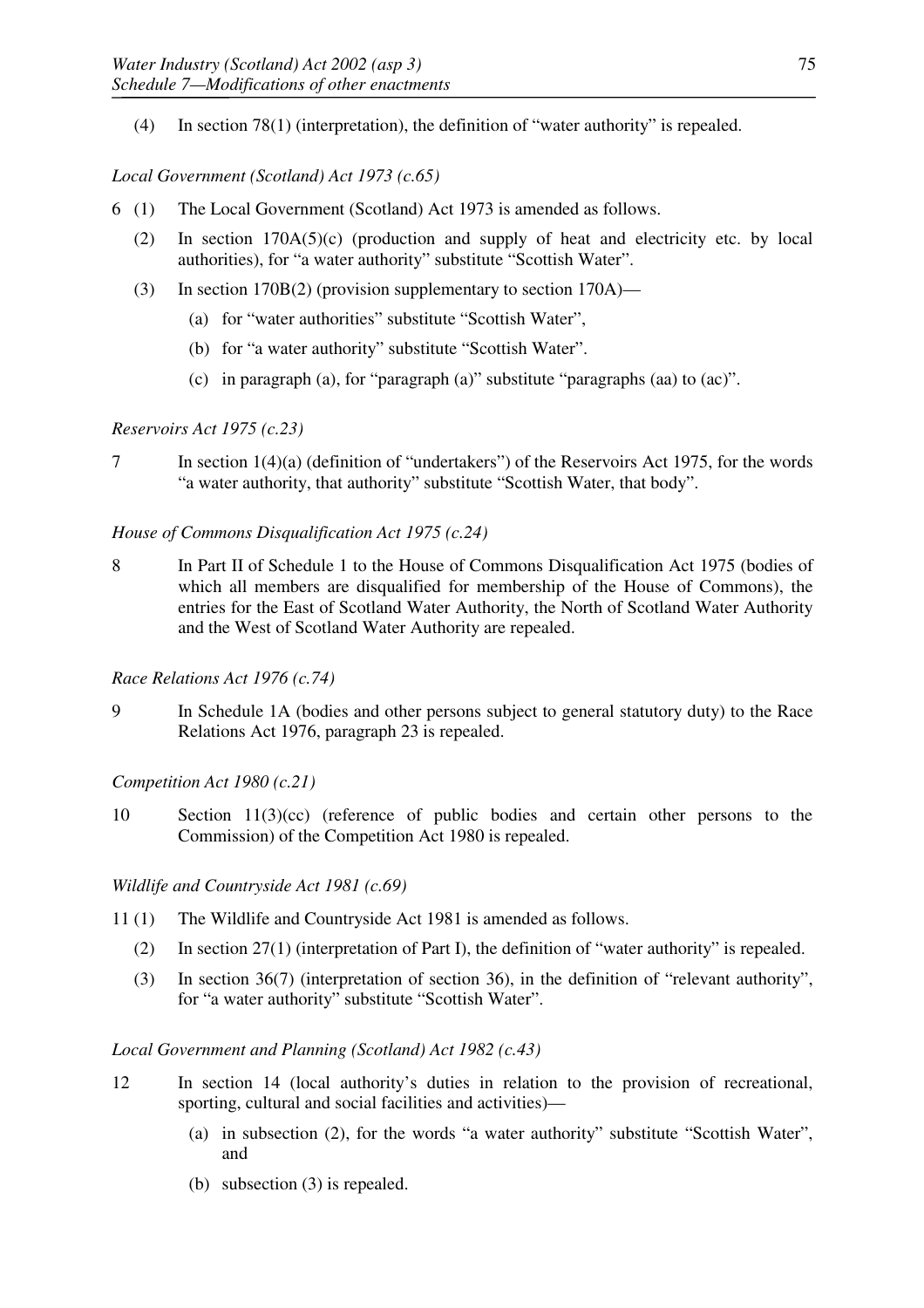(4) In section 78(1) (interpretation), the definition of "water authority" is repealed.

*Local Government (Scotland) Act 1973 (c.65)*

6 (1) The Local Government (Scotland) Act 1973 is amended as follows.

(2) In section 170A(5)(c) (production and supply of heat and electricity etc. by local authorities), for "a water authority" substitute "Scottish Water".

(3) In section 170B(2) (provision supplementary to section 170A)—

(a) for "water authorities" substitute "Scottish Water",

(b) for "a water authority" substitute "Scottish Water".

(c) in paragraph (a), for "paragraph (a)" substitute "paragraphs (aa) to (ac)".

*Reservoirs Act 1975 (c.23)*

7 In section 1(4)(a) (definition of "undertakers") of the Reservoirs Act 1975, for the words "a water authority, that authority" substitute "Scottish Water, that body".

*House of Commons Disqualification Act 1975 (c.24)*

8 In Part II of Schedule 1 to the House of Commons Disqualification Act 1975 (bodies of which all members are disqualified for membership of the House of Commons), the entries for the East of Scotland Water Authority, the North of Scotland Water Authority and the West of Scotland Water Authority are repealed.

*Race Relations Act 1976 (c.74)*

9 In Schedule 1A (bodies and other persons subject to general statutory duty) to the Race Relations Act 1976, paragraph 23 is repealed.

*Competition Act 1980 (c.21)*

10 Section 11(3)(cc) (reference of public bodies and certain other persons to the Commission) of the Competition Act 1980 is repealed.

*Wildlife and Countryside Act 1981 (c.69)*

11 (1) The Wildlife and Countryside Act 1981 is amended as follows.

(2) In section 27(1) (interpretation of Part I), the definition of "water authority" is repealed.

(3) In section 36(7) (interpretation of section 36), in the definition of "relevant authority", for "a water authority" substitute "Scottish Water".

*Local Government and Planning (Scotland) Act 1982 (c.43)*

12 In section 14 (local authority's duties in relation to the provision of recreational, sporting, cultural and social facilities and activities)—

(a) in subsection (2), for the words "a water authority" substitute "Scottish Water", and

(b) subsection (3) is repealed.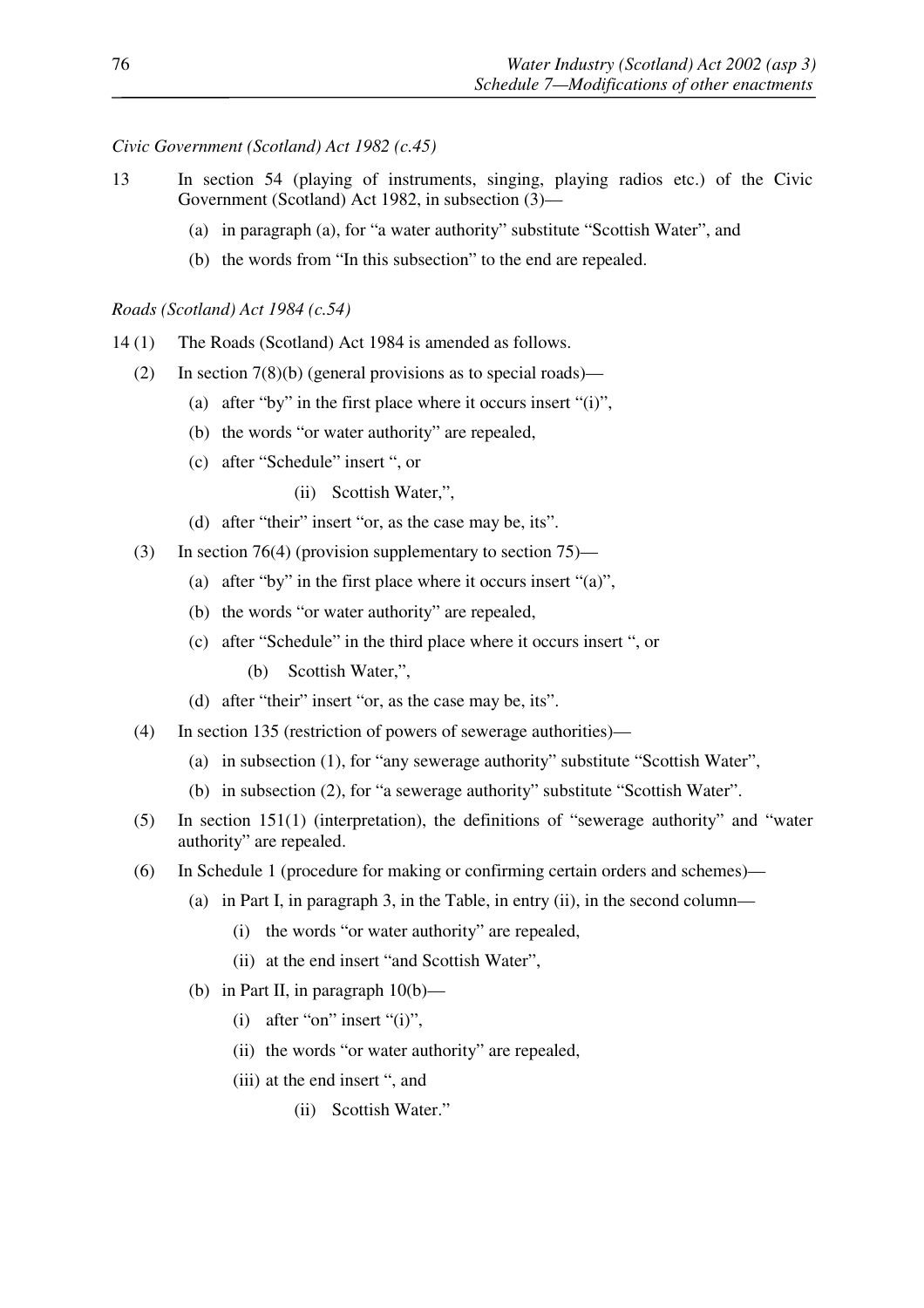*Civic Government (Scotland) Act 1982 (c.45)*

13 In section 54 (playing of instruments, singing, playing radios etc.) of the Civic Government (Scotland) Act 1982, in subsection (3)—

(a) in paragraph (a), for "a water authority" substitute "Scottish Water", and

(b) the words from "In this subsection" to the end are repealed.

*Roads (Scotland) Act 1984 (c.54)*

14 (1) The Roads (Scotland) Act 1984 is amended as follows.

(2) In section 7(8)(b) (general provisions as to special roads)—

(a) after "by" in the first place where it occurs insert "(i)",

(b) the words "or water authority" are repealed,

(c) after "Schedule" insert ", or

(ii) Scottish Water,",

(d) after "their" insert "or, as the case may be, its".

(3) In section 76(4) (provision supplementary to section 75)—

(a) after "by" in the first place where it occurs insert "(a)",

(b) the words "or water authority" are repealed,

(c) after "Schedule" in the third place where it occurs insert ", or

(b) Scottish Water,",

(d) after "their" insert "or, as the case may be, its".

(4) In section 135 (restriction of powers of sewerage authorities)—

(a) in subsection (1), for "any sewerage authority" substitute "Scottish Water",

(b) in subsection (2), for "a sewerage authority" substitute "Scottish Water".

(5) In section 151(1) (interpretation), the definitions of "sewerage authority" and "water authority" are repealed.

(6) In Schedule 1 (procedure for making or confirming certain orders and schemes)—

(a) in Part I, in paragraph 3, in the Table, in entry (ii), in the second column—

(i) the words "or water authority" are repealed,

(ii) at the end insert "and Scottish Water",

(b) in Part II, in paragraph 10(b)—

(i) after "on" insert "(i)",

(ii) the words "or water authority" are repealed,

(iii) at the end insert ", and

(ii) Scottish Water."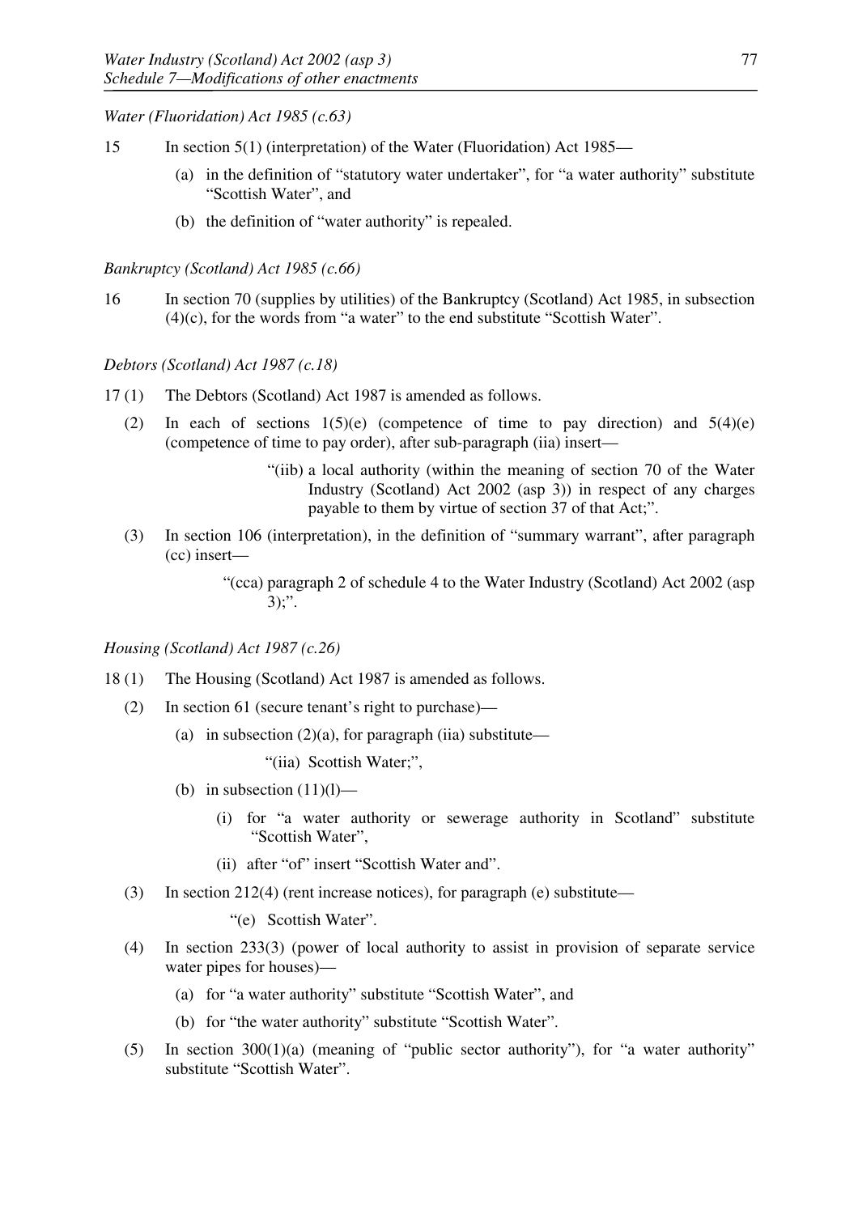*Water (Fluoridation) Act 1985 (c.63)*

15 In section 5(1) (interpretation) of the Water (Fluoridation) Act 1985—

(a) in the definition of "statutory water undertaker", for "a water authority" substitute "Scottish Water", and

(b) the definition of "water authority" is repealed.

*Bankruptcy (Scotland) Act 1985 (c.66)*

16 In section 70 (supplies by utilities) of the Bankruptcy (Scotland) Act 1985, in subsection (4)(c), for the words from "a water" to the end substitute "Scottish Water".

*Debtors (Scotland) Act 1987 (c.18)*

17 (1) The Debtors (Scotland) Act 1987 is amended as follows.

(2) In each of sections 1(5)(e) (competence of time to pay direction) and 5(4)(e) (competence of time to pay order), after sub-paragraph (iia) insert—

"(iib) a local authority (within the meaning of section 70 of the Water Industry (Scotland) Act 2002 (asp 3)) in respect of any charges payable to them by virtue of section 37 of that Act;".

(3) In section 106 (interpretation), in the definition of "summary warrant", after paragraph (cc) insert—

"(cca) paragraph 2 of schedule 4 to the Water Industry (Scotland) Act 2002 (asp 3);".

*Housing (Scotland) Act 1987 (c.26)*

18 (1) The Housing (Scotland) Act 1987 is amended as follows.

(2) In section 61 (secure tenant's right to purchase)—

(a) in subsection (2)(a), for paragraph (iia) substitute—

"(iia) Scottish Water;",

(b) in subsection (11)(l)—

(i) for "a water authority or sewerage authority in Scotland" substitute "Scottish Water",

(ii) after "of" insert "Scottish Water and".

(3) In section 212(4) (rent increase notices), for paragraph (e) substitute—

"(e) Scottish Water".

(4) In section 233(3) (power of local authority to assist in provision of separate service water pipes for houses)—

(a) for "a water authority" substitute "Scottish Water", and

(b) for "the water authority" substitute "Scottish Water".

(5) In section 300(1)(a) (meaning of "public sector authority"), for "a water authority" substitute "Scottish Water".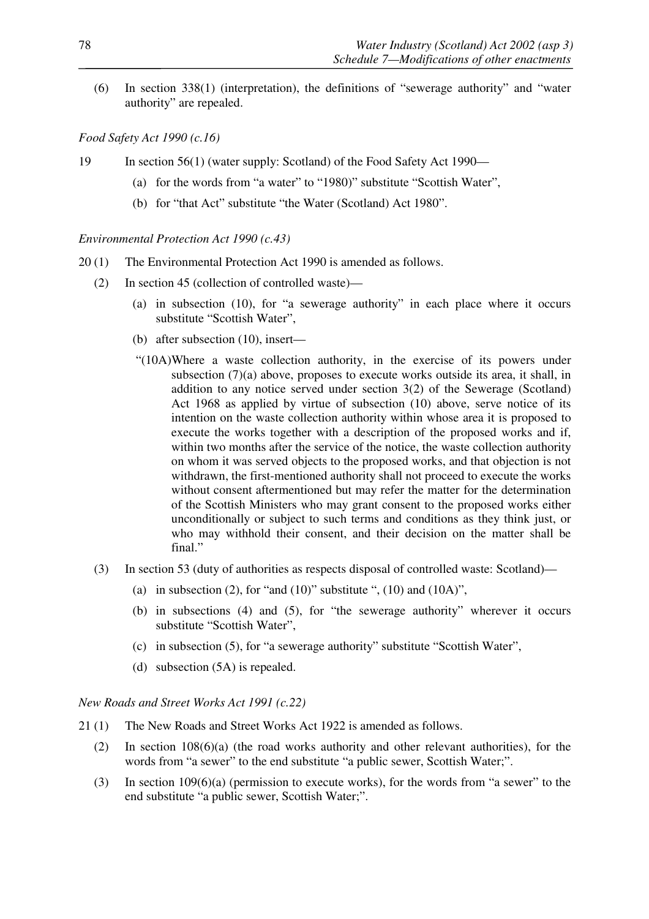(6) In section 338(1) (interpretation), the definitions of "sewerage authority" and "water authority" are repealed.

*Food Safety Act 1990 (c.16)*

19 In section 56(1) (water supply: Scotland) of the Food Safety Act 1990—

(a) for the words from "a water" to "1980)" substitute "Scottish Water",

(b) for "that Act" substitute "the Water (Scotland) Act 1980".

*Environmental Protection Act 1990 (c.43)*

20 (1) The Environmental Protection Act 1990 is amended as follows.

(2) In section 45 (collection of controlled waste)—

(a) in subsection (10), for "a sewerage authority" in each place where it occurs substitute "Scottish Water",

(b) after subsection (10), insert—

"(10A) Where a waste collection authority, in the exercise of its powers under subsection (7)(a) above, proposes to execute works outside its area, it shall, in addition to any notice served under section 3(2) of the Sewerage (Scotland) Act 1968 as applied by virtue of subsection (10) above, serve notice of its intention on the waste collection authority within whose area it is proposed to execute the works together with a description of the proposed works and if, within two months after the service of the notice, the waste collection authority on whom it was served objects to the proposed works, and that objection is not withdrawn, the first-mentioned authority shall not proceed to execute the works without consent aftermentioned but may refer the matter for the determination of the Scottish Ministers who may grant consent to the proposed works either unconditionally or subject to such terms and conditions as they think just, or who may withhold their consent, and their decision on the matter shall be final."

(3) In section 53 (duty of authorities as respects disposal of controlled waste: Scotland)—

(a) in subsection (2), for "and (10)" substitute ", (10) and (10A)",

(b) in subsections (4) and (5), for "the sewerage authority" wherever it occurs substitute "Scottish Water",

(c) in subsection (5), for "a sewerage authority" substitute "Scottish Water",

(d) subsection (5A) is repealed.

*New Roads and Street Works Act 1991 (c.22)*

21 (1) The New Roads and Street Works Act 1922 is amended as follows.

(2) In section 108(6)(a) (the road works authority and other relevant authorities), for the words from "a sewer" to the end substitute "a public sewer, Scottish Water;".

(3) In section 109(6)(a) (permission to execute works), for the words from "a sewer" to the end substitute "a public sewer, Scottish Water;".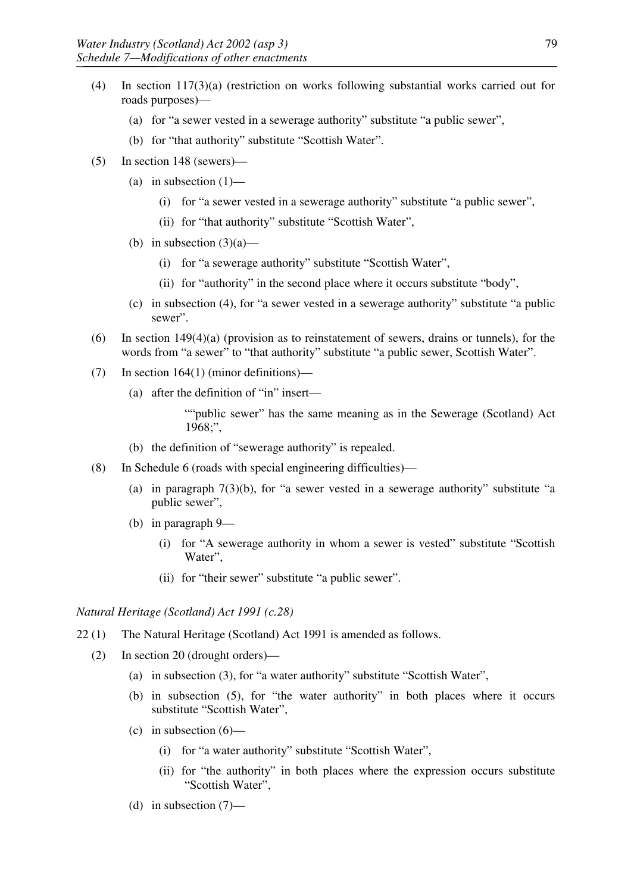(4) In section 117(3)(a) (restriction on works following substantial works carried out for roads purposes)—

   (a) for "a sewer vested in a sewerage authority" substitute "a public sewer",

   (b) for "that authority" substitute "Scottish Water".

(5) In section 148 (sewers)—

   (a) in subsection (1)—

      (i) for "a sewer vested in a sewerage authority" substitute "a public sewer",

      (ii) for "that authority" substitute "Scottish Water",

   (b) in subsection (3)(a)—

      (i) for "a sewerage authority" substitute "Scottish Water",

      (ii) for "authority" in the second place where it occurs substitute "body",

   (c) in subsection (4), for "a sewer vested in a sewerage authority" substitute "a public sewer".

(6) In section 149(4)(a) (provision as to reinstatement of sewers, drains or tunnels), for the words from "a sewer" to "that authority" substitute "a public sewer, Scottish Water".

(7) In section 164(1) (minor definitions)—

   (a) after the definition of "in" insert—

      ""public sewer" has the same meaning as in the Sewerage (Scotland) Act 1968;",

   (b) the definition of "sewerage authority" is repealed.

(8) In Schedule 6 (roads with special engineering difficulties)—

   (a) in paragraph 7(3)(b), for "a sewer vested in a sewerage authority" substitute "a public sewer",

   (b) in paragraph 9—

      (i) for "A sewerage authority in whom a sewer is vested" substitute "Scottish Water",

      (ii) for "their sewer" substitute "a public sewer".

*Natural Heritage (Scotland) Act 1991 (c.28)*

22 (1) The Natural Heritage (Scotland) Act 1991 is amended as follows.

(2) In section 20 (drought orders)—

   (a) in subsection (3), for "a water authority" substitute "Scottish Water",

   (b) in subsection (5), for "the water authority" in both places where it occurs substitute "Scottish Water",

   (c) in subsection (6)—

      (i) for "a water authority" substitute "Scottish Water",

      (ii) for "the authority" in both places where the expression occurs substitute "Scottish Water",

   (d) in subsection (7)—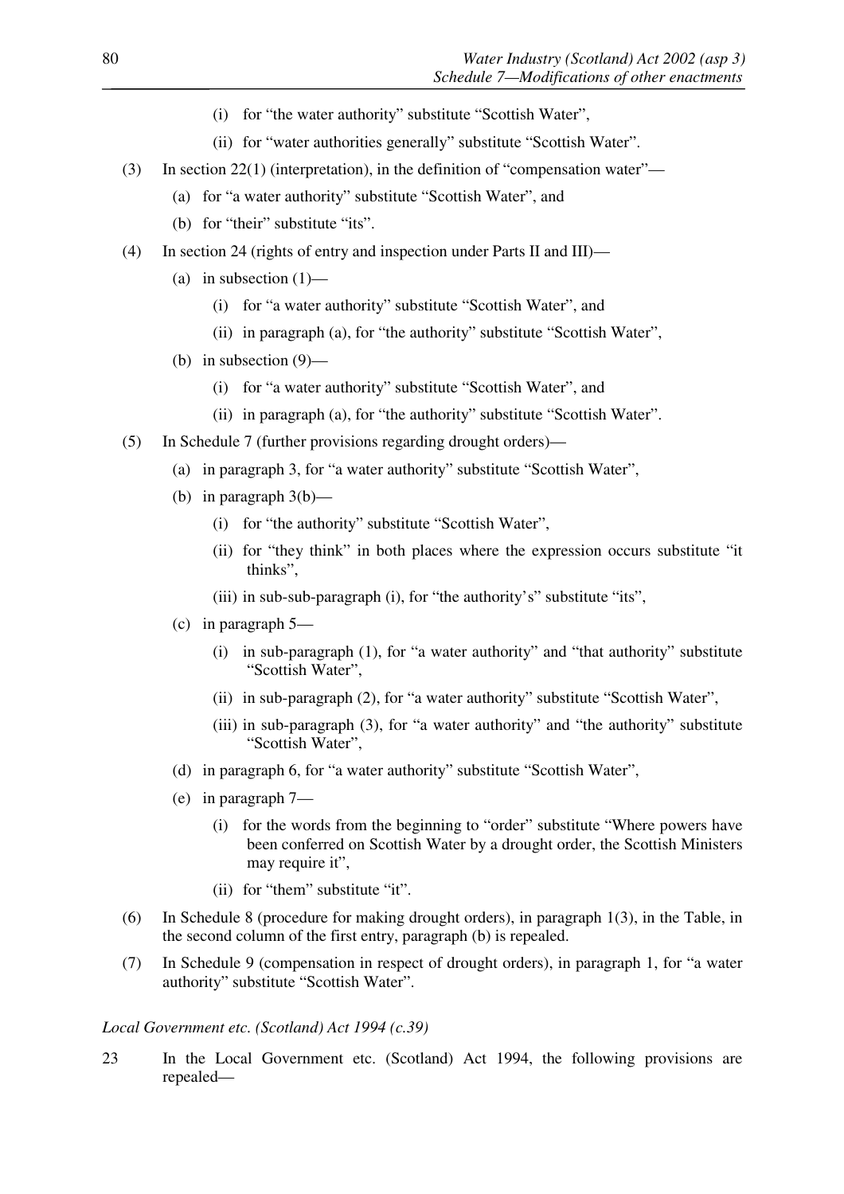(i) for "the water authority" substitute "Scottish Water",

(ii) for "water authorities generally" substitute "Scottish Water".

(3) In section 22(1) (interpretation), in the definition of "compensation water"—

(a) for "a water authority" substitute "Scottish Water", and

(b) for "their" substitute "its".

(4) In section 24 (rights of entry and inspection under Parts II and III)—

(a) in subsection (1)—

(i) for "a water authority" substitute "Scottish Water", and

(ii) in paragraph (a), for "the authority" substitute "Scottish Water",

(b) in subsection (9)—

(i) for "a water authority" substitute "Scottish Water", and

(ii) in paragraph (a), for "the authority" substitute "Scottish Water".

(5) In Schedule 7 (further provisions regarding drought orders)—

(a) in paragraph 3, for "a water authority" substitute "Scottish Water",

(b) in paragraph 3(b)—

(i) for "the authority" substitute "Scottish Water",

(ii) for "they think" in both places where the expression occurs substitute "it thinks",

(iii) in sub-sub-paragraph (i), for "the authority's" substitute "its",

(c) in paragraph 5—

(i) in sub-paragraph (1), for "a water authority" and "that authority" substitute "Scottish Water",

(ii) in sub-paragraph (2), for "a water authority" substitute "Scottish Water",

(iii) in sub-paragraph (3), for "a water authority" and "the authority" substitute "Scottish Water",

(d) in paragraph 6, for "a water authority" substitute "Scottish Water",

(e) in paragraph 7—

(i) for the words from the beginning to "order" substitute "Where powers have been conferred on Scottish Water by a drought order, the Scottish Ministers may require it",

(ii) for "them" substitute "it".

(6) In Schedule 8 (procedure for making drought orders), in paragraph 1(3), in the Table, in the second column of the first entry, paragraph (b) is repealed.

(7) In Schedule 9 (compensation in respect of drought orders), in paragraph 1, for "a water authority" substitute "Scottish Water".

*Local Government etc. (Scotland) Act 1994 (c.39)*

23 In the Local Government etc. (Scotland) Act 1994, the following provisions are repealed—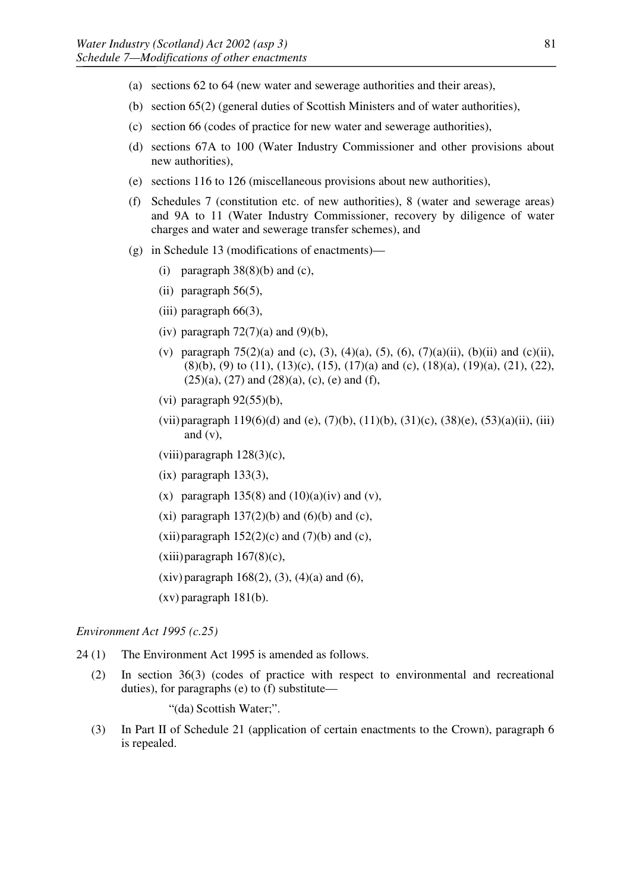(a) sections 62 to 64 (new water and sewerage authorities and their areas),

(b) section 65(2) (general duties of Scottish Ministers and of water authorities),

(c) section 66 (codes of practice for new water and sewerage authorities),

(d) sections 67A to 100 (Water Industry Commissioner and other provisions about new authorities),

(e) sections 116 to 126 (miscellaneous provisions about new authorities),

(f) Schedules 7 (constitution etc. of new authorities), 8 (water and sewerage areas) and 9A to 11 (Water Industry Commissioner, recovery by diligence of water charges and water and sewerage transfer schemes), and

(g) in Schedule 13 (modifications of enactments)—

(i) paragraph 38(8)(b) and (c),

(ii) paragraph 56(5),

(iii) paragraph 66(3),

(iv) paragraph 72(7)(a) and (9)(b),

(v) paragraph 75(2)(a) and (c), (3), (4)(a), (5), (6), (7)(a)(ii), (b)(ii) and (c)(ii), (8)(b), (9) to (11), (13)(c), (15), (17)(a) and (c), (18)(a), (19)(a), (21), (22), (25)(a), (27) and (28)(a), (c), (e) and (f),

(vi) paragraph 92(55)(b),

(vii) paragraph 119(6)(d) and (e), (7)(b), (11)(b), (31)(c), (38)(e), (53)(a)(ii), (iii) and (v),

(viii) paragraph 128(3)(c),

(ix) paragraph 133(3),

(x) paragraph 135(8) and (10)(a)(iv) and (v),

(xi) paragraph 137(2)(b) and (6)(b) and (c),

(xii) paragraph 152(2)(c) and (7)(b) and (c),

(xiii) paragraph 167(8)(c),

(xiv) paragraph 168(2), (3), (4)(a) and (6),

(xv) paragraph 181(b).

*Environment Act 1995 (c.25)*

24 (1) The Environment Act 1995 is amended as follows.

(2) In section 36(3) (codes of practice with respect to environmental and recreational duties), for paragraphs (e) to (f) substitute—

"(da) Scottish Water;".

(3) In Part II of Schedule 21 (application of certain enactments to the Crown), paragraph 6 is repealed.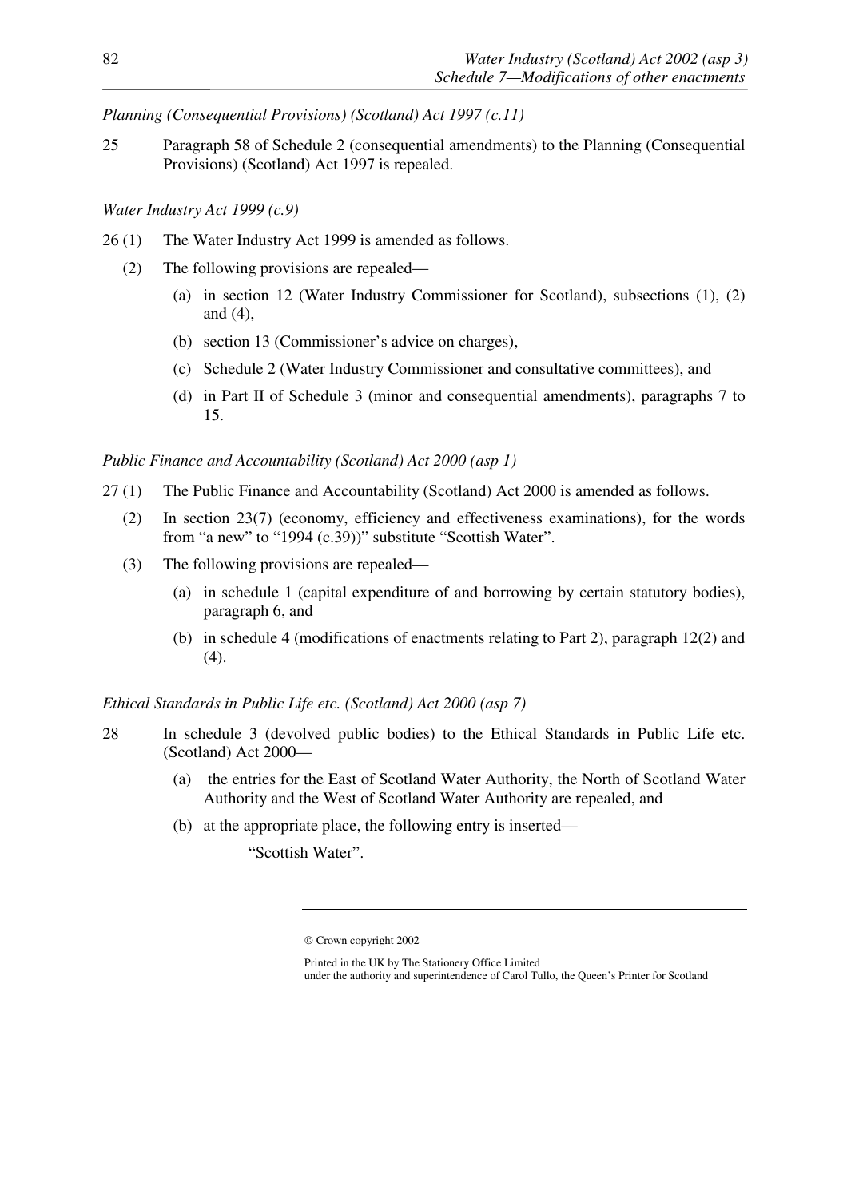*Planning (Consequential Provisions) (Scotland) Act 1997 (c.11)*

25 Paragraph 58 of Schedule 2 (consequential amendments) to the Planning (Consequential Provisions) (Scotland) Act 1997 is repealed.

*Water Industry Act 1999 (c.9)*

26 (1) The Water Industry Act 1999 is amended as follows.

(2) The following provisions are repealed—

(a) in section 12 (Water Industry Commissioner for Scotland), subsections (1), (2) and (4),

(b) section 13 (Commissioner's advice on charges),

(c) Schedule 2 (Water Industry Commissioner and consultative committees), and

(d) in Part II of Schedule 3 (minor and consequential amendments), paragraphs 7 to 15.

*Public Finance and Accountability (Scotland) Act 2000 (asp 1)*

27 (1) The Public Finance and Accountability (Scotland) Act 2000 is amended as follows.

(2) In section 23(7) (economy, efficiency and effectiveness examinations), for the words from "a new" to "1994 (c.39))" substitute "Scottish Water".

(3) The following provisions are repealed—

(a) in schedule 1 (capital expenditure of and borrowing by certain statutory bodies), paragraph 6, and

(b) in schedule 4 (modifications of enactments relating to Part 2), paragraph 12(2) and (4).

*Ethical Standards in Public Life etc. (Scotland) Act 2000 (asp 7)*

28 In schedule 3 (devolved public bodies) to the Ethical Standards in Public Life etc. (Scotland) Act 2000—

(a) the entries for the East of Scotland Water Authority, the North of Scotland Water Authority and the West of Scotland Water Authority are repealed, and

(b) at the appropriate place, the following entry is inserted—

"Scottish Water".

© Crown copyright 2002

Printed in the UK by The Stationery Office Limited
under the authority and superintendence of Carol Tullo, the Queen's Printer for Scotland